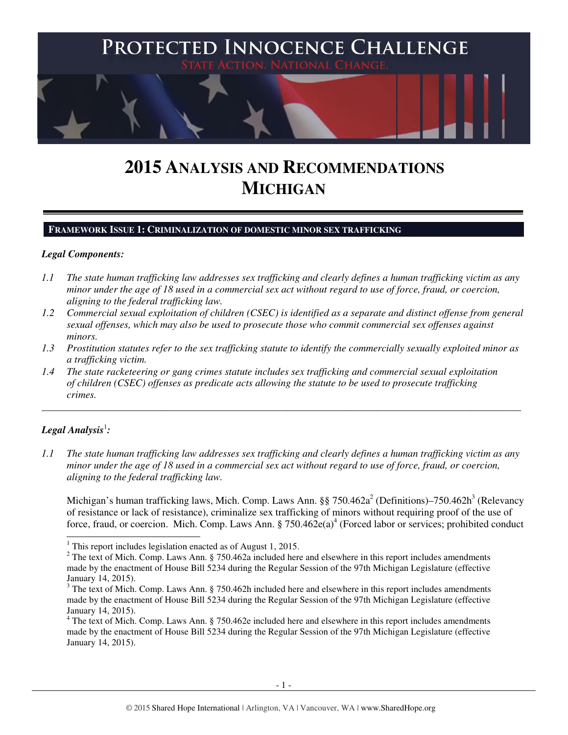# PROTECTED INNOCENCE CHALLENGE

STATE ACTION. NATIONAL CHANGE.

# 2015 ANALYSIS AND RECOMMENDATIONS MICHIGAN

## FRAMEWORK ISSUE 1: CRIMINALIZATION OF DOMESTIC MINOR SEX TRAFFICKING

***Legal Components:***

*1.1 The state human trafficking law addresses sex trafficking and clearly defines a human trafficking victim as any minor under the age of 18 used in a commercial sex act without regard to use of force, fraud, or coercion, aligning to the federal trafficking law.*

*1.2 Commercial sexual exploitation of children (CSEC) is identified as a separate and distinct offense from general sexual offenses, which may also be used to prosecute those who commit commercial sex offenses against minors.*

*1.3 Prostitution statutes refer to the sex trafficking statute to identify the commercially sexually exploited minor as a trafficking victim.*

*1.4 The state racketeering or gang crimes statute includes sex trafficking and commercial sexual exploitation of children (CSEC) offenses as predicate acts allowing the statute to be used to prosecute trafficking crimes.*

---

***Legal Analysis*[1]*:***

*1.1 The state human trafficking law addresses sex trafficking and clearly defines a human trafficking victim as any minor under the age of 18 used in a commercial sex act without regard to use of force, fraud, or coercion, aligning to the federal trafficking law.*

Michigan's human trafficking laws, Mich. Comp. Laws Ann. §§ 750.462a[2] (Definitions)–750.462h[3] (Relevancy of resistance or lack of resistance), criminalize sex trafficking of minors without requiring proof of the use of force, fraud, or coercion. Mich. Comp. Laws Ann. § 750.462e(a)[4] (Forced labor or services; prohibited conduct

---

[1] This report includes legislation enacted as of August 1, 2015.

[2] The text of Mich. Comp. Laws Ann. § 750.462a included here and elsewhere in this report includes amendments made by the enactment of House Bill 5234 during the Regular Session of the 97th Michigan Legislature (effective January 14, 2015).

[3] The text of Mich. Comp. Laws Ann. § 750.462h included here and elsewhere in this report includes amendments made by the enactment of House Bill 5234 during the Regular Session of the 97th Michigan Legislature (effective January 14, 2015).

[4] The text of Mich. Comp. Laws Ann. § 750.462e included here and elsewhere in this report includes amendments made by the enactment of House Bill 5234 during the Regular Session of the 97th Michigan Legislature (effective January 14, 2015).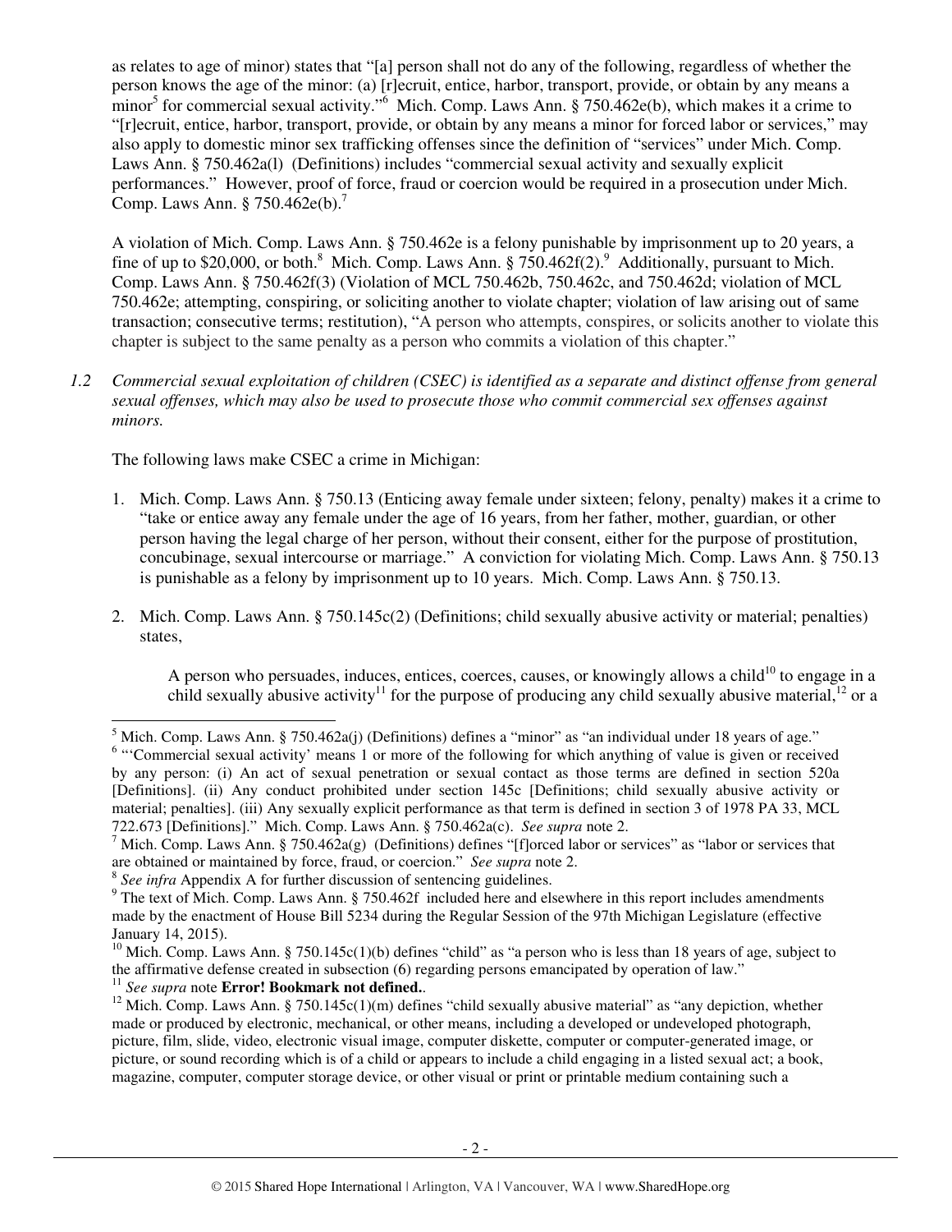as relates to age of minor) states that "[a] person shall not do any of the following, regardless of whether the person knows the age of the minor: (a) [r]ecruit, entice, harbor, transport, provide, or obtain by any means a minor[5] for commercial sexual activity."[6] Mich. Comp. Laws Ann. § 750.462e(b), which makes it a crime to "[r]ecruit, entice, harbor, transport, provide, or obtain by any means a minor for forced labor or services," may also apply to domestic minor sex trafficking offenses since the definition of "services" under Mich. Comp. Laws Ann. § 750.462a(l) (Definitions) includes "commercial sexual activity and sexually explicit performances." However, proof of force, fraud or coercion would be required in a prosecution under Mich. Comp. Laws Ann. § 750.462e(b).[7]

A violation of Mich. Comp. Laws Ann. § 750.462e is a felony punishable by imprisonment up to 20 years, a fine of up to $20,000, or both.[8] Mich. Comp. Laws Ann. § 750.462f(2).[9] Additionally, pursuant to Mich. Comp. Laws Ann. § 750.462f(3) (Violation of MCL 750.462b, 750.462c, and 750.462d; violation of MCL 750.462e; attempting, conspiring, or soliciting another to violate chapter; violation of law arising out of same transaction; consecutive terms; restitution), "A person who attempts, conspires, or solicits another to violate this chapter is subject to the same penalty as a person who commits a violation of this chapter."

*1.2 Commercial sexual exploitation of children (CSEC) is identified as a separate and distinct offense from general sexual offenses, which may also be used to prosecute those who commit commercial sex offenses against minors.*

The following laws make CSEC a crime in Michigan:

1. Mich. Comp. Laws Ann. § 750.13 (Enticing away female under sixteen; felony, penalty) makes it a crime to "take or entice away any female under the age of 16 years, from her father, mother, guardian, or other person having the legal charge of her person, without their consent, either for the purpose of prostitution, concubinage, sexual intercourse or marriage." A conviction for violating Mich. Comp. Laws Ann. § 750.13 is punishable as a felony by imprisonment up to 10 years. Mich. Comp. Laws Ann. § 750.13.

2. Mich. Comp. Laws Ann. § 750.145c(2) (Definitions; child sexually abusive activity or material; penalties) states,

   A person who persuades, induces, entices, coerces, causes, or knowingly allows a child[10] to engage in a child sexually abusive activity[11] for the purpose of producing any child sexually abusive material,[12] or a

---

[5] Mich. Comp. Laws Ann. § 750.462a(j) (Definitions) defines a "minor" as "an individual under 18 years of age."

[6] "'Commercial sexual activity' means 1 or more of the following for which anything of value is given or received by any person: (i) An act of sexual penetration or sexual contact as those terms are defined in section 520a [Definitions]. (ii) Any conduct prohibited under section 145c [Definitions; child sexually abusive activity or material; penalties]. (iii) Any sexually explicit performance as that term is defined in section 3 of 1978 PA 33, MCL 722.673 [Definitions]." Mich. Comp. Laws Ann. § 750.462a(c). *See supra* note 2.

[7] Mich. Comp. Laws Ann. § 750.462a(g) (Definitions) defines "[f]orced labor or services" as "labor or services that are obtained or maintained by force, fraud, or coercion." *See supra* note 2.

[8] *See infra* Appendix A for further discussion of sentencing guidelines.

[9] The text of Mich. Comp. Laws Ann. § 750.462f included here and elsewhere in this report includes amendments made by the enactment of House Bill 5234 during the Regular Session of the 97th Michigan Legislature (effective January 14, 2015).

[10] Mich. Comp. Laws Ann. § 750.145c(1)(b) defines "child" as "a person who is less than 18 years of age, subject to the affirmative defense created in subsection (6) regarding persons emancipated by operation of law."

[11] *See supra* note **Error! Bookmark not defined.**.

[12] Mich. Comp. Laws Ann. § 750.145c(1)(m) defines "child sexually abusive material" as "any depiction, whether made or produced by electronic, mechanical, or other means, including a developed or undeveloped photograph, picture, film, slide, video, electronic visual image, computer diskette, computer or computer-generated image, or picture, or sound recording which is of a child or appears to include a child engaging in a listed sexual act; a book, magazine, computer, computer storage device, or other visual or print or printable medium containing such a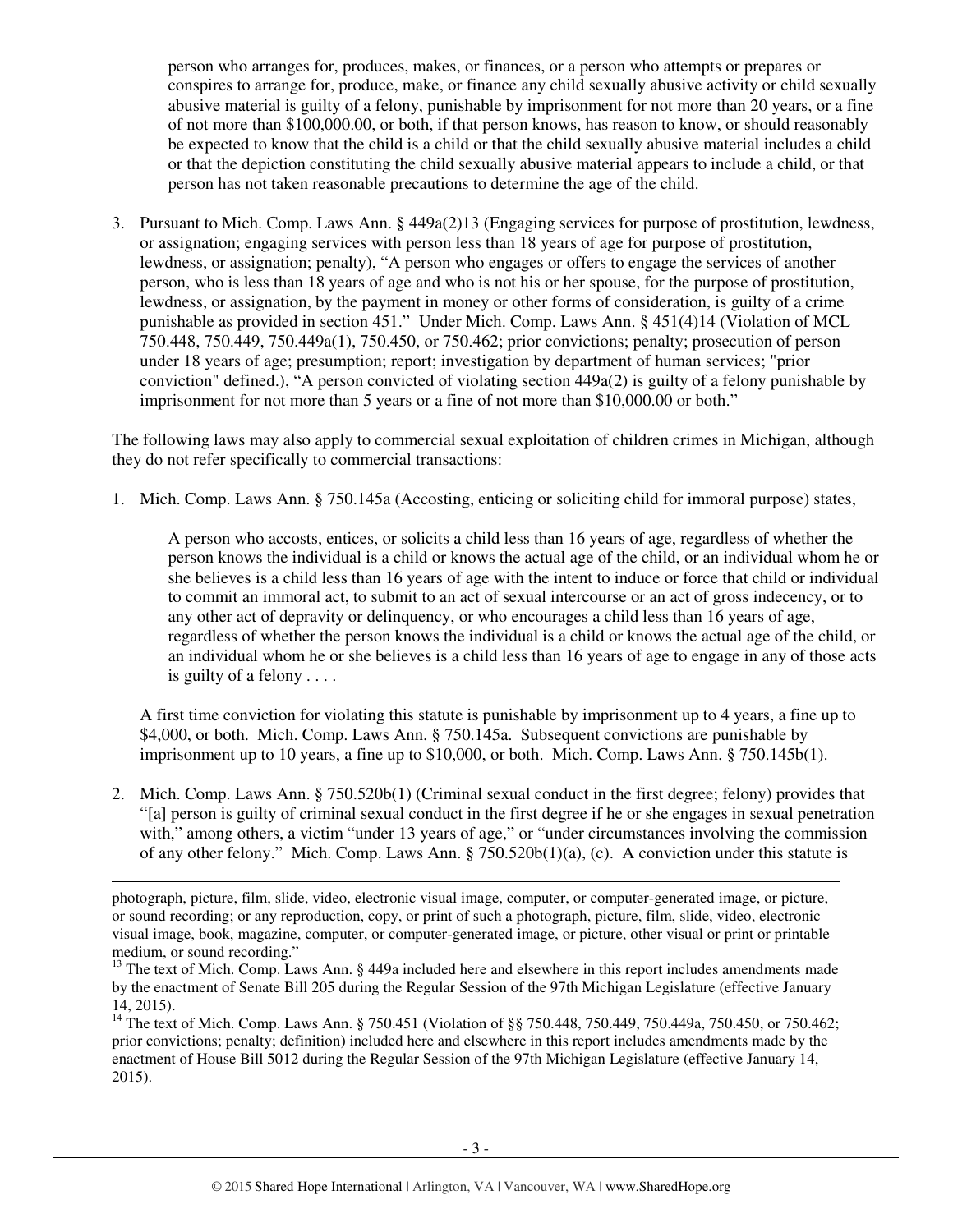person who arranges for, produces, makes, or finances, or a person who attempts or prepares or conspires to arrange for, produce, make, or finance any child sexually abusive activity or child sexually abusive material is guilty of a felony, punishable by imprisonment for not more than 20 years, or a fine of not more than $100,000.00, or both, if that person knows, has reason to know, or should reasonably be expected to know that the child is a child or that the child sexually abusive material includes a child or that the depiction constituting the child sexually abusive material appears to include a child, or that person has not taken reasonable precautions to determine the age of the child.

3. Pursuant to Mich. Comp. Laws Ann. § 449a(2)[13] (Engaging services for purpose of prostitution, lewdness, or assignation; engaging services with person less than 18 years of age for purpose of prostitution, lewdness, or assignation; penalty), "A person who engages or offers to engage the services of another person, who is less than 18 years of age and who is not his or her spouse, for the purpose of prostitution, lewdness, or assignation, by the payment in money or other forms of consideration, is guilty of a crime punishable as provided in section 451." Under Mich. Comp. Laws Ann. § 451(4)[14] (Violation of MCL 750.448, 750.449, 750.449a(1), 750.450, or 750.462; prior convictions; penalty; prosecution of person under 18 years of age; presumption; report; investigation by department of human services; "prior conviction" defined.), "A person convicted of violating section 449a(2) is guilty of a felony punishable by imprisonment for not more than 5 years or a fine of not more than $10,000.00 or both."

The following laws may also apply to commercial sexual exploitation of children crimes in Michigan, although they do not refer specifically to commercial transactions:

1. Mich. Comp. Laws Ann. § 750.145a (Accosting, enticing or soliciting child for immoral purpose) states,

   > A person who accosts, entices, or solicits a child less than 16 years of age, regardless of whether the person knows the individual is a child or knows the actual age of the child, or an individual whom he or she believes is a child less than 16 years of age with the intent to induce or force that child or individual to commit an immoral act, to submit to an act of sexual intercourse or an act of gross indecency, or to any other act of depravity or delinquency, or who encourages a child less than 16 years of age, regardless of whether the person knows the individual is a child or knows the actual age of the child, or an individual whom he or she believes is a child less than 16 years of age to engage in any of those acts is guilty of a felony . . . .

   A first time conviction for violating this statute is punishable by imprisonment up to 4 years, a fine up to $4,000, or both. Mich. Comp. Laws Ann. § 750.145a. Subsequent convictions are punishable by imprisonment up to 10 years, a fine up to $10,000, or both. Mich. Comp. Laws Ann. § 750.145b(1).

2. Mich. Comp. Laws Ann. § 750.520b(1) (Criminal sexual conduct in the first degree; felony) provides that "[a] person is guilty of criminal sexual conduct in the first degree if he or she engages in sexual penetration with," among others, a victim "under 13 years of age," or "under circumstances involving the commission of any other felony." Mich. Comp. Laws Ann. § 750.520b(1)(a), (c). A conviction under this statute is

---

photograph, picture, film, slide, video, electronic visual image, computer, or computer-generated image, or picture, or sound recording; or any reproduction, copy, or print of such a photograph, picture, film, slide, video, electronic visual image, book, magazine, computer, or computer-generated image, or picture, other visual or print or printable medium, or sound recording."

[13] The text of Mich. Comp. Laws Ann. § 449a included here and elsewhere in this report includes amendments made by the enactment of Senate Bill 205 during the Regular Session of the 97th Michigan Legislature (effective January 14, 2015).

[14] The text of Mich. Comp. Laws Ann. § 750.451 (Violation of §§ 750.448, 750.449, 750.449a, 750.450, or 750.462; prior convictions; penalty; definition) included here and elsewhere in this report includes amendments made by the enactment of House Bill 5012 during the Regular Session of the 97th Michigan Legislature (effective January 14, 2015).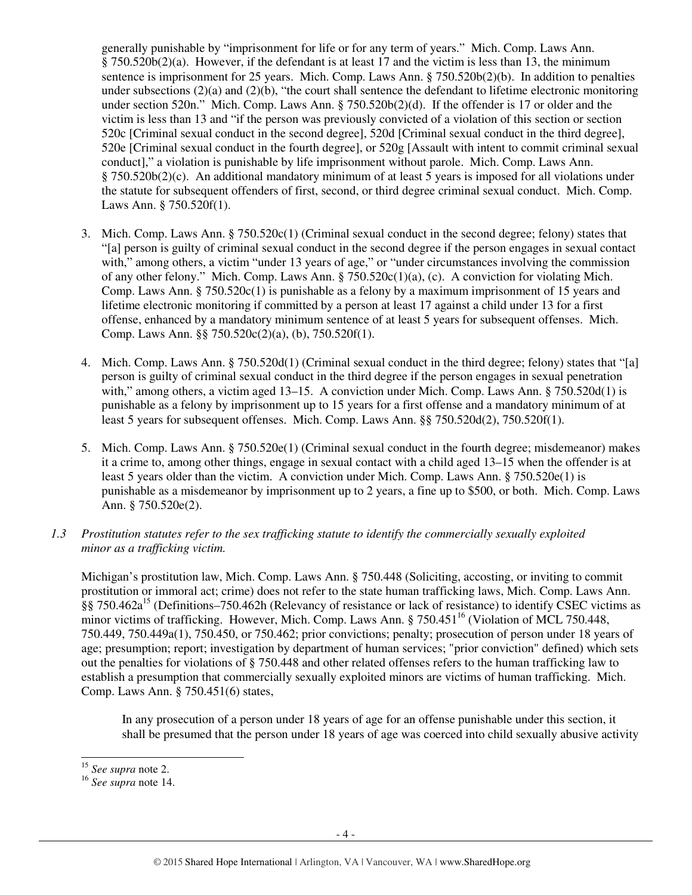generally punishable by "imprisonment for life or for any term of years." Mich. Comp. Laws Ann. § 750.520b(2)(a). However, if the defendant is at least 17 and the victim is less than 13, the minimum sentence is imprisonment for 25 years. Mich. Comp. Laws Ann. § 750.520b(2)(b). In addition to penalties under subsections (2)(a) and (2)(b), "the court shall sentence the defendant to lifetime electronic monitoring under section 520n." Mich. Comp. Laws Ann. § 750.520b(2)(d). If the offender is 17 or older and the victim is less than 13 and "if the person was previously convicted of a violation of this section or section 520c [Criminal sexual conduct in the second degree], 520d [Criminal sexual conduct in the third degree], 520e [Criminal sexual conduct in the fourth degree], or 520g [Assault with intent to commit criminal sexual conduct]," a violation is punishable by life imprisonment without parole. Mich. Comp. Laws Ann. § 750.520b(2)(c). An additional mandatory minimum of at least 5 years is imposed for all violations under the statute for subsequent offenders of first, second, or third degree criminal sexual conduct. Mich. Comp. Laws Ann. § 750.520f(1).

3. Mich. Comp. Laws Ann. § 750.520c(1) (Criminal sexual conduct in the second degree; felony) states that "[a] person is guilty of criminal sexual conduct in the second degree if the person engages in sexual contact with," among others, a victim "under 13 years of age," or "under circumstances involving the commission of any other felony." Mich. Comp. Laws Ann. § 750.520c(1)(a), (c). A conviction for violating Mich. Comp. Laws Ann. § 750.520c(1) is punishable as a felony by a maximum imprisonment of 15 years and lifetime electronic monitoring if committed by a person at least 17 against a child under 13 for a first offense, enhanced by a mandatory minimum sentence of at least 5 years for subsequent offenses. Mich. Comp. Laws Ann. §§ 750.520c(2)(a), (b), 750.520f(1).

4. Mich. Comp. Laws Ann. § 750.520d(1) (Criminal sexual conduct in the third degree; felony) states that "[a] person is guilty of criminal sexual conduct in the third degree if the person engages in sexual penetration with," among others, a victim aged 13–15. A conviction under Mich. Comp. Laws Ann. § 750.520d(1) is punishable as a felony by imprisonment up to 15 years for a first offense and a mandatory minimum of at least 5 years for subsequent offenses. Mich. Comp. Laws Ann. §§ 750.520d(2), 750.520f(1).

5. Mich. Comp. Laws Ann. § 750.520e(1) (Criminal sexual conduct in the fourth degree; misdemeanor) makes it a crime to, among other things, engage in sexual contact with a child aged 13–15 when the offender is at least 5 years older than the victim. A conviction under Mich. Comp. Laws Ann. § 750.520e(1) is punishable as a misdemeanor by imprisonment up to 2 years, a fine up to $500, or both. Mich. Comp. Laws Ann. § 750.520e(2).

*1.3 Prostitution statutes refer to the sex trafficking statute to identify the commercially sexually exploited minor as a trafficking victim.*

Michigan's prostitution law, Mich. Comp. Laws Ann. § 750.448 (Soliciting, accosting, or inviting to commit prostitution or immoral act; crime) does not refer to the state human trafficking laws, Mich. Comp. Laws Ann. §§ 750.462a[15] (Definitions–750.462h (Relevancy of resistance or lack of resistance) to identify CSEC victims as minor victims of trafficking. However, Mich. Comp. Laws Ann. § 750.451[16] (Violation of MCL 750.448, 750.449, 750.449a(1), 750.450, or 750.462; prior convictions; penalty; prosecution of person under 18 years of age; presumption; report; investigation by department of human services; "prior conviction" defined) which sets out the penalties for violations of § 750.448 and other related offenses refers to the human trafficking law to establish a presumption that commercially sexually exploited minors are victims of human trafficking. Mich. Comp. Laws Ann. § 750.451(6) states,

> In any prosecution of a person under 18 years of age for an offense punishable under this section, it shall be presumed that the person under 18 years of age was coerced into child sexually abusive activity

[15] *See supra* note 2.
[16] *See supra* note 14.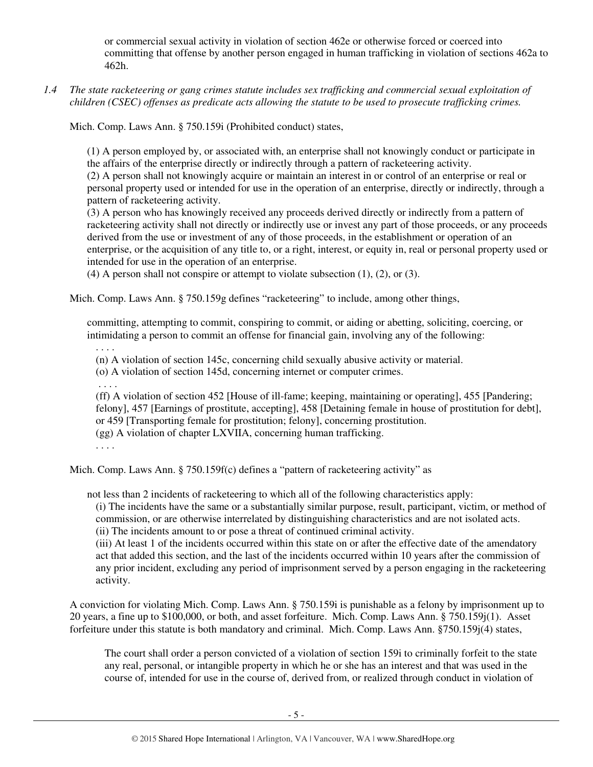or commercial sexual activity in violation of section 462e or otherwise forced or coerced into committing that offense by another person engaged in human trafficking in violation of sections 462a to 462h.

*1.4 The state racketeering or gang crimes statute includes sex trafficking and commercial sexual exploitation of children (CSEC) offenses as predicate acts allowing the statute to be used to prosecute trafficking crimes.*

Mich. Comp. Laws Ann. § 750.159i (Prohibited conduct) states,

> (1) A person employed by, or associated with, an enterprise shall not knowingly conduct or participate in the affairs of the enterprise directly or indirectly through a pattern of racketeering activity.
> (2) A person shall not knowingly acquire or maintain an interest in or control of an enterprise or real or personal property used or intended for use in the operation of an enterprise, directly or indirectly, through a pattern of racketeering activity.
> (3) A person who has knowingly received any proceeds derived directly or indirectly from a pattern of racketeering activity shall not directly or indirectly use or invest any part of those proceeds, or any proceeds derived from the use or investment of any of those proceeds, in the establishment or operation of an enterprise, or the acquisition of any title to, or a right, interest, or equity in, real or personal property used or intended for use in the operation of an enterprise.
> (4) A person shall not conspire or attempt to violate subsection (1), (2), or (3).

Mich. Comp. Laws Ann. § 750.159g defines "racketeering" to include, among other things,

> committing, attempting to commit, conspiring to commit, or aiding or abetting, soliciting, coercing, or intimidating a person to commit an offense for financial gain, involving any of the following:
> . . . .
> (n) A violation of section 145c, concerning child sexually abusive activity or material.
> (o) A violation of section 145d, concerning internet or computer crimes.
> . . . .
> (ff) A violation of section 452 [House of ill-fame; keeping, maintaining or operating], 455 [Pandering; felony], 457 [Earnings of prostitute, accepting], 458 [Detaining female in house of prostitution for debt], or 459 [Transporting female for prostitution; felony], concerning prostitution.
> (gg) A violation of chapter LXVIIA, concerning human trafficking.
> . . . .

Mich. Comp. Laws Ann. § 750.159f(c) defines a "pattern of racketeering activity" as

> not less than 2 incidents of racketeering to which all of the following characteristics apply:
> (i) The incidents have the same or a substantially similar purpose, result, participant, victim, or method of commission, or are otherwise interrelated by distinguishing characteristics and are not isolated acts.
> (ii) The incidents amount to or pose a threat of continued criminal activity.
> (iii) At least 1 of the incidents occurred within this state on or after the effective date of the amendatory act that added this section, and the last of the incidents occurred within 10 years after the commission of any prior incident, excluding any period of imprisonment served by a person engaging in the racketeering activity.

A conviction for violating Mich. Comp. Laws Ann. § 750.159i is punishable as a felony by imprisonment up to 20 years, a fine up to $100,000, or both, and asset forfeiture. Mich. Comp. Laws Ann. § 750.159j(1). Asset forfeiture under this statute is both mandatory and criminal. Mich. Comp. Laws Ann. §750.159j(4) states,

> The court shall order a person convicted of a violation of section 159i to criminally forfeit to the state any real, personal, or intangible property in which he or she has an interest and that was used in the course of, intended for use in the course of, derived from, or realized through conduct in violation of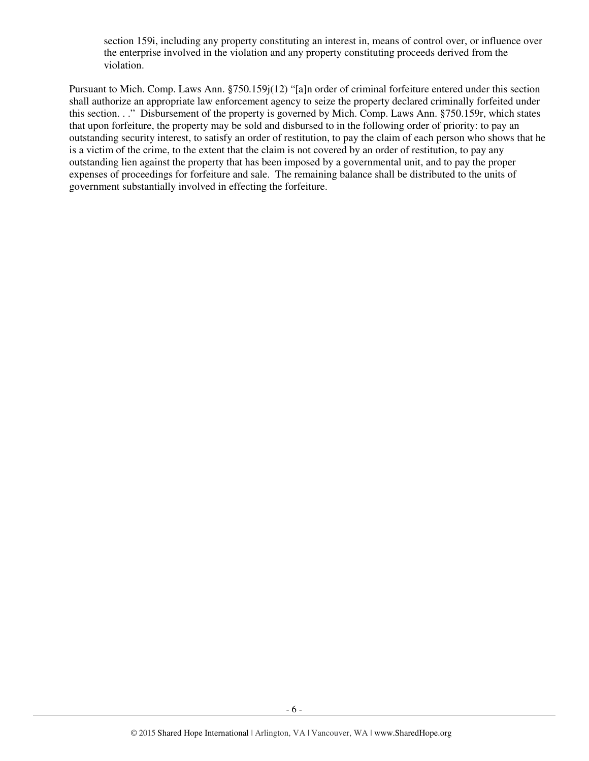> section 159i, including any property constituting an interest in, means of control over, or influence over the enterprise involved in the violation and any property constituting proceeds derived from the violation.

Pursuant to Mich. Comp. Laws Ann. §750.159j(12) "[a]n order of criminal forfeiture entered under this section shall authorize an appropriate law enforcement agency to seize the property declared criminally forfeited under this section. . ." Disbursement of the property is governed by Mich. Comp. Laws Ann. §750.159r, which states that upon forfeiture, the property may be sold and disbursed to in the following order of priority: to pay an outstanding security interest, to satisfy an order of restitution, to pay the claim of each person who shows that he is a victim of the crime, to the extent that the claim is not covered by an order of restitution, to pay any outstanding lien against the property that has been imposed by a governmental unit, and to pay the proper expenses of proceedings for forfeiture and sale. The remaining balance shall be distributed to the units of government substantially involved in effecting the forfeiture.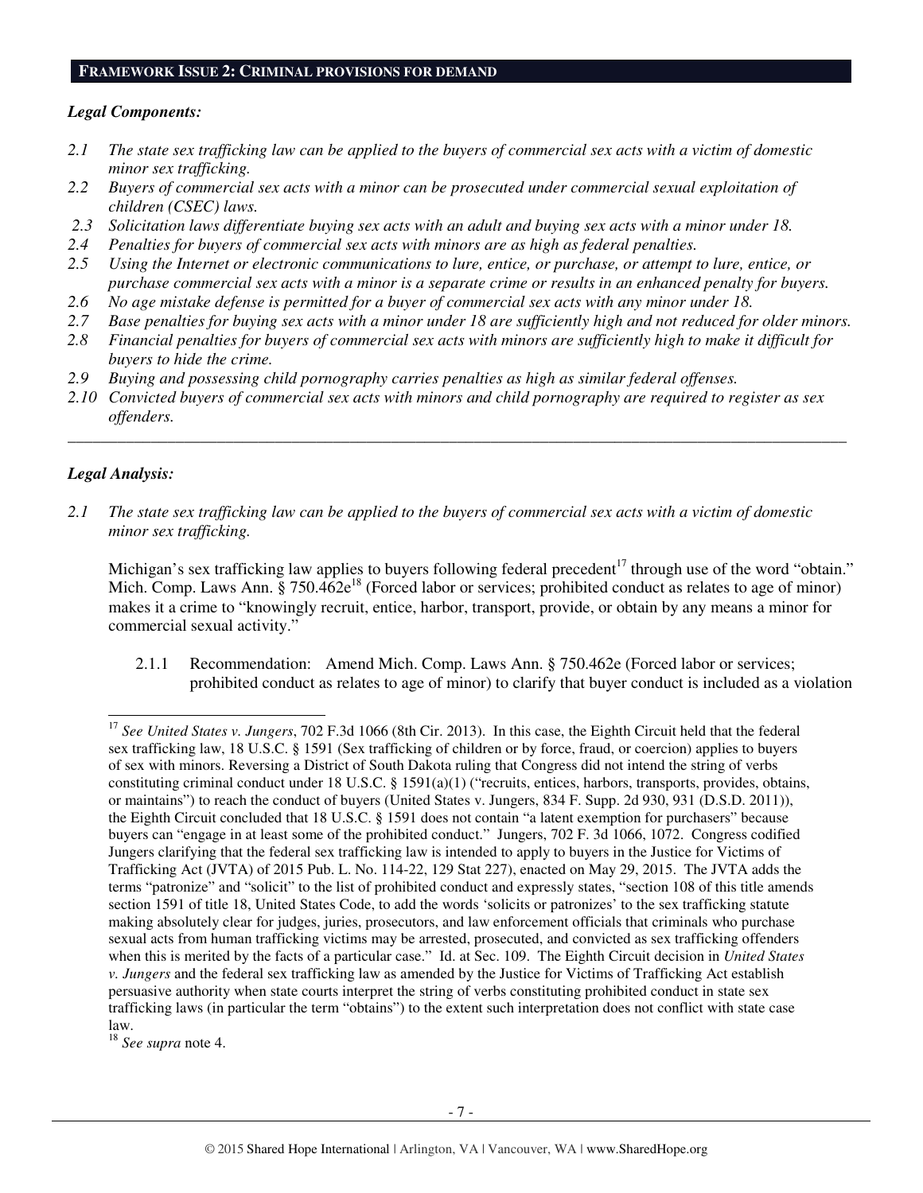## FRAMEWORK ISSUE 2: CRIMINAL PROVISIONS FOR DEMAND

***Legal Components:***

*2.1 The state sex trafficking law can be applied to the buyers of commercial sex acts with a victim of domestic minor sex trafficking.*
*2.2 Buyers of commercial sex acts with a minor can be prosecuted under commercial sexual exploitation of children (CSEC) laws.*
*2.3 Solicitation laws differentiate buying sex acts with an adult and buying sex acts with a minor under 18.*
*2.4 Penalties for buyers of commercial sex acts with minors are as high as federal penalties.*
*2.5 Using the Internet or electronic communications to lure, entice, or purchase, or attempt to lure, entice, or purchase commercial sex acts with a minor is a separate crime or results in an enhanced penalty for buyers.*
*2.6 No age mistake defense is permitted for a buyer of commercial sex acts with any minor under 18.*
*2.7 Base penalties for buying sex acts with a minor under 18 are sufficiently high and not reduced for older minors.*
*2.8 Financial penalties for buyers of commercial sex acts with minors are sufficiently high to make it difficult for buyers to hide the crime.*
*2.9 Buying and possessing child pornography carries penalties as high as similar federal offenses.*
*2.10 Convicted buyers of commercial sex acts with minors and child pornography are required to register as sex offenders.*

---

***Legal Analysis:***

*2.1 The state sex trafficking law can be applied to the buyers of commercial sex acts with a victim of domestic minor sex trafficking.*

Michigan's sex trafficking law applies to buyers following federal precedent[17] through use of the word "obtain." Mich. Comp. Laws Ann. § 750.462e[18] (Forced labor or services; prohibited conduct as relates to age of minor) makes it a crime to "knowingly recruit, entice, harbor, transport, provide, or obtain by any means a minor for commercial sexual activity."

2.1.1 Recommendation: Amend Mich. Comp. Laws Ann. § 750.462e (Forced labor or services; prohibited conduct as relates to age of minor) to clarify that buyer conduct is included as a violation

---

[17] *See United States v. Jungers*, 702 F.3d 1066 (8th Cir. 2013). In this case, the Eighth Circuit held that the federal sex trafficking law, 18 U.S.C. § 1591 (Sex trafficking of children or by force, fraud, or coercion) applies to buyers of sex with minors. Reversing a District of South Dakota ruling that Congress did not intend the string of verbs constituting criminal conduct under 18 U.S.C. § 1591(a)(1) ("recruits, entices, harbors, transports, provides, obtains, or maintains") to reach the conduct of buyers (United States v. Jungers, 834 F. Supp. 2d 930, 931 (D.S.D. 2011)), the Eighth Circuit concluded that 18 U.S.C. § 1591 does not contain "a latent exemption for purchasers" because buyers can "engage in at least some of the prohibited conduct." Jungers, 702 F. 3d 1066, 1072. Congress codified Jungers clarifying that the federal sex trafficking law is intended to apply to buyers in the Justice for Victims of Trafficking Act (JVTA) of 2015 Pub. L. No. 114-22, 129 Stat 227), enacted on May 29, 2015. The JVTA adds the terms "patronize" and "solicit" to the list of prohibited conduct and expressly states, "section 108 of this title amends section 1591 of title 18, United States Code, to add the words 'solicits or patronizes' to the sex trafficking statute making absolutely clear for judges, juries, prosecutors, and law enforcement officials that criminals who purchase sexual acts from human trafficking victims may be arrested, prosecuted, and convicted as sex trafficking offenders when this is merited by the facts of a particular case." Id. at Sec. 109. The Eighth Circuit decision in *United States v. Jungers* and the federal sex trafficking law as amended by the Justice for Victims of Trafficking Act establish persuasive authority when state courts interpret the string of verbs constituting prohibited conduct in state sex trafficking laws (in particular the term "obtains") to the extent such interpretation does not conflict with state case law.

[18] *See supra* note 4.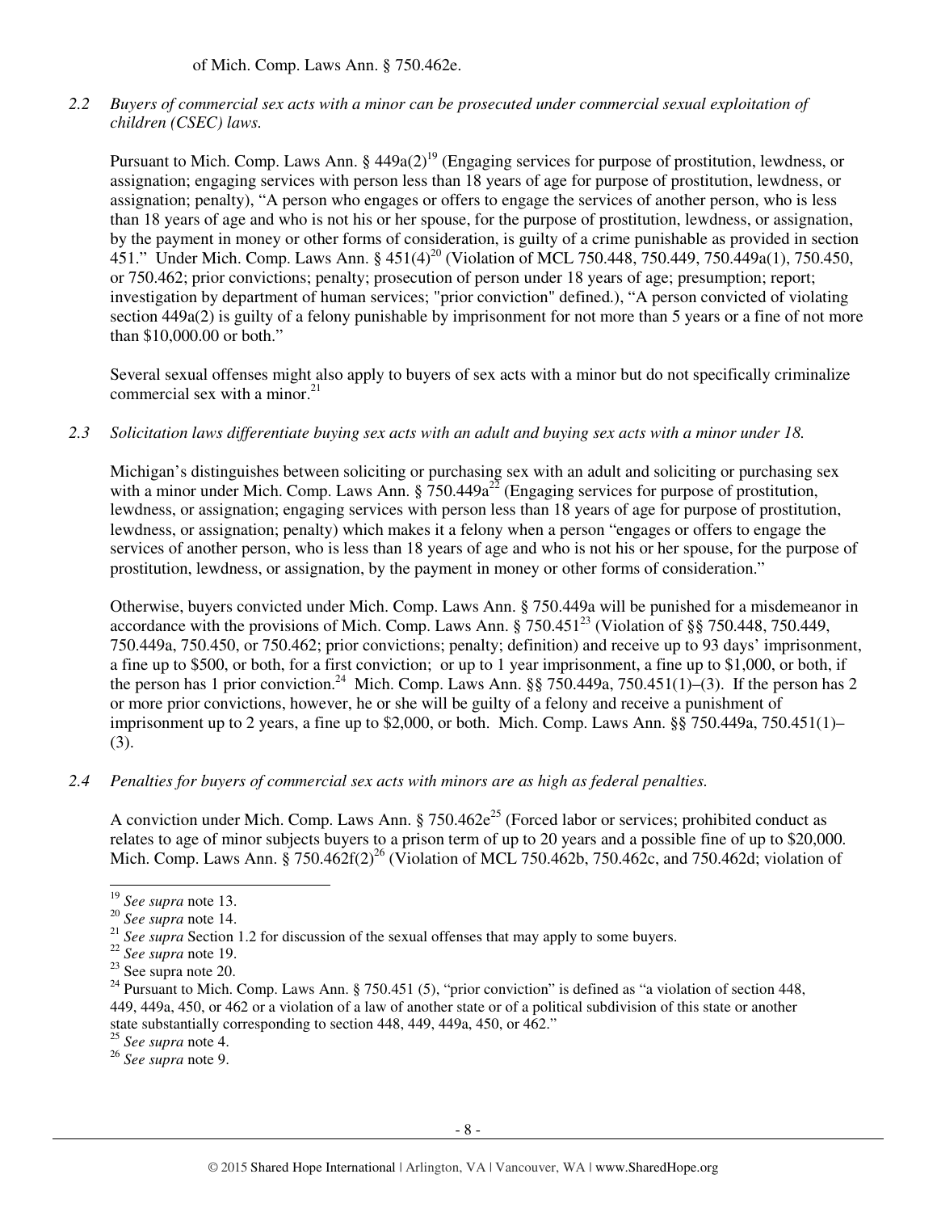of Mich. Comp. Laws Ann. § 750.462e.

*2.2 Buyers of commercial sex acts with a minor can be prosecuted under commercial sexual exploitation of children (CSEC) laws.*

Pursuant to Mich. Comp. Laws Ann. § 449a(2)[19] (Engaging services for purpose of prostitution, lewdness, or assignation; engaging services with person less than 18 years of age for purpose of prostitution, lewdness, or assignation; penalty), "A person who engages or offers to engage the services of another person, who is less than 18 years of age and who is not his or her spouse, for the purpose of prostitution, lewdness, or assignation, by the payment in money or other forms of consideration, is guilty of a crime punishable as provided in section 451." Under Mich. Comp. Laws Ann. § 451(4)[20] (Violation of MCL 750.448, 750.449, 750.449a(1), 750.450, or 750.462; prior convictions; penalty; prosecution of person under 18 years of age; presumption; report; investigation by department of human services; "prior conviction" defined.), "A person convicted of violating section 449a(2) is guilty of a felony punishable by imprisonment for not more than 5 years or a fine of not more than $10,000.00 or both."

Several sexual offenses might also apply to buyers of sex acts with a minor but do not specifically criminalize commercial sex with a minor.[21]

*2.3 Solicitation laws differentiate buying sex acts with an adult and buying sex acts with a minor under 18.*

Michigan's distinguishes between soliciting or purchasing sex with an adult and soliciting or purchasing sex with a minor under Mich. Comp. Laws Ann. § 750.449a[22] (Engaging services for purpose of prostitution, lewdness, or assignation; engaging services with person less than 18 years of age for purpose of prostitution, lewdness, or assignation; penalty) which makes it a felony when a person "engages or offers to engage the services of another person, who is less than 18 years of age and who is not his or her spouse, for the purpose of prostitution, lewdness, or assignation, by the payment in money or other forms of consideration."

Otherwise, buyers convicted under Mich. Comp. Laws Ann. § 750.449a will be punished for a misdemeanor in accordance with the provisions of Mich. Comp. Laws Ann. § 750.451[23] (Violation of §§ 750.448, 750.449, 750.449a, 750.450, or 750.462; prior convictions; penalty; definition) and receive up to 93 days' imprisonment, a fine up to $500, or both, for a first conviction; or up to 1 year imprisonment, a fine up to $1,000, or both, if the person has 1 prior conviction.[24] Mich. Comp. Laws Ann. §§ 750.449a, 750.451(1)–(3). If the person has 2 or more prior convictions, however, he or she will be guilty of a felony and receive a punishment of imprisonment up to 2 years, a fine up to $2,000, or both. Mich. Comp. Laws Ann. §§ 750.449a, 750.451(1)–(3).

*2.4 Penalties for buyers of commercial sex acts with minors are as high as federal penalties.*

A conviction under Mich. Comp. Laws Ann. § 750.462e[25] (Forced labor or services; prohibited conduct as relates to age of minor subjects buyers to a prison term of up to 20 years and a possible fine of up to $20,000. Mich. Comp. Laws Ann. § 750.462f(2)[26] (Violation of MCL 750.462b, 750.462c, and 750.462d; violation of

---

[19] *See supra* note 13.

[20] *See supra* note 14.

[21] *See supra* Section 1.2 for discussion of the sexual offenses that may apply to some buyers.

[22] *See supra* note 19.

[23] See supra note 20.

[24] Pursuant to Mich. Comp. Laws Ann. § 750.451 (5), "prior conviction" is defined as "a violation of section 448, 449, 449a, 450, or 462 or a violation of a law of another state or of a political subdivision of this state or another state substantially corresponding to section 448, 449, 449a, 450, or 462."

[25] *See supra* note 4.

[26] *See supra* note 9.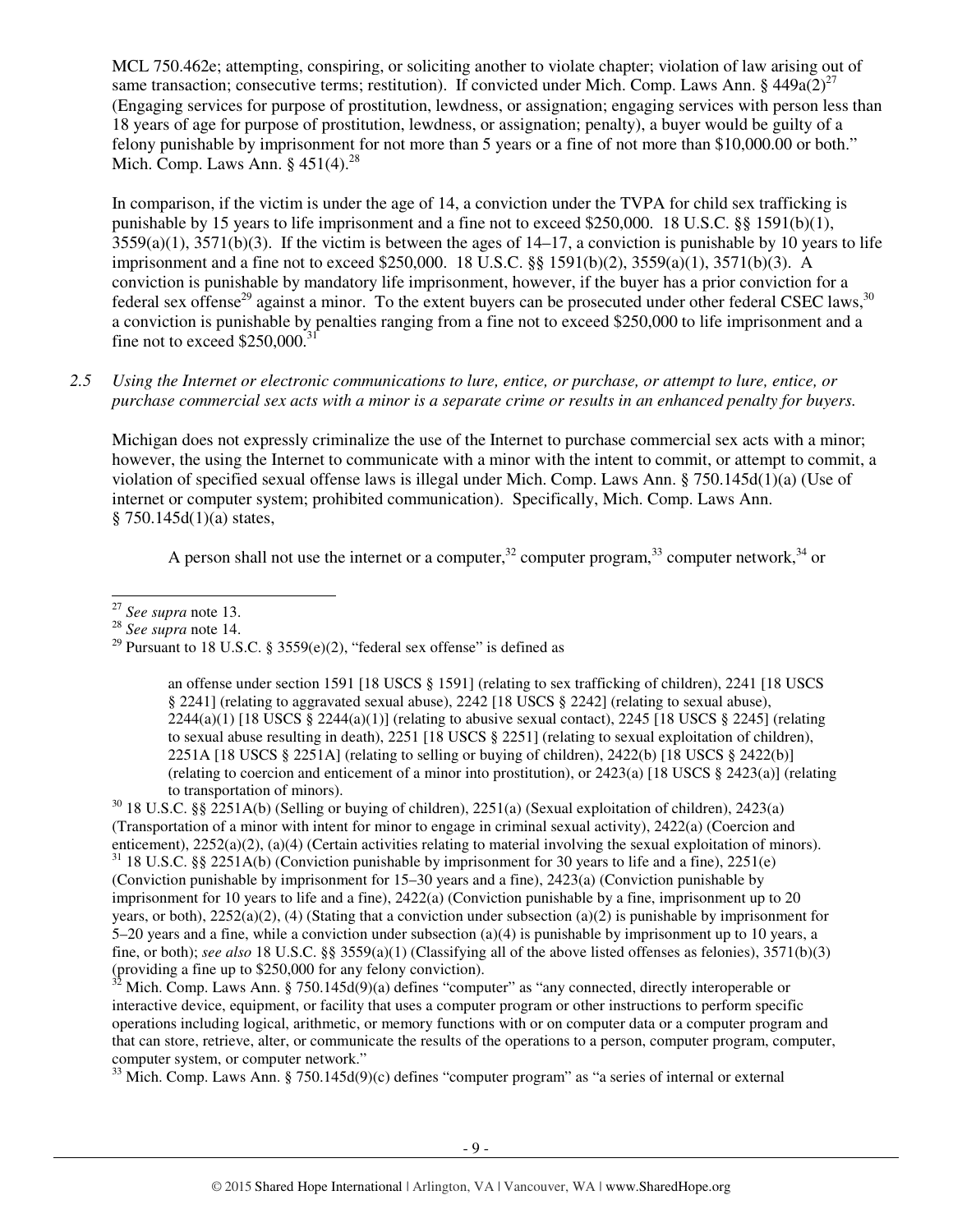MCL 750.462e; attempting, conspiring, or soliciting another to violate chapter; violation of law arising out of same transaction; consecutive terms; restitution). If convicted under Mich. Comp. Laws Ann. § 449a(2)[27] (Engaging services for purpose of prostitution, lewdness, or assignation; engaging services with person less than 18 years of age for purpose of prostitution, lewdness, or assignation; penalty), a buyer would be guilty of a felony punishable by imprisonment for not more than 5 years or a fine of not more than $10,000.00 or both." Mich. Comp. Laws Ann. § 451(4).[28]

In comparison, if the victim is under the age of 14, a conviction under the TVPA for child sex trafficking is punishable by 15 years to life imprisonment and a fine not to exceed $250,000. 18 U.S.C. §§ 1591(b)(1), 3559(a)(1), 3571(b)(3). If the victim is between the ages of 14–17, a conviction is punishable by 10 years to life imprisonment and a fine not to exceed $250,000. 18 U.S.C. §§ 1591(b)(2), 3559(a)(1), 3571(b)(3). A conviction is punishable by mandatory life imprisonment, however, if the buyer has a prior conviction for a federal sex offense[29] against a minor. To the extent buyers can be prosecuted under other federal CSEC laws,[30] a conviction is punishable by penalties ranging from a fine not to exceed $250,000 to life imprisonment and a fine not to exceed $250,000.[31]

*2.5 Using the Internet or electronic communications to lure, entice, or purchase, or attempt to lure, entice, or purchase commercial sex acts with a minor is a separate crime or results in an enhanced penalty for buyers.*

Michigan does not expressly criminalize the use of the Internet to purchase commercial sex acts with a minor; however, the using the Internet to communicate with a minor with the intent to commit, or attempt to commit, a violation of specified sexual offense laws is illegal under Mich. Comp. Laws Ann. § 750.145d(1)(a) (Use of internet or computer system; prohibited communication). Specifically, Mich. Comp. Laws Ann. § 750.145d(1)(a) states,

> A person shall not use the internet or a computer,[32] computer program,[33] computer network,[34] or

---

[27] *See supra* note 13.

[28] *See supra* note 14.

[29] Pursuant to 18 U.S.C. § 3559(e)(2), "federal sex offense" is defined as

> an offense under section 1591 [18 USCS § 1591] (relating to sex trafficking of children), 2241 [18 USCS § 2241] (relating to aggravated sexual abuse), 2242 [18 USCS § 2242] (relating to sexual abuse), 2244(a)(1) [18 USCS § 2244(a)(1)] (relating to abusive sexual contact), 2245 [18 USCS § 2245] (relating to sexual abuse resulting in death), 2251 [18 USCS § 2251] (relating to sexual exploitation of children), 2251A [18 USCS § 2251A] (relating to selling or buying of children), 2422(b) [18 USCS § 2422(b)] (relating to coercion and enticement of a minor into prostitution), or 2423(a) [18 USCS § 2423(a)] (relating to transportation of minors).

[30] 18 U.S.C. §§ 2251A(b) (Selling or buying of children), 2251(a) (Sexual exploitation of children), 2423(a) (Transportation of a minor with intent for minor to engage in criminal sexual activity), 2422(a) (Coercion and enticement), 2252(a)(2), (a)(4) (Certain activities relating to material involving the sexual exploitation of minors).

[31] 18 U.S.C. §§ 2251A(b) (Conviction punishable by imprisonment for 30 years to life and a fine), 2251(e) (Conviction punishable by imprisonment for 15–30 years and a fine), 2423(a) (Conviction punishable by imprisonment for 10 years to life and a fine), 2422(a) (Conviction punishable by a fine, imprisonment up to 20 years, or both), 2252(a)(2), (4) (Stating that a conviction under subsection (a)(2) is punishable by imprisonment for 5–20 years and a fine, while a conviction under subsection (a)(4) is punishable by imprisonment up to 10 years, a fine, or both); *see also* 18 U.S.C. §§ 3559(a)(1) (Classifying all of the above listed offenses as felonies), 3571(b)(3) (providing a fine up to $250,000 for any felony conviction).

[32] Mich. Comp. Laws Ann. § 750.145d(9)(a) defines "computer" as "any connected, directly interoperable or interactive device, equipment, or facility that uses a computer program or other instructions to perform specific operations including logical, arithmetic, or memory functions with or on computer data or a computer program and that can store, retrieve, alter, or communicate the results of the operations to a person, computer program, computer, computer system, or computer network."

[33] Mich. Comp. Laws Ann. § 750.145d(9)(c) defines "computer program" as "a series of internal or external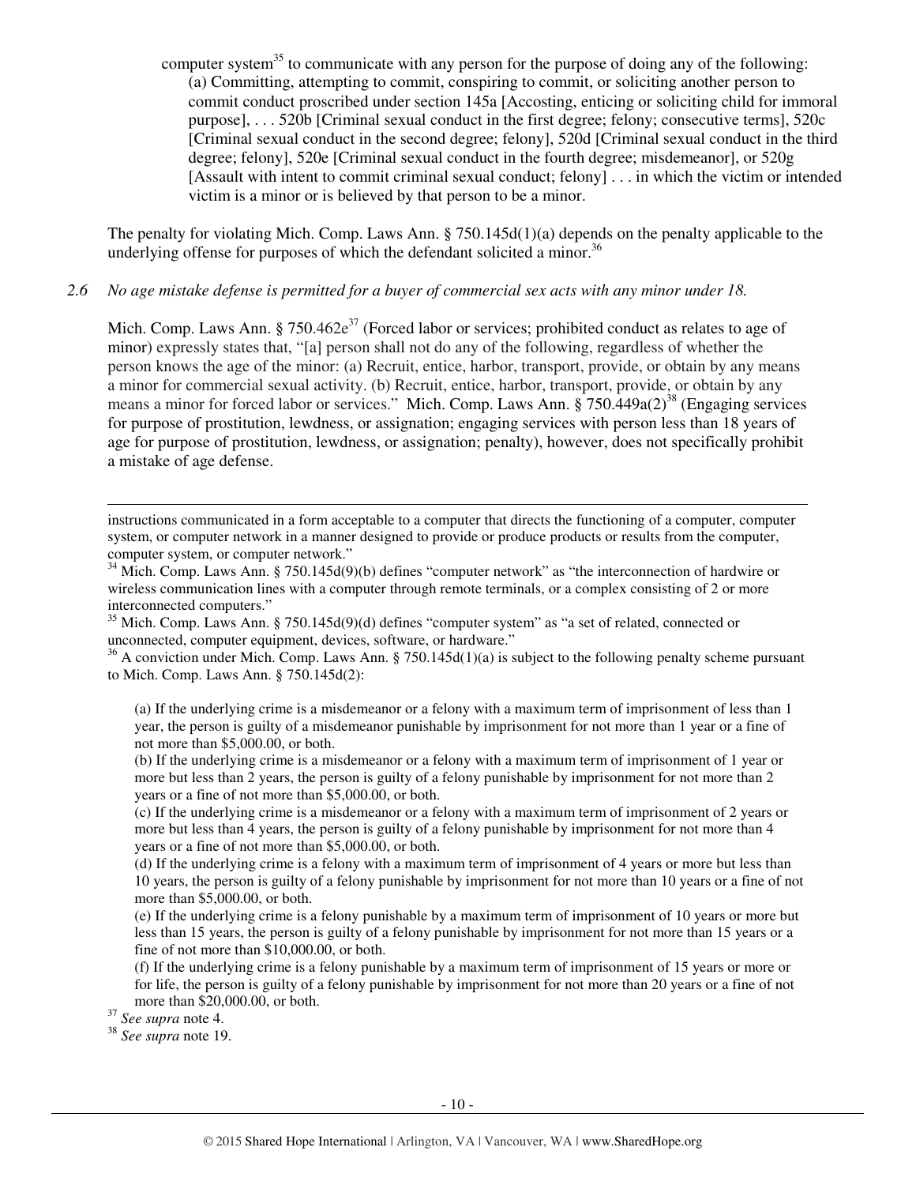computer system[35] to communicate with any person for the purpose of doing any of the following:
(a) Committing, attempting to commit, conspiring to commit, or soliciting another person to commit conduct proscribed under section 145a [Accosting, enticing or soliciting child for immoral purpose], . . . 520b [Criminal sexual conduct in the first degree; felony; consecutive terms], 520c [Criminal sexual conduct in the second degree; felony], 520d [Criminal sexual conduct in the third degree; felony], 520e [Criminal sexual conduct in the fourth degree; misdemeanor], or 520g [Assault with intent to commit criminal sexual conduct; felony] . . . in which the victim or intended victim is a minor or is believed by that person to be a minor.

The penalty for violating Mich. Comp. Laws Ann. § 750.145d(1)(a) depends on the penalty applicable to the underlying offense for purposes of which the defendant solicited a minor.[36]

*2.6 No age mistake defense is permitted for a buyer of commercial sex acts with any minor under 18.*

Mich. Comp. Laws Ann. § 750.462e[37] (Forced labor or services; prohibited conduct as relates to age of minor) expressly states that, "[a] person shall not do any of the following, regardless of whether the person knows the age of the minor: (a) Recruit, entice, harbor, transport, provide, or obtain by any means a minor for commercial sexual activity. (b) Recruit, entice, harbor, transport, provide, or obtain by any means a minor for forced labor or services." Mich. Comp. Laws Ann. § 750.449a(2)[38] (Engaging services for purpose of prostitution, lewdness, or assignation; engaging services with person less than 18 years of age for purpose of prostitution, lewdness, or assignation; penalty), however, does not specifically prohibit a mistake of age defense.

---

instructions communicated in a form acceptable to a computer that directs the functioning of a computer, computer system, or computer network in a manner designed to provide or produce products or results from the computer, computer system, or computer network."

[34] Mich. Comp. Laws Ann. § 750.145d(9)(b) defines "computer network" as "the interconnection of hardwire or wireless communication lines with a computer through remote terminals, or a complex consisting of 2 or more interconnected computers."

[35] Mich. Comp. Laws Ann. § 750.145d(9)(d) defines "computer system" as "a set of related, connected or unconnected, computer equipment, devices, software, or hardware."

[36] A conviction under Mich. Comp. Laws Ann. § 750.145d(1)(a) is subject to the following penalty scheme pursuant to Mich. Comp. Laws Ann. § 750.145d(2):

> (a) If the underlying crime is a misdemeanor or a felony with a maximum term of imprisonment of less than 1 year, the person is guilty of a misdemeanor punishable by imprisonment for not more than 1 year or a fine of not more than $5,000.00, or both.
>
> (b) If the underlying crime is a misdemeanor or a felony with a maximum term of imprisonment of 1 year or more but less than 2 years, the person is guilty of a felony punishable by imprisonment for not more than 2 years or a fine of not more than $5,000.00, or both.
>
> (c) If the underlying crime is a misdemeanor or a felony with a maximum term of imprisonment of 2 years or more but less than 4 years, the person is guilty of a felony punishable by imprisonment for not more than 4 years or a fine of not more than $5,000.00, or both.
>
> (d) If the underlying crime is a felony with a maximum term of imprisonment of 4 years or more but less than 10 years, the person is guilty of a felony punishable by imprisonment for not more than 10 years or a fine of not more than $5,000.00, or both.
>
> (e) If the underlying crime is a felony punishable by a maximum term of imprisonment of 10 years or more but less than 15 years, the person is guilty of a felony punishable by imprisonment for not more than 15 years or a fine of not more than $10,000.00, or both.
>
> (f) If the underlying crime is a felony punishable by a maximum term of imprisonment of 15 years or more or for life, the person is guilty of a felony punishable by imprisonment for not more than 20 years or a fine of not more than $20,000.00, or both.

[37] *See supra* note 4.

[38] *See supra* note 19.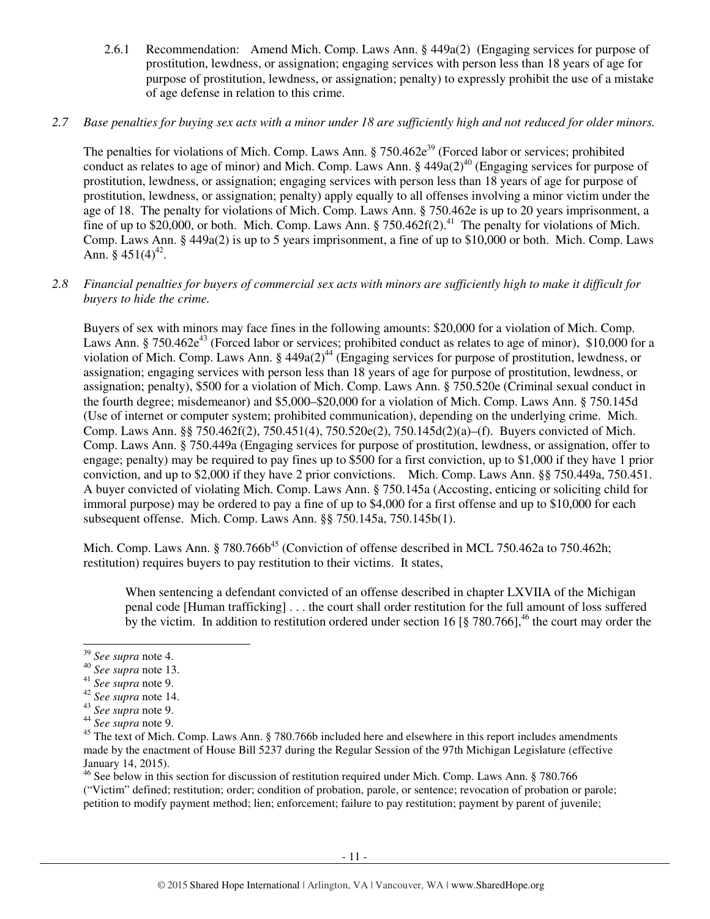2.6.1 Recommendation: Amend Mich. Comp. Laws Ann. § 449a(2) (Engaging services for purpose of prostitution, lewdness, or assignation; engaging services with person less than 18 years of age for purpose of prostitution, lewdness, or assignation; penalty) to expressly prohibit the use of a mistake of age defense in relation to this crime.

*2.7 Base penalties for buying sex acts with a minor under 18 are sufficiently high and not reduced for older minors.*

The penalties for violations of Mich. Comp. Laws Ann. § 750.462e[39] (Forced labor or services; prohibited conduct as relates to age of minor) and Mich. Comp. Laws Ann. § 449a(2)[40] (Engaging services for purpose of prostitution, lewdness, or assignation; engaging services with person less than 18 years of age for purpose of prostitution, lewdness, or assignation; penalty) apply equally to all offenses involving a minor victim under the age of 18. The penalty for violations of Mich. Comp. Laws Ann. § 750.462e is up to 20 years imprisonment, a fine of up to $20,000, or both. Mich. Comp. Laws Ann. § 750.462f(2).[41] The penalty for violations of Mich. Comp. Laws Ann. § 449a(2) is up to 5 years imprisonment, a fine of up to $10,000 or both. Mich. Comp. Laws Ann. § 451(4)[42].

*2.8 Financial penalties for buyers of commercial sex acts with minors are sufficiently high to make it difficult for buyers to hide the crime.*

Buyers of sex with minors may face fines in the following amounts: $20,000 for a violation of Mich. Comp. Laws Ann. § 750.462e[43] (Forced labor or services; prohibited conduct as relates to age of minor), $10,000 for a violation of Mich. Comp. Laws Ann. § 449a(2)[44] (Engaging services for purpose of prostitution, lewdness, or assignation; engaging services with person less than 18 years of age for purpose of prostitution, lewdness, or assignation; penalty), $500 for a violation of Mich. Comp. Laws Ann. § 750.520e (Criminal sexual conduct in the fourth degree; misdemeanor) and $5,000–$20,000 for a violation of Mich. Comp. Laws Ann. § 750.145d (Use of internet or computer system; prohibited communication), depending on the underlying crime. Mich. Comp. Laws Ann. §§ 750.462f(2), 750.451(4), 750.520e(2), 750.145d(2)(a)–(f). Buyers convicted of Mich. Comp. Laws Ann. § 750.449a (Engaging services for purpose of prostitution, lewdness, or assignation, offer to engage; penalty) may be required to pay fines up to $500 for a first conviction, up to $1,000 if they have 1 prior conviction, and up to $2,000 if they have 2 prior convictions. Mich. Comp. Laws Ann. §§ 750.449a, 750.451. A buyer convicted of violating Mich. Comp. Laws Ann. § 750.145a (Accosting, enticing or soliciting child for immoral purpose) may be ordered to pay a fine of up to $4,000 for a first offense and up to $10,000 for each subsequent offense. Mich. Comp. Laws Ann. §§ 750.145a, 750.145b(1).

Mich. Comp. Laws Ann. § 780.766b[45] (Conviction of offense described in MCL 750.462a to 750.462h; restitution) requires buyers to pay restitution to their victims. It states,

> When sentencing a defendant convicted of an offense described in chapter LXVIIA of the Michigan penal code [Human trafficking] . . . the court shall order restitution for the full amount of loss suffered by the victim. In addition to restitution ordered under section 16 [§ 780.766],[46] the court may order the

---

[39] *See supra* note 4.

[40] *See supra* note 13.

[41] *See supra* note 9.

[42] *See supra* note 14.

[43] *See supra* note 9.

[44] *See supra* note 9.

[45] The text of Mich. Comp. Laws Ann. § 780.766b included here and elsewhere in this report includes amendments made by the enactment of House Bill 5237 during the Regular Session of the 97th Michigan Legislature (effective January 14, 2015).

[46] See below in this section for discussion of restitution required under Mich. Comp. Laws Ann. § 780.766 ("Victim" defined; restitution; order; condition of probation, parole, or sentence; revocation of probation or parole; petition to modify payment method; lien; enforcement; failure to pay restitution; payment by parent of juvenile;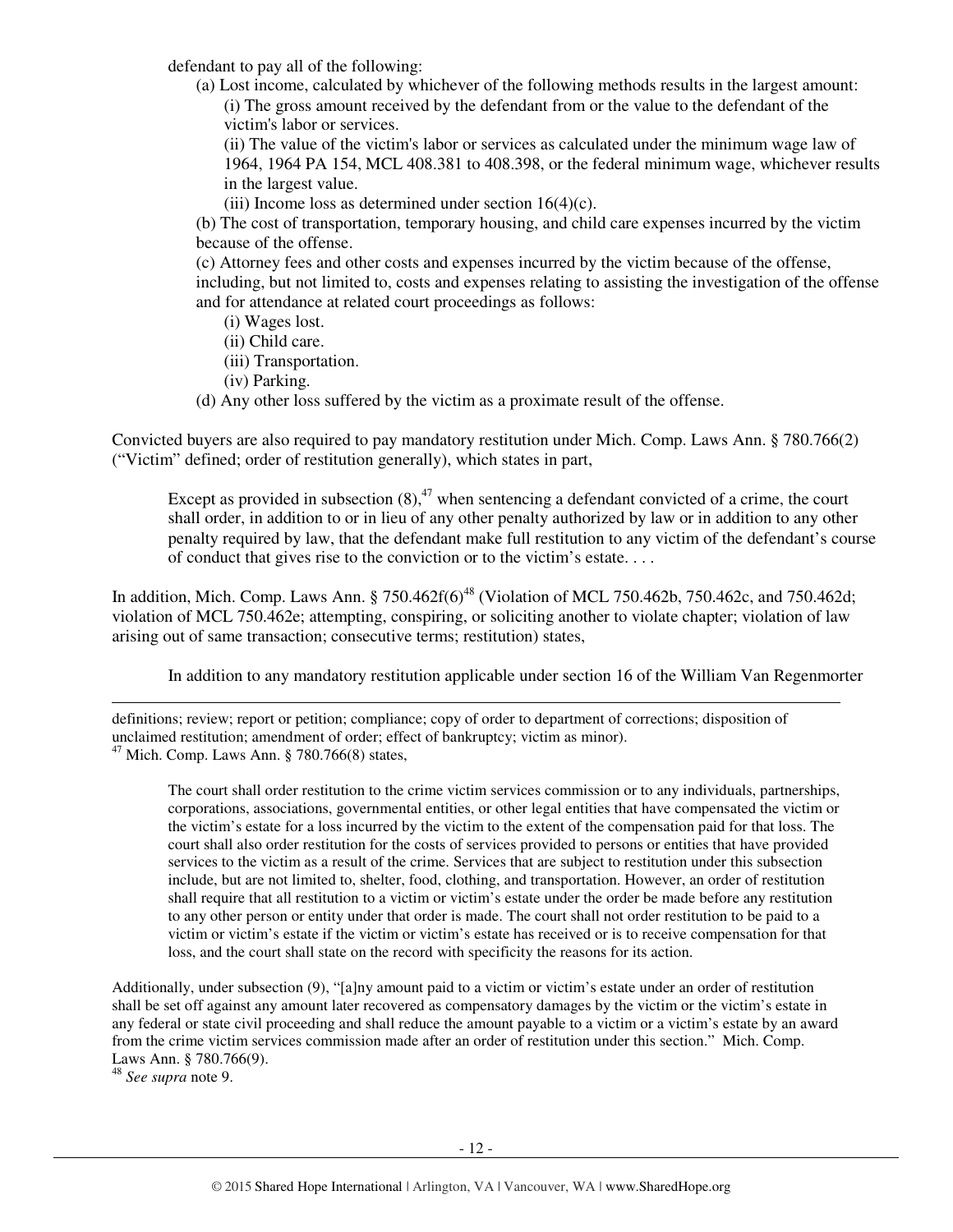defendant to pay all of the following:

(a) Lost income, calculated by whichever of the following methods results in the largest amount:

(i) The gross amount received by the defendant from or the value to the defendant of the victim's labor or services.

(ii) The value of the victim's labor or services as calculated under the minimum wage law of 1964, 1964 PA 154, MCL 408.381 to 408.398, or the federal minimum wage, whichever results in the largest value.

(iii) Income loss as determined under section 16(4)(c).

(b) The cost of transportation, temporary housing, and child care expenses incurred by the victim because of the offense.

(c) Attorney fees and other costs and expenses incurred by the victim because of the offense, including, but not limited to, costs and expenses relating to assisting the investigation of the offense and for attendance at related court proceedings as follows:

(i) Wages lost.

(ii) Child care.

(iii) Transportation.

(iv) Parking.

(d) Any other loss suffered by the victim as a proximate result of the offense.

Convicted buyers are also required to pay mandatory restitution under Mich. Comp. Laws Ann. § 780.766(2) ("Victim" defined; order of restitution generally), which states in part,

> Except as provided in subsection (8),[47] when sentencing a defendant convicted of a crime, the court shall order, in addition to or in lieu of any other penalty authorized by law or in addition to any other penalty required by law, that the defendant make full restitution to any victim of the defendant's course of conduct that gives rise to the conviction or to the victim's estate. . . .

In addition, Mich. Comp. Laws Ann. § 750.462f(6)[48] (Violation of MCL 750.462b, 750.462c, and 750.462d; violation of MCL 750.462e; attempting, conspiring, or soliciting another to violate chapter; violation of law arising out of same transaction; consecutive terms; restitution) states,

> In addition to any mandatory restitution applicable under section 16 of the William Van Regenmorter

---

definitions; review; report or petition; compliance; copy of order to department of corrections; disposition of unclaimed restitution; amendment of order; effect of bankruptcy; victim as minor).

[47] Mich. Comp. Laws Ann. § 780.766(8) states,

> The court shall order restitution to the crime victim services commission or to any individuals, partnerships, corporations, associations, governmental entities, or other legal entities that have compensated the victim or the victim's estate for a loss incurred by the victim to the extent of the compensation paid for that loss. The court shall also order restitution for the costs of services provided to persons or entities that have provided services to the victim as a result of the crime. Services that are subject to restitution under this subsection include, but are not limited to, shelter, food, clothing, and transportation. However, an order of restitution shall require that all restitution to a victim or victim's estate under the order be made before any restitution to any other person or entity under that order is made. The court shall not order restitution to be paid to a victim or victim's estate if the victim or victim's estate has received or is to receive compensation for that loss, and the court shall state on the record with specificity the reasons for its action.

Additionally, under subsection (9), "[a]ny amount paid to a victim or victim's estate under an order of restitution shall be set off against any amount later recovered as compensatory damages by the victim or the victim's estate in any federal or state civil proceeding and shall reduce the amount payable to a victim or a victim's estate by an award from the crime victim services commission made after an order of restitution under this section." Mich. Comp. Laws Ann. § 780.766(9).

[48] *See supra* note 9.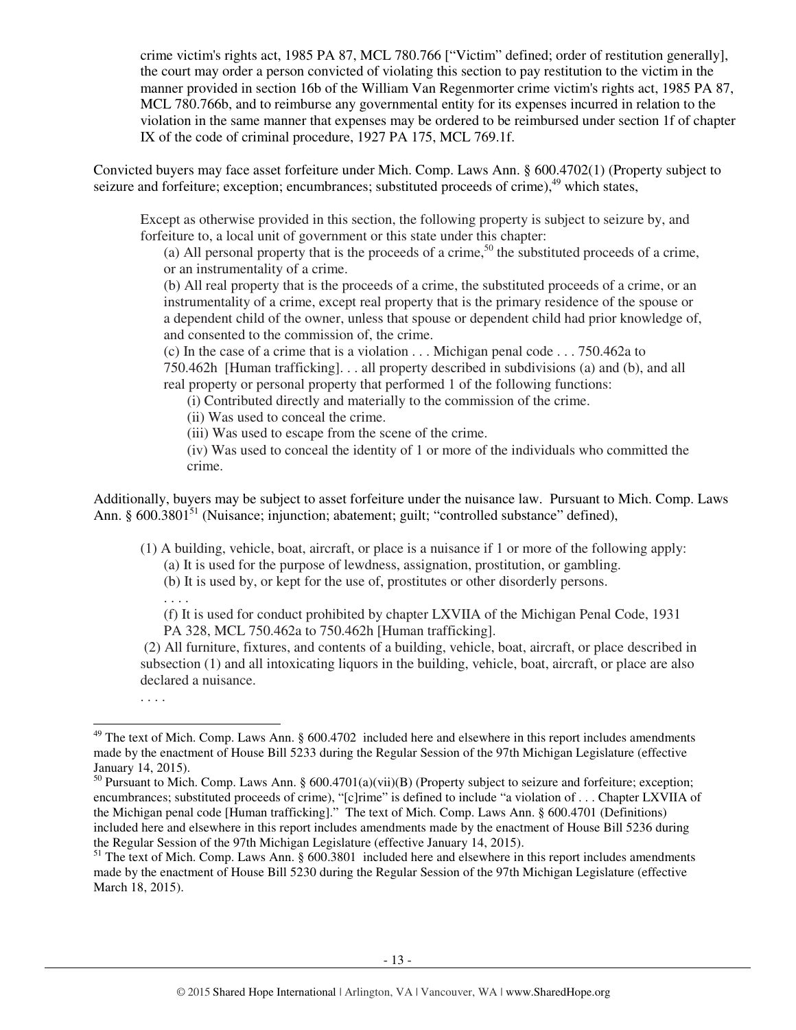> crime victim's rights act, 1985 PA 87, MCL 780.766 ["Victim" defined; order of restitution generally], the court may order a person convicted of violating this section to pay restitution to the victim in the manner provided in section 16b of the William Van Regenmorter crime victim's rights act, 1985 PA 87, MCL 780.766b, and to reimburse any governmental entity for its expenses incurred in relation to the violation in the same manner that expenses may be ordered to be reimbursed under section 1f of chapter IX of the code of criminal procedure, 1927 PA 175, MCL 769.1f.

Convicted buyers may face asset forfeiture under Mich. Comp. Laws Ann. § 600.4702(1) (Property subject to seizure and forfeiture; exception; encumbrances; substituted proceeds of crime),[49] which states,

> Except as otherwise provided in this section, the following property is subject to seizure by, and forfeiture to, a local unit of government or this state under this chapter:
>
> (a) All personal property that is the proceeds of a crime,[50] the substituted proceeds of a crime, or an instrumentality of a crime.
>
> (b) All real property that is the proceeds of a crime, the substituted proceeds of a crime, or an instrumentality of a crime, except real property that is the primary residence of the spouse or a dependent child of the owner, unless that spouse or dependent child had prior knowledge of, and consented to the commission of, the crime.
>
> (c) In the case of a crime that is a violation . . . Michigan penal code . . . 750.462a to 750.462h [Human trafficking]. . . all property described in subdivisions (a) and (b), and all real property or personal property that performed 1 of the following functions:
>
> (i) Contributed directly and materially to the commission of the crime.
>
> (ii) Was used to conceal the crime.
>
> (iii) Was used to escape from the scene of the crime.
>
> (iv) Was used to conceal the identity of 1 or more of the individuals who committed the crime.

Additionally, buyers may be subject to asset forfeiture under the nuisance law. Pursuant to Mich. Comp. Laws Ann. § 600.3801[51] (Nuisance; injunction; abatement; guilt; "controlled substance" defined),

> (1) A building, vehicle, boat, aircraft, or place is a nuisance if 1 or more of the following apply:
>
> (a) It is used for the purpose of lewdness, assignation, prostitution, or gambling.
>
> (b) It is used by, or kept for the use of, prostitutes or other disorderly persons.
>
> . . . .
>
> (f) It is used for conduct prohibited by chapter LXVIIA of the Michigan Penal Code, 1931 PA 328, MCL 750.462a to 750.462h [Human trafficking].
>
> (2) All furniture, fixtures, and contents of a building, vehicle, boat, aircraft, or place described in subsection (1) and all intoxicating liquors in the building, vehicle, boat, aircraft, or place are also declared a nuisance.
>
> . . . .

---

[49] The text of Mich. Comp. Laws Ann. § 600.4702 included here and elsewhere in this report includes amendments made by the enactment of House Bill 5233 during the Regular Session of the 97th Michigan Legislature (effective January 14, 2015).

[50] Pursuant to Mich. Comp. Laws Ann. § 600.4701(a)(vii)(B) (Property subject to seizure and forfeiture; exception; encumbrances; substituted proceeds of crime), "[c]rime" is defined to include "a violation of . . . Chapter LXVIIA of the Michigan penal code [Human trafficking]." The text of Mich. Comp. Laws Ann. § 600.4701 (Definitions) included here and elsewhere in this report includes amendments made by the enactment of House Bill 5236 during the Regular Session of the 97th Michigan Legislature (effective January 14, 2015).

[51] The text of Mich. Comp. Laws Ann. § 600.3801 included here and elsewhere in this report includes amendments made by the enactment of House Bill 5230 during the Regular Session of the 97th Michigan Legislature (effective March 18, 2015).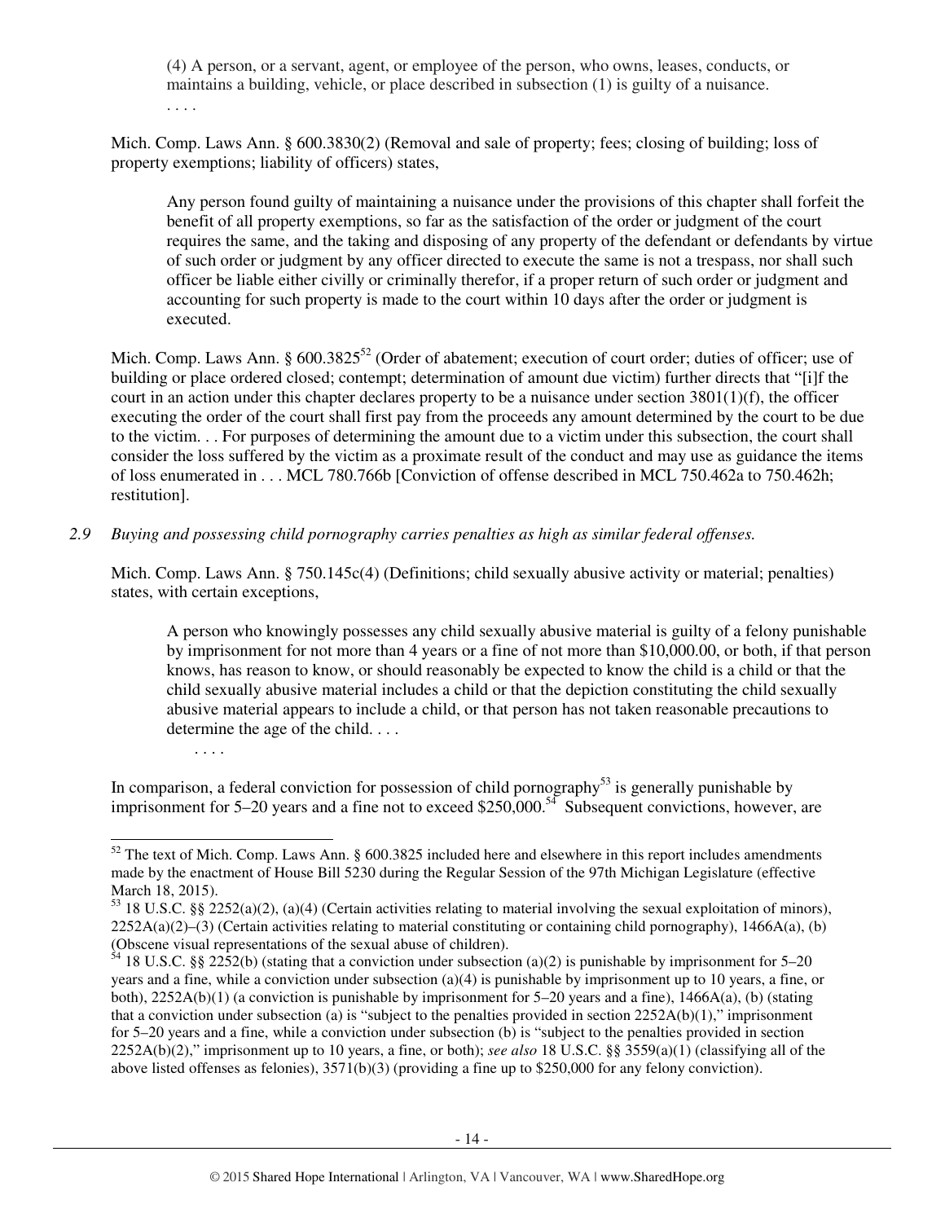> (4) A person, or a servant, agent, or employee of the person, who owns, leases, conducts, or maintains a building, vehicle, or place described in subsection (1) is guilty of a nuisance.
>
> . . . .

Mich. Comp. Laws Ann. § 600.3830(2) (Removal and sale of property; fees; closing of building; loss of property exemptions; liability of officers) states,

> Any person found guilty of maintaining a nuisance under the provisions of this chapter shall forfeit the benefit of all property exemptions, so far as the satisfaction of the order or judgment of the court requires the same, and the taking and disposing of any property of the defendant or defendants by virtue of such order or judgment by any officer directed to execute the same is not a trespass, nor shall such officer be liable either civilly or criminally therefor, if a proper return of such order or judgment and accounting for such property is made to the court within 10 days after the order or judgment is executed.

Mich. Comp. Laws Ann. § 600.3825[52] (Order of abatement; execution of court order; duties of officer; use of building or place ordered closed; contempt; determination of amount due victim) further directs that "[i]f the court in an action under this chapter declares property to be a nuisance under section 3801(1)(f), the officer executing the order of the court shall first pay from the proceeds any amount determined by the court to be due to the victim. . . For purposes of determining the amount due to a victim under this subsection, the court shall consider the loss suffered by the victim as a proximate result of the conduct and may use as guidance the items of loss enumerated in . . . MCL 780.766b [Conviction of offense described in MCL 750.462a to 750.462h; restitution].

*2.9 Buying and possessing child pornography carries penalties as high as similar federal offenses.*

Mich. Comp. Laws Ann. § 750.145c(4) (Definitions; child sexually abusive activity or material; penalties) states, with certain exceptions,

> A person who knowingly possesses any child sexually abusive material is guilty of a felony punishable by imprisonment for not more than 4 years or a fine of not more than $10,000.00, or both, if that person knows, has reason to know, or should reasonably be expected to know the child is a child or that the child sexually abusive material includes a child or that the depiction constituting the child sexually abusive material appears to include a child, or that person has not taken reasonable precautions to determine the age of the child. . . .
>
> . . . .

In comparison, a federal conviction for possession of child pornography[53] is generally punishable by imprisonment for 5–20 years and a fine not to exceed $250,000.[54] Subsequent convictions, however, are

---

[52] The text of Mich. Comp. Laws Ann. § 600.3825 included here and elsewhere in this report includes amendments made by the enactment of House Bill 5230 during the Regular Session of the 97th Michigan Legislature (effective March 18, 2015).

[53] 18 U.S.C. §§ 2252(a)(2), (a)(4) (Certain activities relating to material involving the sexual exploitation of minors), 2252A(a)(2)–(3) (Certain activities relating to material constituting or containing child pornography), 1466A(a), (b) (Obscene visual representations of the sexual abuse of children).

[54] 18 U.S.C. §§ 2252(b) (stating that a conviction under subsection (a)(2) is punishable by imprisonment for 5–20 years and a fine, while a conviction under subsection (a)(4) is punishable by imprisonment up to 10 years, a fine, or both), 2252A(b)(1) (a conviction is punishable by imprisonment for 5–20 years and a fine), 1466A(a), (b) (stating that a conviction under subsection (a) is "subject to the penalties provided in section 2252A(b)(1)," imprisonment for 5–20 years and a fine, while a conviction under subsection (b) is "subject to the penalties provided in section 2252A(b)(2)," imprisonment up to 10 years, a fine, or both); *see also* 18 U.S.C. §§ 3559(a)(1) (classifying all of the above listed offenses as felonies), 3571(b)(3) (providing a fine up to $250,000 for any felony conviction).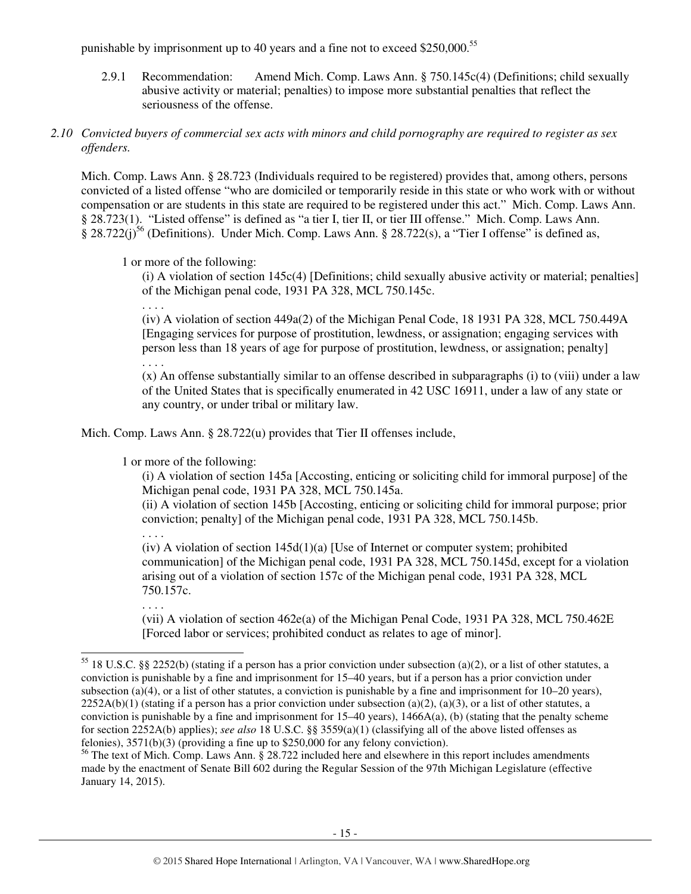punishable by imprisonment up to 40 years and a fine not to exceed $250,000.[55]

2.9.1 Recommendation: Amend Mich. Comp. Laws Ann. § 750.145c(4) (Definitions; child sexually abusive activity or material; penalties) to impose more substantial penalties that reflect the seriousness of the offense.

*2.10 Convicted buyers of commercial sex acts with minors and child pornography are required to register as sex offenders.*

Mich. Comp. Laws Ann. § 28.723 (Individuals required to be registered) provides that, among others, persons convicted of a listed offense "who are domiciled or temporarily reside in this state or who work with or without compensation or are students in this state are required to be registered under this act." Mich. Comp. Laws Ann. § 28.723(1). "Listed offense" is defined as "a tier I, tier II, or tier III offense." Mich. Comp. Laws Ann. § 28.722(j)[56] (Definitions). Under Mich. Comp. Laws Ann. § 28.722(s), a "Tier I offense" is defined as,

> 1 or more of the following:
>
> (i) A violation of section 145c(4) [Definitions; child sexually abusive activity or material; penalties] of the Michigan penal code, 1931 PA 328, MCL 750.145c.
>
> . . . .
>
> (iv) A violation of section 449a(2) of the Michigan Penal Code, 18 1931 PA 328, MCL 750.449A [Engaging services for purpose of prostitution, lewdness, or assignation; engaging services with person less than 18 years of age for purpose of prostitution, lewdness, or assignation; penalty]
>
> . . . .
>
> (x) An offense substantially similar to an offense described in subparagraphs (i) to (viii) under a law of the United States that is specifically enumerated in 42 USC 16911, under a law of any state or any country, or under tribal or military law.

Mich. Comp. Laws Ann. § 28.722(u) provides that Tier II offenses include,

> 1 or more of the following:
>
> (i) A violation of section 145a [Accosting, enticing or soliciting child for immoral purpose] of the Michigan penal code, 1931 PA 328, MCL 750.145a.
>
> (ii) A violation of section 145b [Accosting, enticing or soliciting child for immoral purpose; prior conviction; penalty] of the Michigan penal code, 1931 PA 328, MCL 750.145b.
>
> . . . .
>
> (iv) A violation of section 145d(1)(a) [Use of Internet or computer system; prohibited communication] of the Michigan penal code, 1931 PA 328, MCL 750.145d, except for a violation arising out of a violation of section 157c of the Michigan penal code, 1931 PA 328, MCL 750.157c.
>
> . . . .
>
> (vii) A violation of section 462e(a) of the Michigan Penal Code, 1931 PA 328, MCL 750.462E [Forced labor or services; prohibited conduct as relates to age of minor].

---

[55] 18 U.S.C. §§ 2252(b) (stating if a person has a prior conviction under subsection (a)(2), or a list of other statutes, a conviction is punishable by a fine and imprisonment for 15–40 years, but if a person has a prior conviction under subsection (a)(4), or a list of other statutes, a conviction is punishable by a fine and imprisonment for 10–20 years), 2252A(b)(1) (stating if a person has a prior conviction under subsection (a)(2), (a)(3), or a list of other statutes, a conviction is punishable by a fine and imprisonment for 15–40 years), 1466A(a), (b) (stating that the penalty scheme for section 2252A(b) applies); *see also* 18 U.S.C. §§ 3559(a)(1) (classifying all of the above listed offenses as felonies), 3571(b)(3) (providing a fine up to $250,000 for any felony conviction).

[56] The text of Mich. Comp. Laws Ann. § 28.722 included here and elsewhere in this report includes amendments made by the enactment of Senate Bill 602 during the Regular Session of the 97th Michigan Legislature (effective January 14, 2015).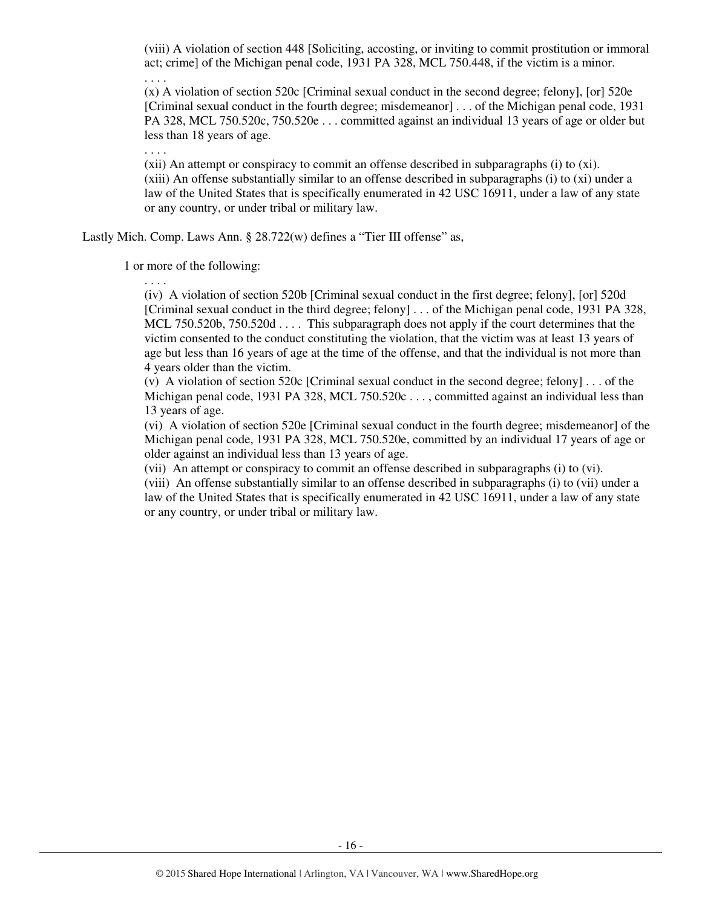> (viii) A violation of section 448 [Soliciting, accosting, or inviting to commit prostitution or immoral act; crime] of the Michigan penal code, 1931 PA 328, MCL 750.448, if the victim is a minor.
>
> . . . .
>
> (x) A violation of section 520c [Criminal sexual conduct in the second degree; felony], [or] 520e [Criminal sexual conduct in the fourth degree; misdemeanor] . . . of the Michigan penal code, 1931 PA 328, MCL 750.520c, 750.520e . . . committed against an individual 13 years of age or older but less than 18 years of age.
>
> . . . .
>
> (xii) An attempt or conspiracy to commit an offense described in subparagraphs (i) to (xi).
> (xiii) An offense substantially similar to an offense described in subparagraphs (i) to (xi) under a law of the United States that is specifically enumerated in 42 USC 16911, under a law of any state or any country, or under tribal or military law.

Lastly Mich. Comp. Laws Ann. § 28.722(w) defines a "Tier III offense" as,

> 1 or more of the following:
>
> . . . .
>
> (iv) A violation of section 520b [Criminal sexual conduct in the first degree; felony], [or] 520d [Criminal sexual conduct in the third degree; felony] . . . of the Michigan penal code, 1931 PA 328, MCL 750.520b, 750.520d . . . . This subparagraph does not apply if the court determines that the victim consented to the conduct constituting the violation, that the victim was at least 13 years of age but less than 16 years of age at the time of the offense, and that the individual is not more than 4 years older than the victim.
> (v) A violation of section 520c [Criminal sexual conduct in the second degree; felony] . . . of the Michigan penal code, 1931 PA 328, MCL 750.520c . . . , committed against an individual less than 13 years of age.
> (vi) A violation of section 520e [Criminal sexual conduct in the fourth degree; misdemeanor] of the Michigan penal code, 1931 PA 328, MCL 750.520e, committed by an individual 17 years of age or older against an individual less than 13 years of age.
> (vii) An attempt or conspiracy to commit an offense described in subparagraphs (i) to (vi).
> (viii) An offense substantially similar to an offense described in subparagraphs (i) to (vii) under a law of the United States that is specifically enumerated in 42 USC 16911, under a law of any state or any country, or under tribal or military law.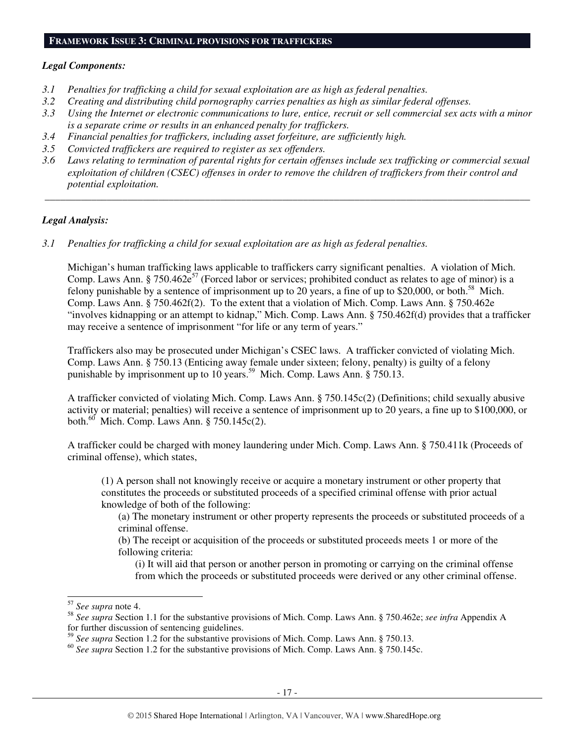## FRAMEWORK ISSUE 3: CRIMINAL PROVISIONS FOR TRAFFICKERS

***Legal Components:***

*3.1 Penalties for trafficking a child for sexual exploitation are as high as federal penalties.*
*3.2 Creating and distributing child pornography carries penalties as high as similar federal offenses.*
*3.3 Using the Internet or electronic communications to lure, entice, recruit or sell commercial sex acts with a minor is a separate crime or results in an enhanced penalty for traffickers.*
*3.4 Financial penalties for traffickers, including asset forfeiture, are sufficiently high.*
*3.5 Convicted traffickers are required to register as sex offenders.*
*3.6 Laws relating to termination of parental rights for certain offenses include sex trafficking or commercial sexual exploitation of children (CSEC) offenses in order to remove the children of traffickers from their control and potential exploitation.*

---

***Legal Analysis:***

*3.1 Penalties for trafficking a child for sexual exploitation are as high as federal penalties.*

Michigan's human trafficking laws applicable to traffickers carry significant penalties. A violation of Mich. Comp. Laws Ann. § 750.462e[57] (Forced labor or services; prohibited conduct as relates to age of minor) is a felony punishable by a sentence of imprisonment up to 20 years, a fine of up to $20,000, or both.[58] Mich. Comp. Laws Ann. § 750.462f(2). To the extent that a violation of Mich. Comp. Laws Ann. § 750.462e "involves kidnapping or an attempt to kidnap," Mich. Comp. Laws Ann. § 750.462f(d) provides that a trafficker may receive a sentence of imprisonment "for life or any term of years."

Traffickers also may be prosecuted under Michigan's CSEC laws. A trafficker convicted of violating Mich. Comp. Laws Ann. § 750.13 (Enticing away female under sixteen; felony, penalty) is guilty of a felony punishable by imprisonment up to 10 years.[59] Mich. Comp. Laws Ann. § 750.13.

A trafficker convicted of violating Mich. Comp. Laws Ann. § 750.145c(2) (Definitions; child sexually abusive activity or material; penalties) will receive a sentence of imprisonment up to 20 years, a fine up to $100,000, or both.[60] Mich. Comp. Laws Ann. § 750.145c(2).

A trafficker could be charged with money laundering under Mich. Comp. Laws Ann. § 750.411k (Proceeds of criminal offense), which states,

> (1) A person shall not knowingly receive or acquire a monetary instrument or other property that constitutes the proceeds or substituted proceeds of a specified criminal offense with prior actual knowledge of both of the following:
>
> (a) The monetary instrument or other property represents the proceeds or substituted proceeds of a criminal offense.
>
> (b) The receipt or acquisition of the proceeds or substituted proceeds meets 1 or more of the following criteria:
>
> (i) It will aid that person or another person in promoting or carrying on the criminal offense from which the proceeds or substituted proceeds were derived or any other criminal offense.

---

[57] *See supra* note 4.

[58] *See supra* Section 1.1 for the substantive provisions of Mich. Comp. Laws Ann. § 750.462e; *see infra* Appendix A for further discussion of sentencing guidelines.

[59] *See supra* Section 1.2 for the substantive provisions of Mich. Comp. Laws Ann. § 750.13.

[60] *See supra* Section 1.2 for the substantive provisions of Mich. Comp. Laws Ann. § 750.145c.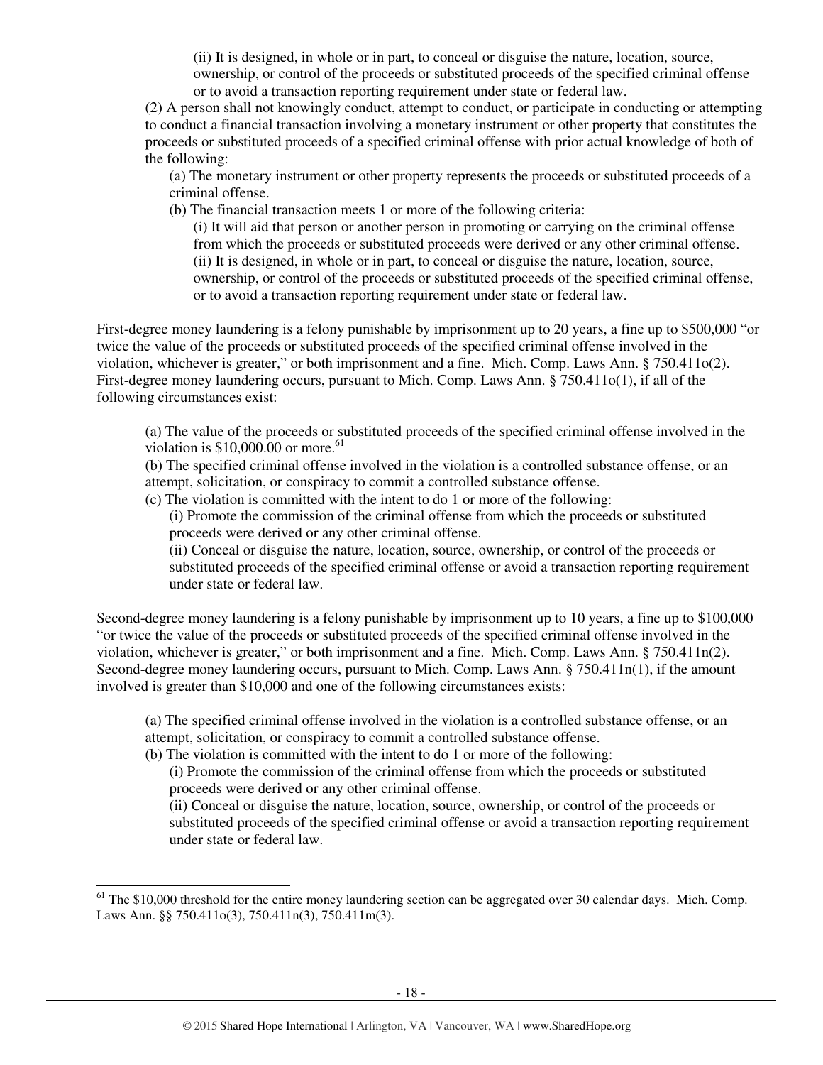(ii) It is designed, in whole or in part, to conceal or disguise the nature, location, source, ownership, or control of the proceeds or substituted proceeds of the specified criminal offense or to avoid a transaction reporting requirement under state or federal law.

(2) A person shall not knowingly conduct, attempt to conduct, or participate in conducting or attempting to conduct a financial transaction involving a monetary instrument or other property that constitutes the proceeds or substituted proceeds of a specified criminal offense with prior actual knowledge of both of the following:

(a) The monetary instrument or other property represents the proceeds or substituted proceeds of a criminal offense.

(b) The financial transaction meets 1 or more of the following criteria:

(i) It will aid that person or another person in promoting or carrying on the criminal offense from which the proceeds or substituted proceeds were derived or any other criminal offense.

(ii) It is designed, in whole or in part, to conceal or disguise the nature, location, source, ownership, or control of the proceeds or substituted proceeds of the specified criminal offense, or to avoid a transaction reporting requirement under state or federal law.

First-degree money laundering is a felony punishable by imprisonment up to 20 years, a fine up to $500,000 "or twice the value of the proceeds or substituted proceeds of the specified criminal offense involved in the violation, whichever is greater," or both imprisonment and a fine. Mich. Comp. Laws Ann. § 750.411o(2). First-degree money laundering occurs, pursuant to Mich. Comp. Laws Ann. § 750.411o(1), if all of the following circumstances exist:

(a) The value of the proceeds or substituted proceeds of the specified criminal offense involved in the violation is $10,000.00 or more.[61]

(b) The specified criminal offense involved in the violation is a controlled substance offense, or an attempt, solicitation, or conspiracy to commit a controlled substance offense.

(c) The violation is committed with the intent to do 1 or more of the following:

(i) Promote the commission of the criminal offense from which the proceeds or substituted proceeds were derived or any other criminal offense.

(ii) Conceal or disguise the nature, location, source, ownership, or control of the proceeds or substituted proceeds of the specified criminal offense or avoid a transaction reporting requirement under state or federal law.

Second-degree money laundering is a felony punishable by imprisonment up to 10 years, a fine up to $100,000 "or twice the value of the proceeds or substituted proceeds of the specified criminal offense involved in the violation, whichever is greater," or both imprisonment and a fine. Mich. Comp. Laws Ann. § 750.411n(2). Second-degree money laundering occurs, pursuant to Mich. Comp. Laws Ann. § 750.411n(1), if the amount involved is greater than $10,000 and one of the following circumstances exists:

(a) The specified criminal offense involved in the violation is a controlled substance offense, or an attempt, solicitation, or conspiracy to commit a controlled substance offense.

(b) The violation is committed with the intent to do 1 or more of the following:

(i) Promote the commission of the criminal offense from which the proceeds or substituted proceeds were derived or any other criminal offense.

(ii) Conceal or disguise the nature, location, source, ownership, or control of the proceeds or substituted proceeds of the specified criminal offense or avoid a transaction reporting requirement under state or federal law.

[61] The $10,000 threshold for the entire money laundering section can be aggregated over 30 calendar days. Mich. Comp. Laws Ann. §§ 750.411o(3), 750.411n(3), 750.411m(3).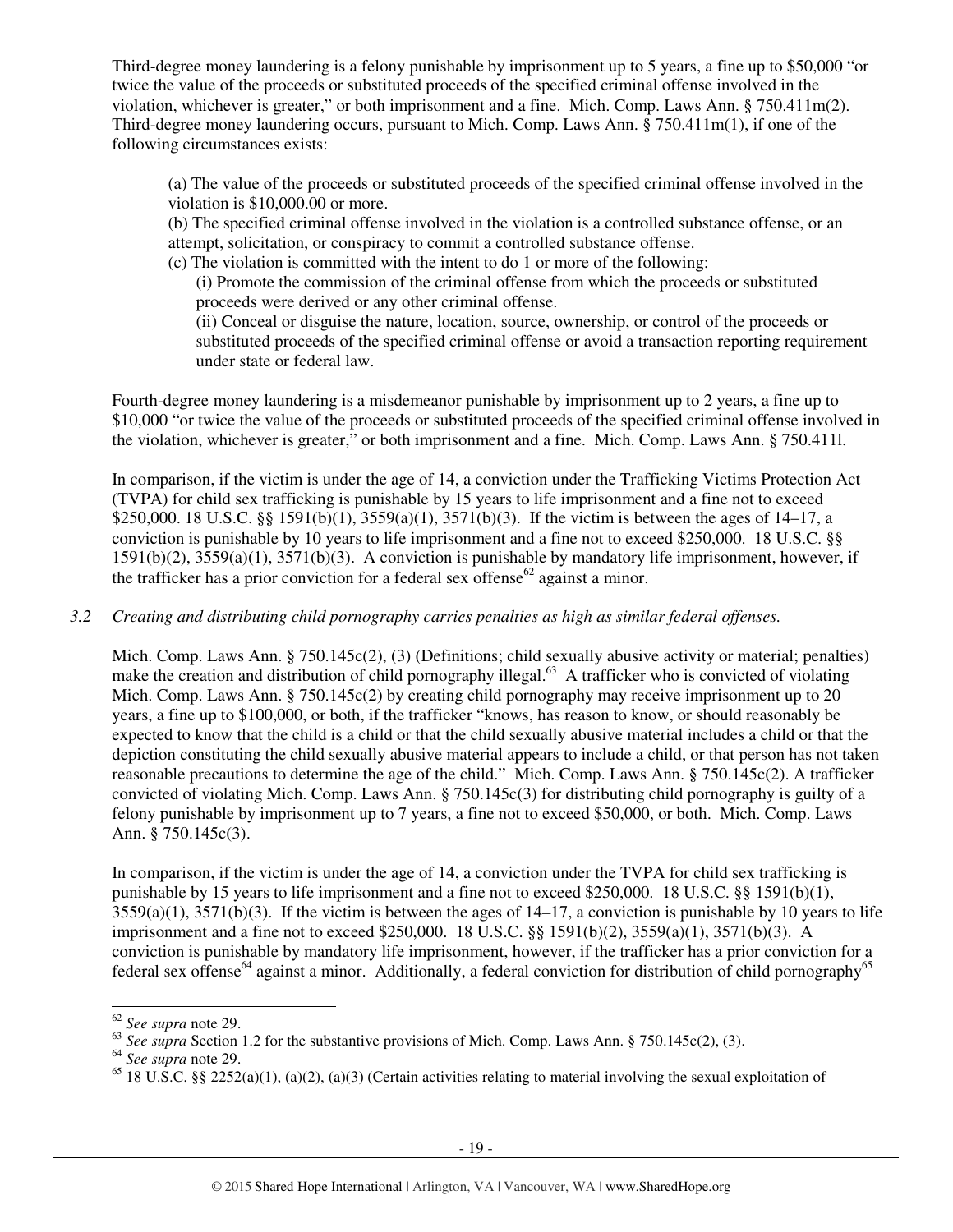Third-degree money laundering is a felony punishable by imprisonment up to 5 years, a fine up to $50,000 "or twice the value of the proceeds or substituted proceeds of the specified criminal offense involved in the violation, whichever is greater," or both imprisonment and a fine. Mich. Comp. Laws Ann. § 750.411m(2). Third-degree money laundering occurs, pursuant to Mich. Comp. Laws Ann. § 750.411m(1), if one of the following circumstances exists:

> (a) The value of the proceeds or substituted proceeds of the specified criminal offense involved in the violation is $10,000.00 or more.
> (b) The specified criminal offense involved in the violation is a controlled substance offense, or an attempt, solicitation, or conspiracy to commit a controlled substance offense.
> (c) The violation is committed with the intent to do 1 or more of the following:
>> (i) Promote the commission of the criminal offense from which the proceeds or substituted proceeds were derived or any other criminal offense.
>> (ii) Conceal or disguise the nature, location, source, ownership, or control of the proceeds or substituted proceeds of the specified criminal offense or avoid a transaction reporting requirement under state or federal law.

Fourth-degree money laundering is a misdemeanor punishable by imprisonment up to 2 years, a fine up to $10,000 "or twice the value of the proceeds or substituted proceeds of the specified criminal offense involved in the violation, whichever is greater," or both imprisonment and a fine. Mich. Comp. Laws Ann. § 750.411l.

In comparison, if the victim is under the age of 14, a conviction under the Trafficking Victims Protection Act (TVPA) for child sex trafficking is punishable by 15 years to life imprisonment and a fine not to exceed $250,000. 18 U.S.C. §§ 1591(b)(1), 3559(a)(1), 3571(b)(3). If the victim is between the ages of 14–17, a conviction is punishable by 10 years to life imprisonment and a fine not to exceed $250,000. 18 U.S.C. §§ 1591(b)(2), 3559(a)(1), 3571(b)(3). A conviction is punishable by mandatory life imprisonment, however, if the trafficker has a prior conviction for a federal sex offense[62] against a minor.

### *3.2 Creating and distributing child pornography carries penalties as high as similar federal offenses.*

Mich. Comp. Laws Ann. § 750.145c(2), (3) (Definitions; child sexually abusive activity or material; penalties) make the creation and distribution of child pornography illegal.[63] A trafficker who is convicted of violating Mich. Comp. Laws Ann. § 750.145c(2) by creating child pornography may receive imprisonment up to 20 years, a fine up to $100,000, or both, if the trafficker "knows, has reason to know, or should reasonably be expected to know that the child is a child or that the child sexually abusive material includes a child or that the depiction constituting the child sexually abusive material appears to include a child, or that person has not taken reasonable precautions to determine the age of the child." Mich. Comp. Laws Ann. § 750.145c(2). A trafficker convicted of violating Mich. Comp. Laws Ann. § 750.145c(3) for distributing child pornography is guilty of a felony punishable by imprisonment up to 7 years, a fine not to exceed $50,000, or both. Mich. Comp. Laws Ann. § 750.145c(3).

In comparison, if the victim is under the age of 14, a conviction under the TVPA for child sex trafficking is punishable by 15 years to life imprisonment and a fine not to exceed $250,000. 18 U.S.C. §§ 1591(b)(1), 3559(a)(1), 3571(b)(3). If the victim is between the ages of 14–17, a conviction is punishable by 10 years to life imprisonment and a fine not to exceed $250,000. 18 U.S.C. §§ 1591(b)(2), 3559(a)(1), 3571(b)(3). A conviction is punishable by mandatory life imprisonment, however, if the trafficker has a prior conviction for a federal sex offense[64] against a minor. Additionally, a federal conviction for distribution of child pornography[65]

---

[62] *See supra* note 29.
[63] *See supra* Section 1.2 for the substantive provisions of Mich. Comp. Laws Ann. § 750.145c(2), (3).
[64] *See supra* note 29.
[65] 18 U.S.C. §§ 2252(a)(1), (a)(2), (a)(3) (Certain activities relating to material involving the sexual exploitation of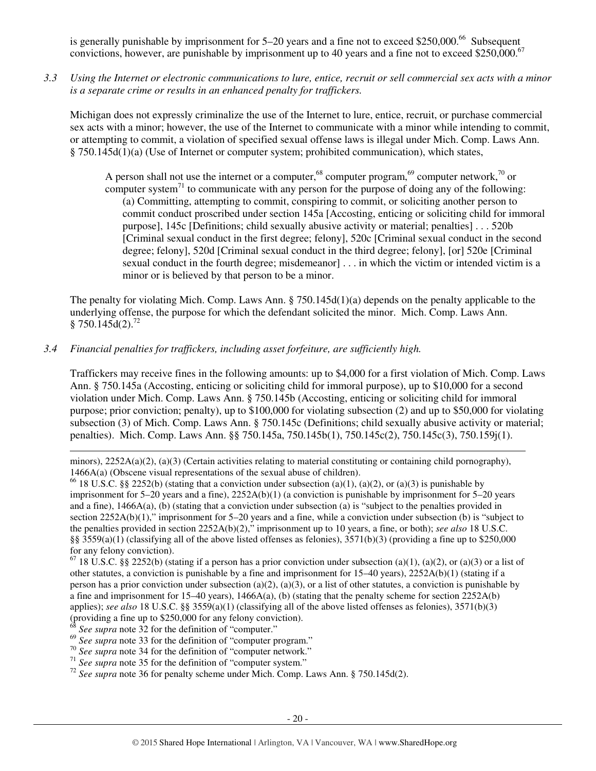is generally punishable by imprisonment for 5–20 years and a fine not to exceed $250,000.[66] Subsequent convictions, however, are punishable by imprisonment up to 40 years and a fine not to exceed $250,000.[67]

*3.3 Using the Internet or electronic communications to lure, entice, recruit or sell commercial sex acts with a minor is a separate crime or results in an enhanced penalty for traffickers.*

Michigan does not expressly criminalize the use of the Internet to lure, entice, recruit, or purchase commercial sex acts with a minor; however, the use of the Internet to communicate with a minor while intending to commit, or attempting to commit, a violation of specified sexual offense laws is illegal under Mich. Comp. Laws Ann. § 750.145d(1)(a) (Use of Internet or computer system; prohibited communication), which states,

> A person shall not use the internet or a computer,[68] computer program,[69] computer network,[70] or computer system[71] to communicate with any person for the purpose of doing any of the following:
> (a) Committing, attempting to commit, conspiring to commit, or soliciting another person to commit conduct proscribed under section 145a [Accosting, enticing or soliciting child for immoral purpose], 145c [Definitions; child sexually abusive activity or material; penalties] . . . 520b [Criminal sexual conduct in the first degree; felony], 520c [Criminal sexual conduct in the second degree; felony], 520d [Criminal sexual conduct in the third degree; felony], [or] 520e [Criminal sexual conduct in the fourth degree; misdemeanor] . . . in which the victim or intended victim is a minor or is believed by that person to be a minor.

The penalty for violating Mich. Comp. Laws Ann. § 750.145d(1)(a) depends on the penalty applicable to the underlying offense, the purpose for which the defendant solicited the minor. Mich. Comp. Laws Ann. § 750.145d(2).[72]

*3.4 Financial penalties for traffickers, including asset forfeiture, are sufficiently high.*

Traffickers may receive fines in the following amounts: up to $4,000 for a first violation of Mich. Comp. Laws Ann. § 750.145a (Accosting, enticing or soliciting child for immoral purpose), up to $10,000 for a second violation under Mich. Comp. Laws Ann. § 750.145b (Accosting, enticing or soliciting child for immoral purpose; prior conviction; penalty), up to $100,000 for violating subsection (2) and up to $50,000 for violating subsection (3) of Mich. Comp. Laws Ann. § 750.145c (Definitions; child sexually abusive activity or material; penalties). Mich. Comp. Laws Ann. §§ 750.145a, 750.145b(1), 750.145c(2), 750.145c(3), 750.159j(1).

---

minors), 2252A(a)(2), (a)(3) (Certain activities relating to material constituting or containing child pornography), 1466A(a) (Obscene visual representations of the sexual abuse of children).

[66] 18 U.S.C. §§ 2252(b) (stating that a conviction under subsection (a)(1), (a)(2), or (a)(3) is punishable by imprisonment for 5–20 years and a fine), 2252A(b)(1) (a conviction is punishable by imprisonment for 5–20 years and a fine), 1466A(a), (b) (stating that a conviction under subsection (a) is "subject to the penalties provided in section 2252A(b)(1)," imprisonment for 5–20 years and a fine, while a conviction under subsection (b) is "subject to the penalties provided in section 2252A(b)(2)," imprisonment up to 10 years, a fine, or both); *see also* 18 U.S.C. §§ 3559(a)(1) (classifying all of the above listed offenses as felonies), 3571(b)(3) (providing a fine up to $250,000 for any felony conviction).

[67] 18 U.S.C. §§ 2252(b) (stating if a person has a prior conviction under subsection (a)(1), (a)(2), or (a)(3) or a list of other statutes, a conviction is punishable by a fine and imprisonment for 15–40 years), 2252A(b)(1) (stating if a person has a prior conviction under subsection (a)(2), (a)(3), or a list of other statutes, a conviction is punishable by a fine and imprisonment for 15–40 years), 1466A(a), (b) (stating that the penalty scheme for section 2252A(b) applies); *see also* 18 U.S.C. §§ 3559(a)(1) (classifying all of the above listed offenses as felonies), 3571(b)(3) (providing a fine up to $250,000 for any felony conviction).

[68] *See supra* note 32 for the definition of "computer."

[69] *See supra* note 33 for the definition of "computer program."

[70] *See supra* note 34 for the definition of "computer network."

[71] *See supra* note 35 for the definition of "computer system."

[72] *See supra* note 36 for penalty scheme under Mich. Comp. Laws Ann. § 750.145d(2).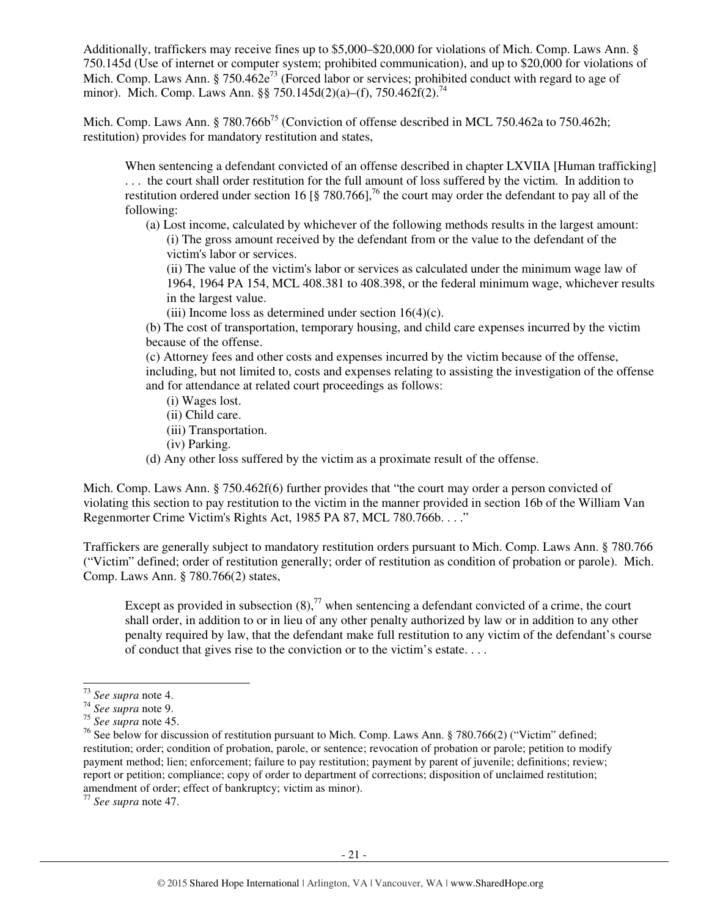Additionally, traffickers may receive fines up to $5,000–$20,000 for violations of Mich. Comp. Laws Ann. § 750.145d (Use of internet or computer system; prohibited communication), and up to $20,000 for violations of Mich. Comp. Laws Ann. § 750.462e[73] (Forced labor or services; prohibited conduct with regard to age of minor). Mich. Comp. Laws Ann. §§ 750.145d(2)(a)–(f), 750.462f(2).[74]

Mich. Comp. Laws Ann. § 780.766b[75] (Conviction of offense described in MCL 750.462a to 750.462h; restitution) provides for mandatory restitution and states,

> When sentencing a defendant convicted of an offense described in chapter LXVIIA [Human trafficking] . . . the court shall order restitution for the full amount of loss suffered by the victim. In addition to restitution ordered under section 16 [§ 780.766],[76] the court may order the defendant to pay all of the following:
>
> (a) Lost income, calculated by whichever of the following methods results in the largest amount:
>
> (i) The gross amount received by the defendant from or the value to the defendant of the victim's labor or services.
>
> (ii) The value of the victim's labor or services as calculated under the minimum wage law of 1964, 1964 PA 154, MCL 408.381 to 408.398, or the federal minimum wage, whichever results in the largest value.
>
> (iii) Income loss as determined under section 16(4)(c).
>
> (b) The cost of transportation, temporary housing, and child care expenses incurred by the victim because of the offense.
>
> (c) Attorney fees and other costs and expenses incurred by the victim because of the offense, including, but not limited to, costs and expenses relating to assisting the investigation of the offense and for attendance at related court proceedings as follows:
>
> (i) Wages lost.
>
> (ii) Child care.
>
> (iii) Transportation.
>
> (iv) Parking.
>
> (d) Any other loss suffered by the victim as a proximate result of the offense.

Mich. Comp. Laws Ann. § 750.462f(6) further provides that "the court may order a person convicted of violating this section to pay restitution to the victim in the manner provided in section 16b of the William Van Regenmorter Crime Victim's Rights Act, 1985 PA 87, MCL 780.766b. . . ."

Traffickers are generally subject to mandatory restitution orders pursuant to Mich. Comp. Laws Ann. § 780.766 ("Victim" defined; order of restitution generally; order of restitution as condition of probation or parole). Mich. Comp. Laws Ann. § 780.766(2) states,

> Except as provided in subsection (8),[77] when sentencing a defendant convicted of a crime, the court shall order, in addition to or in lieu of any other penalty authorized by law or in addition to any other penalty required by law, that the defendant make full restitution to any victim of the defendant's course of conduct that gives rise to the conviction or to the victim's estate. . . .

---

[73] *See supra* note 4.

[74] *See supra* note 9.

[75] *See supra* note 45.

[76] See below for discussion of restitution pursuant to Mich. Comp. Laws Ann. § 780.766(2) ("Victim" defined; restitution; order; condition of probation, parole, or sentence; revocation of probation or parole; petition to modify payment method; lien; enforcement; failure to pay restitution; payment by parent of juvenile; definitions; review; report or petition; compliance; copy of order to department of corrections; disposition of unclaimed restitution; amendment of order; effect of bankruptcy; victim as minor).

[77] *See supra* note 47.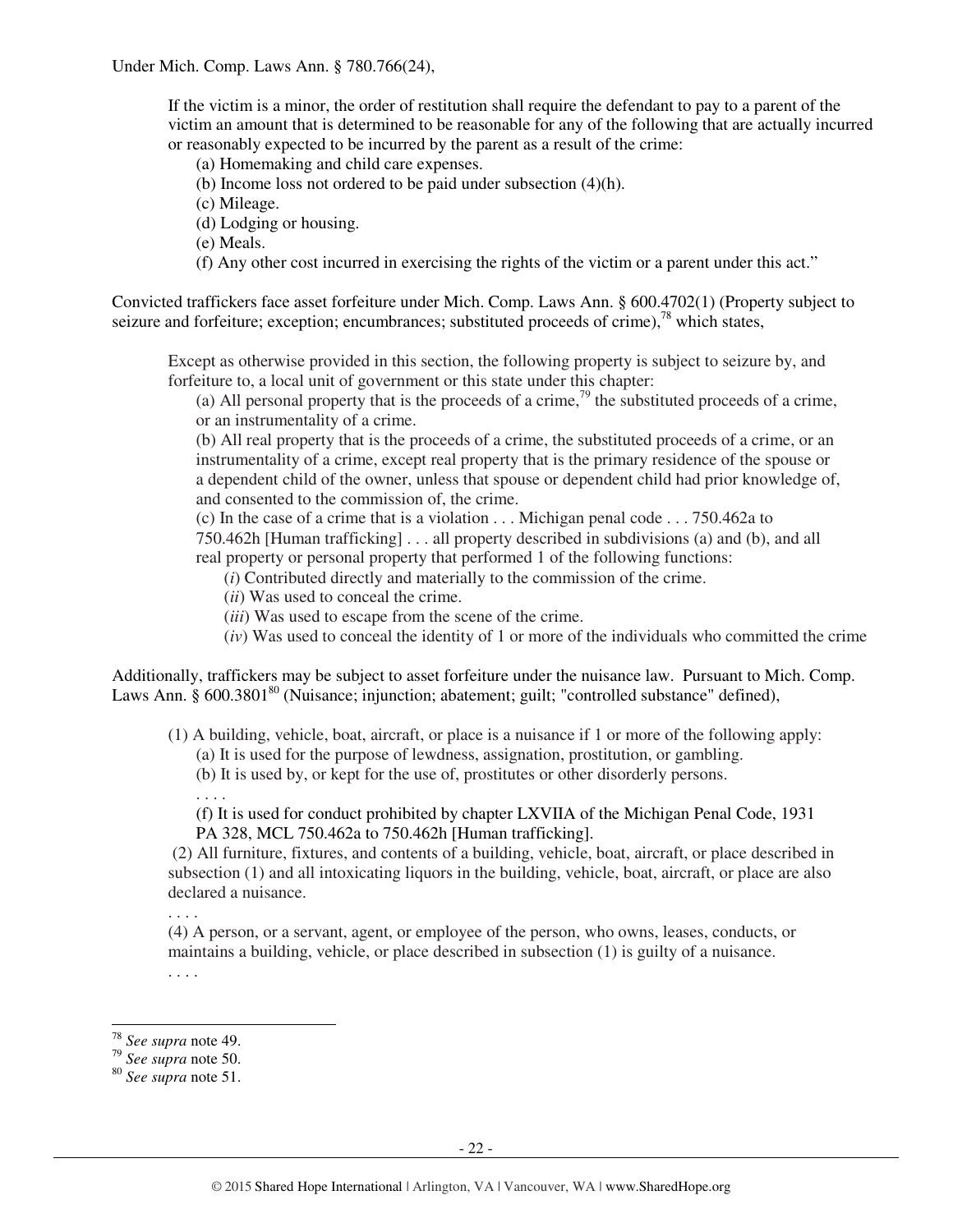Under Mich. Comp. Laws Ann. § 780.766(24),

> If the victim is a minor, the order of restitution shall require the defendant to pay to a parent of the victim an amount that is determined to be reasonable for any of the following that are actually incurred or reasonably expected to be incurred by the parent as a result of the crime:
>
> (a) Homemaking and child care expenses.
> (b) Income loss not ordered to be paid under subsection (4)(h).
> (c) Mileage.
> (d) Lodging or housing.
> (e) Meals.
> (f) Any other cost incurred in exercising the rights of the victim or a parent under this act."

Convicted traffickers face asset forfeiture under Mich. Comp. Laws Ann. § 600.4702(1) (Property subject to seizure and forfeiture; exception; encumbrances; substituted proceeds of crime),[78] which states,

> Except as otherwise provided in this section, the following property is subject to seizure by, and forfeiture to, a local unit of government or this state under this chapter:
>
> (a) All personal property that is the proceeds of a crime,[79] the substituted proceeds of a crime, or an instrumentality of a crime.
> (b) All real property that is the proceeds of a crime, the substituted proceeds of a crime, or an instrumentality of a crime, except real property that is the primary residence of the spouse or a dependent child of the owner, unless that spouse or dependent child had prior knowledge of, and consented to the commission of, the crime.
> (c) In the case of a crime that is a violation . . . Michigan penal code . . . 750.462a to 750.462h [Human trafficking] . . . all property described in subdivisions (a) and (b), and all real property or personal property that performed 1 of the following functions:
>
> (*i*) Contributed directly and materially to the commission of the crime.
> (*ii*) Was used to conceal the crime.
> (*iii*) Was used to escape from the scene of the crime.
> (*iv*) Was used to conceal the identity of 1 or more of the individuals who committed the crime

Additionally, traffickers may be subject to asset forfeiture under the nuisance law. Pursuant to Mich. Comp. Laws Ann. § 600.3801[80] (Nuisance; injunction; abatement; guilt; "controlled substance" defined),

> (1) A building, vehicle, boat, aircraft, or place is a nuisance if 1 or more of the following apply:
>
> (a) It is used for the purpose of lewdness, assignation, prostitution, or gambling.
> (b) It is used by, or kept for the use of, prostitutes or other disorderly persons.
> . . . .
> (f) It is used for conduct prohibited by chapter LXVIIA of the Michigan Penal Code, 1931 PA 328, MCL 750.462a to 750.462h [Human trafficking].
>
> (2) All furniture, fixtures, and contents of a building, vehicle, boat, aircraft, or place described in subsection (1) and all intoxicating liquors in the building, vehicle, boat, aircraft, or place are also declared a nuisance.
> . . . .
> (4) A person, or a servant, agent, or employee of the person, who owns, leases, conducts, or maintains a building, vehicle, or place described in subsection (1) is guilty of a nuisance.
> . . . .

---

[78] *See supra* note 49.
[79] *See supra* note 50.
[80] *See supra* note 51.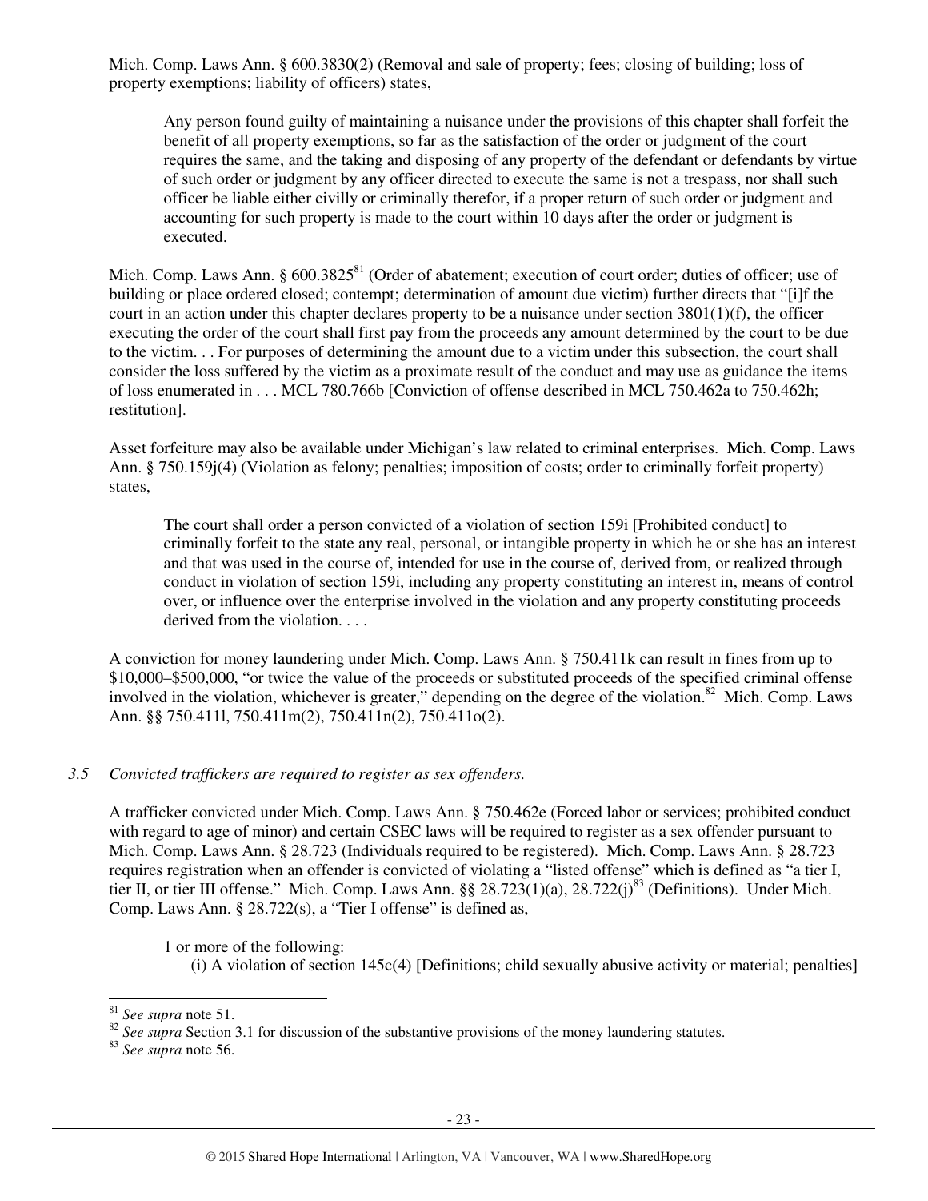Mich. Comp. Laws Ann. § 600.3830(2) (Removal and sale of property; fees; closing of building; loss of property exemptions; liability of officers) states,

> Any person found guilty of maintaining a nuisance under the provisions of this chapter shall forfeit the benefit of all property exemptions, so far as the satisfaction of the order or judgment of the court requires the same, and the taking and disposing of any property of the defendant or defendants by virtue of such order or judgment by any officer directed to execute the same is not a trespass, nor shall such officer be liable either civilly or criminally therefor, if a proper return of such order or judgment and accounting for such property is made to the court within 10 days after the order or judgment is executed.

Mich. Comp. Laws Ann. § 600.3825[81] (Order of abatement; execution of court order; duties of officer; use of building or place ordered closed; contempt; determination of amount due victim) further directs that "[i]f the court in an action under this chapter declares property to be a nuisance under section 3801(1)(f), the officer executing the order of the court shall first pay from the proceeds any amount determined by the court to be due to the victim. . . For purposes of determining the amount due to a victim under this subsection, the court shall consider the loss suffered by the victim as a proximate result of the conduct and may use as guidance the items of loss enumerated in . . . MCL 780.766b [Conviction of offense described in MCL 750.462a to 750.462h; restitution].

Asset forfeiture may also be available under Michigan's law related to criminal enterprises. Mich. Comp. Laws Ann. § 750.159j(4) (Violation as felony; penalties; imposition of costs; order to criminally forfeit property) states,

> The court shall order a person convicted of a violation of section 159i [Prohibited conduct] to criminally forfeit to the state any real, personal, or intangible property in which he or she has an interest and that was used in the course of, intended for use in the course of, derived from, or realized through conduct in violation of section 159i, including any property constituting an interest in, means of control over, or influence over the enterprise involved in the violation and any property constituting proceeds derived from the violation. . . .

A conviction for money laundering under Mich. Comp. Laws Ann. § 750.411k can result in fines from up to $10,000–$500,000, "or twice the value of the proceeds or substituted proceeds of the specified criminal offense involved in the violation, whichever is greater," depending on the degree of the violation.[82] Mich. Comp. Laws Ann. §§ 750.411l, 750.411m(2), 750.411n(2), 750.411o(2).

### *3.5 Convicted traffickers are required to register as sex offenders.*

A trafficker convicted under Mich. Comp. Laws Ann. § 750.462e (Forced labor or services; prohibited conduct with regard to age of minor) and certain CSEC laws will be required to register as a sex offender pursuant to Mich. Comp. Laws Ann. § 28.723 (Individuals required to be registered). Mich. Comp. Laws Ann. § 28.723 requires registration when an offender is convicted of violating a "listed offense" which is defined as "a tier I, tier II, or tier III offense." Mich. Comp. Laws Ann. §§ 28.723(1)(a), 28.722(j)[83] (Definitions). Under Mich. Comp. Laws Ann. § 28.722(s), a "Tier I offense" is defined as,

> 1 or more of the following:
>
> (i) A violation of section 145c(4) [Definitions; child sexually abusive activity or material; penalties]

---

[81] *See supra* note 51.

[82] *See supra* Section 3.1 for discussion of the substantive provisions of the money laundering statutes.

[83] *See supra* note 56.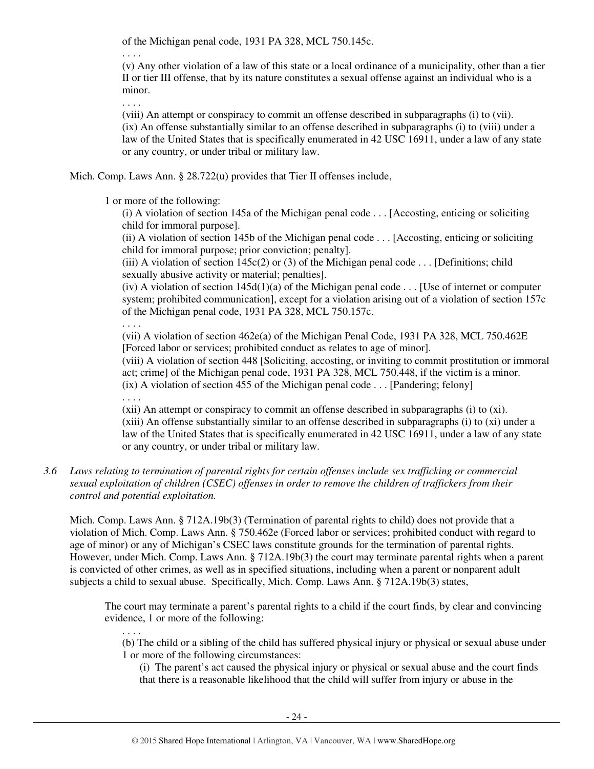of the Michigan penal code, 1931 PA 328, MCL 750.145c.

. . . .

(v) Any other violation of a law of this state or a local ordinance of a municipality, other than a tier II or tier III offense, that by its nature constitutes a sexual offense against an individual who is a minor.

. . . .

(viii) An attempt or conspiracy to commit an offense described in subparagraphs (i) to (vii).

(ix) An offense substantially similar to an offense described in subparagraphs (i) to (viii) under a law of the United States that is specifically enumerated in 42 USC 16911, under a law of any state or any country, or under tribal or military law.

Mich. Comp. Laws Ann. § 28.722(u) provides that Tier II offenses include,

> 1 or more of the following:
>
> (i) A violation of section 145a of the Michigan penal code . . . [Accosting, enticing or soliciting child for immoral purpose].
>
> (ii) A violation of section 145b of the Michigan penal code . . . [Accosting, enticing or soliciting child for immoral purpose; prior conviction; penalty].
>
> (iii) A violation of section 145c(2) or (3) of the Michigan penal code . . . [Definitions; child sexually abusive activity or material; penalties].
>
> (iv) A violation of section 145d(1)(a) of the Michigan penal code . . . [Use of internet or computer system; prohibited communication], except for a violation arising out of a violation of section 157c of the Michigan penal code, 1931 PA 328, MCL 750.157c.
>
> . . . .
>
> (vii) A violation of section 462e(a) of the Michigan Penal Code, 1931 PA 328, MCL 750.462E [Forced labor or services; prohibited conduct as relates to age of minor].
>
> (viii) A violation of section 448 [Soliciting, accosting, or inviting to commit prostitution or immoral act; crime] of the Michigan penal code, 1931 PA 328, MCL 750.448, if the victim is a minor.
>
> (ix) A violation of section 455 of the Michigan penal code . . . [Pandering; felony]
>
> . . . .
>
> (xii) An attempt or conspiracy to commit an offense described in subparagraphs (i) to (xi).
>
> (xiii) An offense substantially similar to an offense described in subparagraphs (i) to (xi) under a law of the United States that is specifically enumerated in 42 USC 16911, under a law of any state or any country, or under tribal or military law.

*3.6 Laws relating to termination of parental rights for certain offenses include sex trafficking or commercial sexual exploitation of children (CSEC) offenses in order to remove the children of traffickers from their control and potential exploitation.*

Mich. Comp. Laws Ann. § 712A.19b(3) (Termination of parental rights to child) does not provide that a violation of Mich. Comp. Laws Ann. § 750.462e (Forced labor or services; prohibited conduct with regard to age of minor) or any of Michigan's CSEC laws constitute grounds for the termination of parental rights. However, under Mich. Comp. Laws Ann. § 712A.19b(3) the court may terminate parental rights when a parent is convicted of other crimes, as well as in specified situations, including when a parent or nonparent adult subjects a child to sexual abuse. Specifically, Mich. Comp. Laws Ann. § 712A.19b(3) states,

> The court may terminate a parent's parental rights to a child if the court finds, by clear and convincing evidence, 1 or more of the following:
>
> . . . .
>
> (b) The child or a sibling of the child has suffered physical injury or physical or sexual abuse under 1 or more of the following circumstances:
>
> (i) The parent's act caused the physical injury or physical or sexual abuse and the court finds that there is a reasonable likelihood that the child will suffer from injury or abuse in the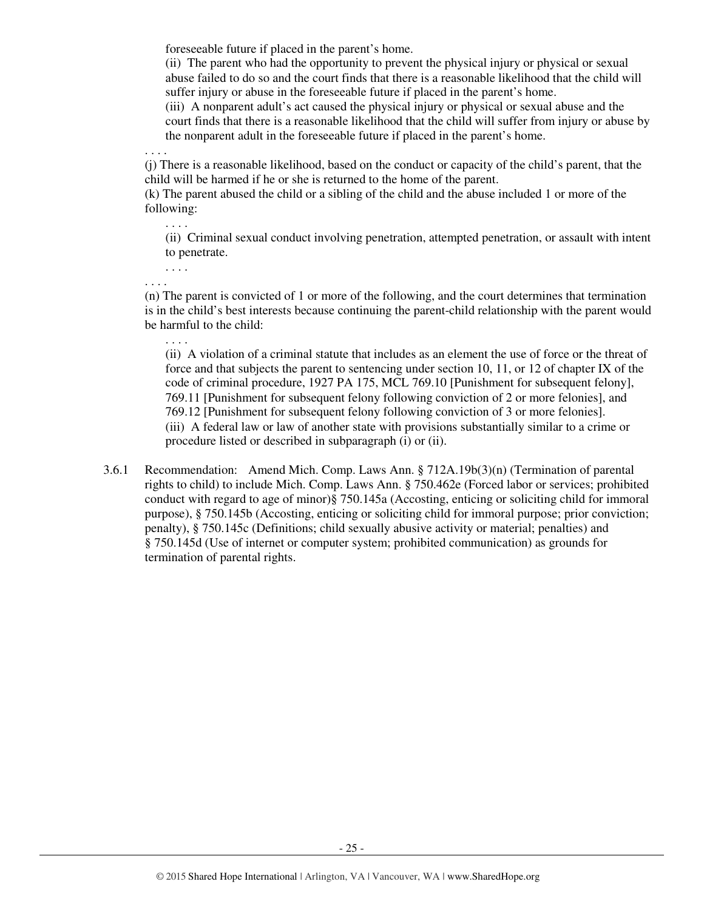foreseeable future if placed in the parent's home.

(ii) The parent who had the opportunity to prevent the physical injury or physical or sexual abuse failed to do so and the court finds that there is a reasonable likelihood that the child will suffer injury or abuse in the foreseeable future if placed in the parent's home.

(iii) A nonparent adult's act caused the physical injury or physical or sexual abuse and the court finds that there is a reasonable likelihood that the child will suffer from injury or abuse by the nonparent adult in the foreseeable future if placed in the parent's home.

. . . .

(j) There is a reasonable likelihood, based on the conduct or capacity of the child's parent, that the child will be harmed if he or she is returned to the home of the parent.

(k) The parent abused the child or a sibling of the child and the abuse included 1 or more of the following:

. . . .

(ii) Criminal sexual conduct involving penetration, attempted penetration, or assault with intent to penetrate.

. . . .

. . . .

(n) The parent is convicted of 1 or more of the following, and the court determines that termination is in the child's best interests because continuing the parent-child relationship with the parent would be harmful to the child:

. . . .

(ii) A violation of a criminal statute that includes as an element the use of force or the threat of force and that subjects the parent to sentencing under section 10, 11, or 12 of chapter IX of the code of criminal procedure, 1927 PA 175, MCL 769.10 [Punishment for subsequent felony], 769.11 [Punishment for subsequent felony following conviction of 2 or more felonies], and 769.12 [Punishment for subsequent felony following conviction of 3 or more felonies].

(iii) A federal law or law of another state with provisions substantially similar to a crime or procedure listed or described in subparagraph (i) or (ii).

3.6.1 Recommendation: Amend Mich. Comp. Laws Ann. § 712A.19b(3)(n) (Termination of parental rights to child) to include Mich. Comp. Laws Ann. § 750.462e (Forced labor or services; prohibited conduct with regard to age of minor)§ 750.145a (Accosting, enticing or soliciting child for immoral purpose), § 750.145b (Accosting, enticing or soliciting child for immoral purpose; prior conviction; penalty), § 750.145c (Definitions; child sexually abusive activity or material; penalties) and § 750.145d (Use of internet or computer system; prohibited communication) as grounds for termination of parental rights.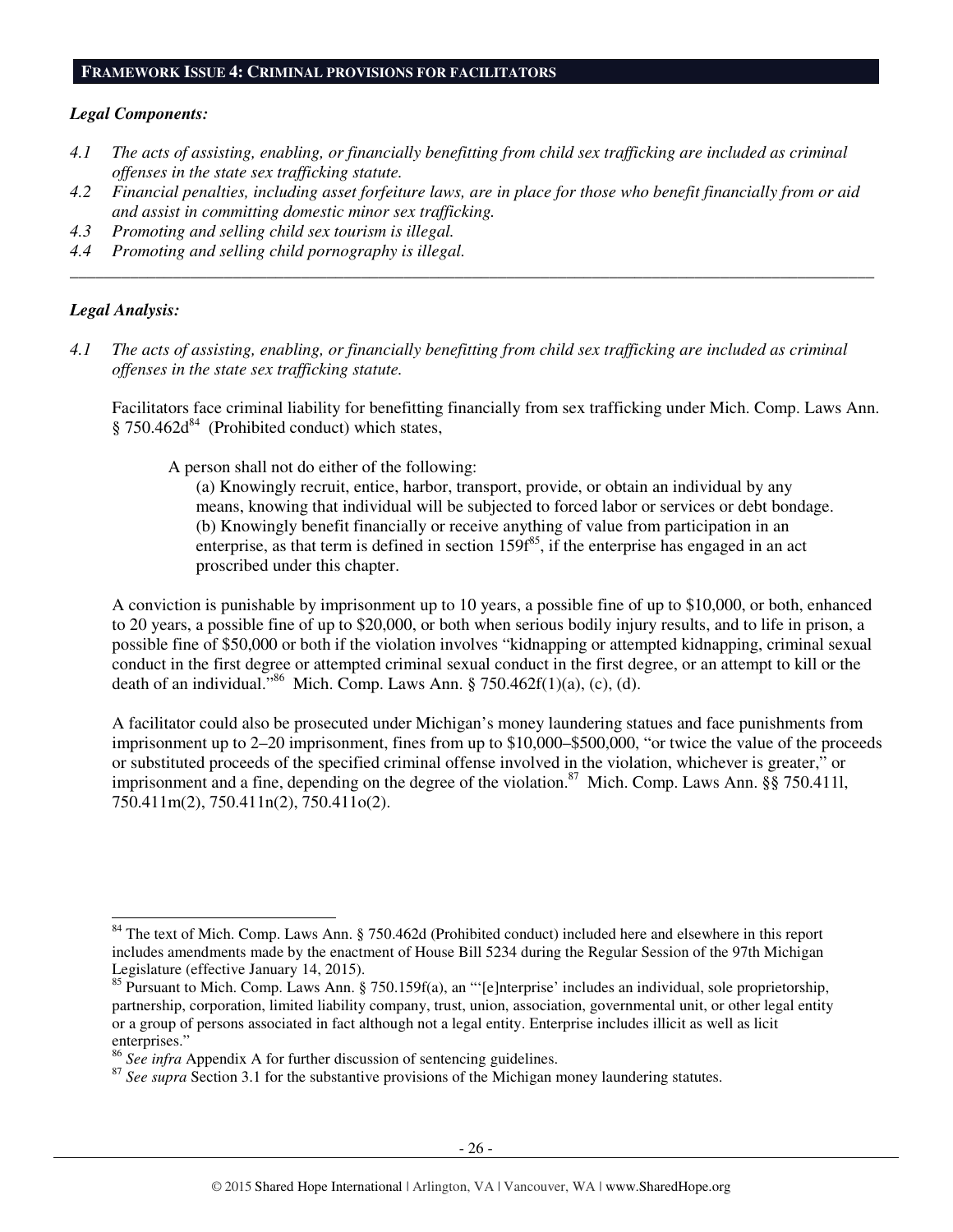## FRAMEWORK ISSUE 4: CRIMINAL PROVISIONS FOR FACILITATORS

### *Legal Components:*

*4.1 The acts of assisting, enabling, or financially benefitting from child sex trafficking are included as criminal offenses in the state sex trafficking statute.*

*4.2 Financial penalties, including asset forfeiture laws, are in place for those who benefit financially from or aid and assist in committing domestic minor sex trafficking.*

*4.3 Promoting and selling child sex tourism is illegal.*

*4.4 Promoting and selling child pornography is illegal.*

---

### *Legal Analysis:*

*4.1 The acts of assisting, enabling, or financially benefitting from child sex trafficking are included as criminal offenses in the state sex trafficking statute.*

Facilitators face criminal liability for benefitting financially from sex trafficking under Mich. Comp. Laws Ann. § 750.462d[84] (Prohibited conduct) which states,

> A person shall not do either of the following:
>
> (a) Knowingly recruit, entice, harbor, transport, provide, or obtain an individual by any means, knowing that individual will be subjected to forced labor or services or debt bondage.
>
> (b) Knowingly benefit financially or receive anything of value from participation in an enterprise, as that term is defined in section 159f[85], if the enterprise has engaged in an act proscribed under this chapter.

A conviction is punishable by imprisonment up to 10 years, a possible fine of up to $10,000, or both, enhanced to 20 years, a possible fine of up to $20,000, or both when serious bodily injury results, and to life in prison, a possible fine of $50,000 or both if the violation involves "kidnapping or attempted kidnapping, criminal sexual conduct in the first degree or attempted criminal sexual conduct in the first degree, or an attempt to kill or the death of an individual."[86] Mich. Comp. Laws Ann. § 750.462f(1)(a), (c), (d).

A facilitator could also be prosecuted under Michigan's money laundering statues and face punishments from imprisonment up to 2–20 imprisonment, fines from up to $10,000–$500,000, "or twice the value of the proceeds or substituted proceeds of the specified criminal offense involved in the violation, whichever is greater," or imprisonment and a fine, depending on the degree of the violation.[87] Mich. Comp. Laws Ann. §§ 750.411l, 750.411m(2), 750.411n(2), 750.411o(2).

---

[84] The text of Mich. Comp. Laws Ann. § 750.462d (Prohibited conduct) included here and elsewhere in this report includes amendments made by the enactment of House Bill 5234 during the Regular Session of the 97th Michigan Legislature (effective January 14, 2015).

[85] Pursuant to Mich. Comp. Laws Ann. § 750.159f(a), an "'[e]nterprise' includes an individual, sole proprietorship, partnership, corporation, limited liability company, trust, union, association, governmental unit, or other legal entity or a group of persons associated in fact although not a legal entity. Enterprise includes illicit as well as licit enterprises."

[86] *See infra* Appendix A for further discussion of sentencing guidelines.

[87] *See supra* Section 3.1 for the substantive provisions of the Michigan money laundering statutes.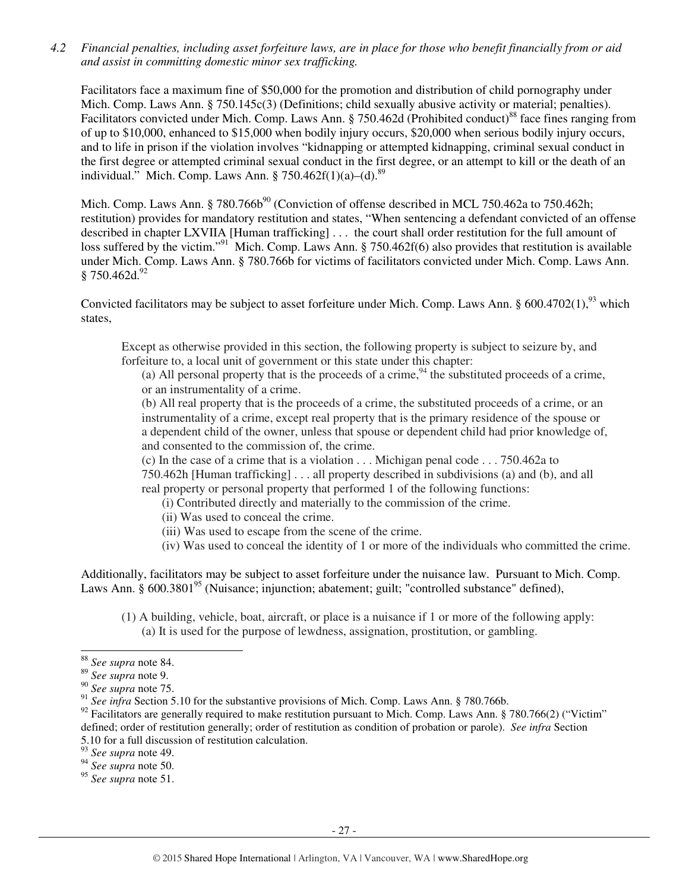*4.2 Financial penalties, including asset forfeiture laws, are in place for those who benefit financially from or aid and assist in committing domestic minor sex trafficking.*

Facilitators face a maximum fine of $50,000 for the promotion and distribution of child pornography under Mich. Comp. Laws Ann. § 750.145c(3) (Definitions; child sexually abusive activity or material; penalties). Facilitators convicted under Mich. Comp. Laws Ann. § 750.462d (Prohibited conduct)[88] face fines ranging from of up to $10,000, enhanced to $15,000 when bodily injury occurs, $20,000 when serious bodily injury occurs, and to life in prison if the violation involves "kidnapping or attempted kidnapping, criminal sexual conduct in the first degree or attempted criminal sexual conduct in the first degree, or an attempt to kill or the death of an individual." Mich. Comp. Laws Ann. § 750.462f(1)(a)–(d).[89]

Mich. Comp. Laws Ann. § 780.766b[90] (Conviction of offense described in MCL 750.462a to 750.462h; restitution) provides for mandatory restitution and states, "When sentencing a defendant convicted of an offense described in chapter LXVIIA [Human trafficking] . . . the court shall order restitution for the full amount of loss suffered by the victim."[91] Mich. Comp. Laws Ann. § 750.462f(6) also provides that restitution is available under Mich. Comp. Laws Ann. § 780.766b for victims of facilitators convicted under Mich. Comp. Laws Ann. § 750.462d.[92]

Convicted facilitators may be subject to asset forfeiture under Mich. Comp. Laws Ann. § 600.4702(1),[93] which states,

> Except as otherwise provided in this section, the following property is subject to seizure by, and forfeiture to, a local unit of government or this state under this chapter:
>
> (a) All personal property that is the proceeds of a crime,[94] the substituted proceeds of a crime, or an instrumentality of a crime.
>
> (b) All real property that is the proceeds of a crime, the substituted proceeds of a crime, or an instrumentality of a crime, except real property that is the primary residence of the spouse or a dependent child of the owner, unless that spouse or dependent child had prior knowledge of, and consented to the commission of, the crime.
>
> (c) In the case of a crime that is a violation . . . Michigan penal code . . . 750.462a to 750.462h [Human trafficking] . . . all property described in subdivisions (a) and (b), and all real property or personal property that performed 1 of the following functions:
>
> (i) Contributed directly and materially to the commission of the crime.
>
> (ii) Was used to conceal the crime.
>
> (iii) Was used to escape from the scene of the crime.
>
> (iv) Was used to conceal the identity of 1 or more of the individuals who committed the crime.

Additionally, facilitators may be subject to asset forfeiture under the nuisance law. Pursuant to Mich. Comp. Laws Ann. § 600.3801[95] (Nuisance; injunction; abatement; guilt; "controlled substance" defined),

> (1) A building, vehicle, boat, aircraft, or place is a nuisance if 1 or more of the following apply:
>
> (a) It is used for the purpose of lewdness, assignation, prostitution, or gambling.

---

[88] *See supra* note 84.

[89] *See supra* note 9.

[90] *See supra* note 75.

[91] *See infra* Section 5.10 for the substantive provisions of Mich. Comp. Laws Ann. § 780.766b.

[92] Facilitators are generally required to make restitution pursuant to Mich. Comp. Laws Ann. § 780.766(2) ("Victim" defined; order of restitution generally; order of restitution as condition of probation or parole). *See infra* Section 5.10 for a full discussion of restitution calculation.

[93] *See supra* note 49.

[94] *See supra* note 50.

[95] *See supra* note 51.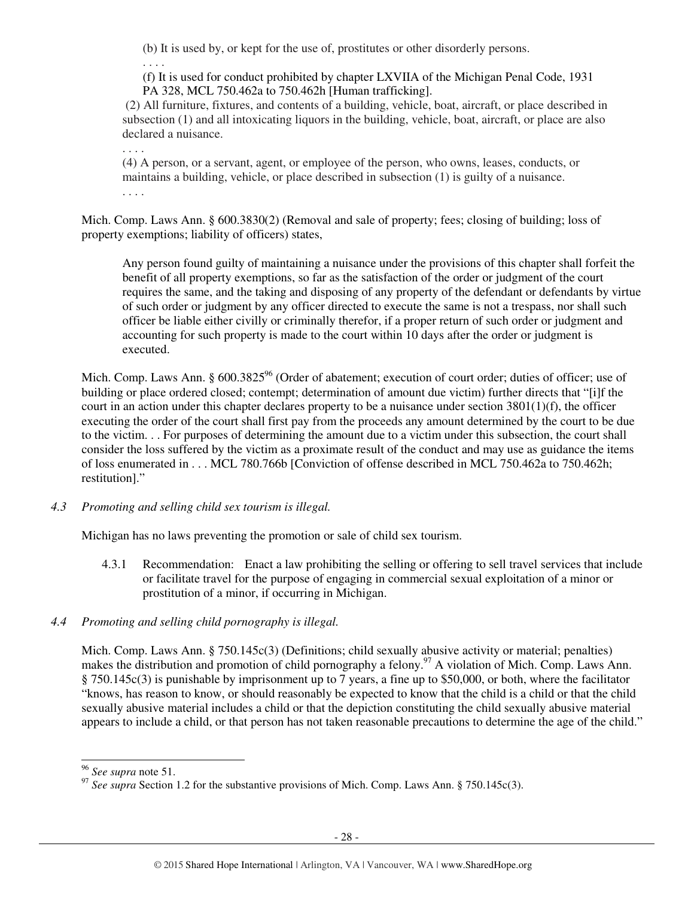> (b) It is used by, or kept for the use of, prostitutes or other disorderly persons.
>
> . . . .
>
> (f) It is used for conduct prohibited by chapter LXVIIA of the Michigan Penal Code, 1931 PA 328, MCL 750.462a to 750.462h [Human trafficking].
>
> (2) All furniture, fixtures, and contents of a building, vehicle, boat, aircraft, or place described in subsection (1) and all intoxicating liquors in the building, vehicle, boat, aircraft, or place are also declared a nuisance.
>
> . . . .
>
> (4) A person, or a servant, agent, or employee of the person, who owns, leases, conducts, or maintains a building, vehicle, or place described in subsection (1) is guilty of a nuisance.
>
> . . . .

Mich. Comp. Laws Ann. § 600.3830(2) (Removal and sale of property; fees; closing of building; loss of property exemptions; liability of officers) states,

> Any person found guilty of maintaining a nuisance under the provisions of this chapter shall forfeit the benefit of all property exemptions, so far as the satisfaction of the order or judgment of the court requires the same, and the taking and disposing of any property of the defendant or defendants by virtue of such order or judgment by any officer directed to execute the same is not a trespass, nor shall such officer be liable either civilly or criminally therefor, if a proper return of such order or judgment and accounting for such property is made to the court within 10 days after the order or judgment is executed.

Mich. Comp. Laws Ann. § 600.3825[96] (Order of abatement; execution of court order; duties of officer; use of building or place ordered closed; contempt; determination of amount due victim) further directs that "[i]f the court in an action under this chapter declares property to be a nuisance under section 3801(1)(f), the officer executing the order of the court shall first pay from the proceeds any amount determined by the court to be due to the victim. . . For purposes of determining the amount due to a victim under this subsection, the court shall consider the loss suffered by the victim as a proximate result of the conduct and may use as guidance the items of loss enumerated in . . . MCL 780.766b [Conviction of offense described in MCL 750.462a to 750.462h; restitution]."

*4.3 Promoting and selling child sex tourism is illegal.*

Michigan has no laws preventing the promotion or sale of child sex tourism.

4.3.1 Recommendation: Enact a law prohibiting the selling or offering to sell travel services that include or facilitate travel for the purpose of engaging in commercial sexual exploitation of a minor or prostitution of a minor, if occurring in Michigan.

*4.4 Promoting and selling child pornography is illegal.*

Mich. Comp. Laws Ann. § 750.145c(3) (Definitions; child sexually abusive activity or material; penalties) makes the distribution and promotion of child pornography a felony.[97] A violation of Mich. Comp. Laws Ann. § 750.145c(3) is punishable by imprisonment up to 7 years, a fine up to $50,000, or both, where the facilitator "knows, has reason to know, or should reasonably be expected to know that the child is a child or that the child sexually abusive material includes a child or that the depiction constituting the child sexually abusive material appears to include a child, or that person has not taken reasonable precautions to determine the age of the child."

---

[96] *See supra* note 51.

[97] *See supra* Section 1.2 for the substantive provisions of Mich. Comp. Laws Ann. § 750.145c(3).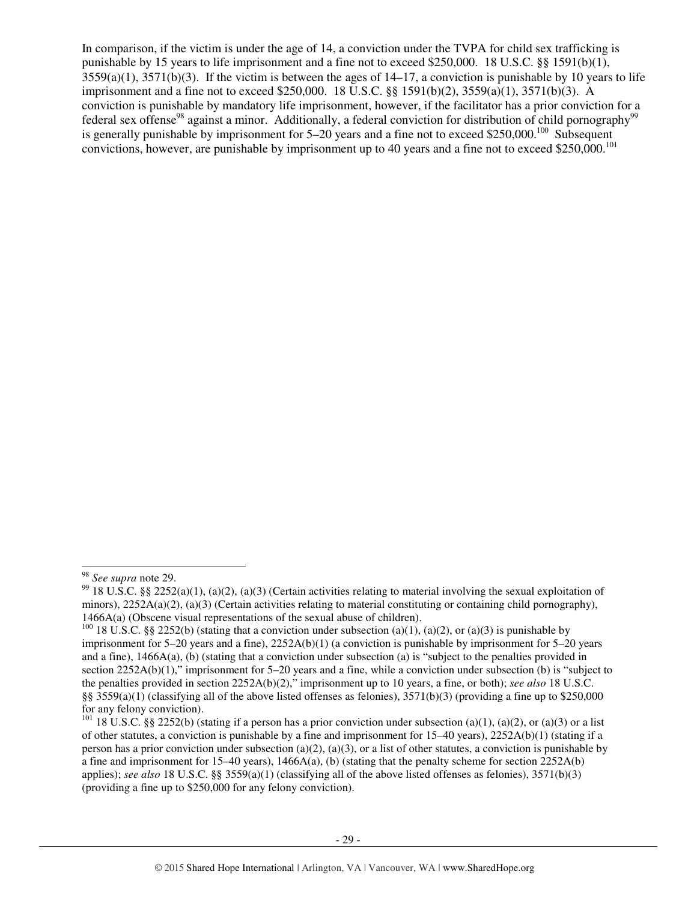In comparison, if the victim is under the age of 14, a conviction under the TVPA for child sex trafficking is punishable by 15 years to life imprisonment and a fine not to exceed $250,000. 18 U.S.C. §§ 1591(b)(1), 3559(a)(1), 3571(b)(3). If the victim is between the ages of 14–17, a conviction is punishable by 10 years to life imprisonment and a fine not to exceed $250,000. 18 U.S.C. §§ 1591(b)(2), 3559(a)(1), 3571(b)(3). A conviction is punishable by mandatory life imprisonment, however, if the facilitator has a prior conviction for a federal sex offense[98] against a minor. Additionally, a federal conviction for distribution of child pornography[99] is generally punishable by imprisonment for 5–20 years and a fine not to exceed $250,000.[100] Subsequent convictions, however, are punishable by imprisonment up to 40 years and a fine not to exceed $250,000.[101]

---

[98] *See supra* note 29.

[99] 18 U.S.C. §§ 2252(a)(1), (a)(2), (a)(3) (Certain activities relating to material involving the sexual exploitation of minors), 2252A(a)(2), (a)(3) (Certain activities relating to material constituting or containing child pornography), 1466A(a) (Obscene visual representations of the sexual abuse of children).

[100] 18 U.S.C. §§ 2252(b) (stating that a conviction under subsection (a)(1), (a)(2), or (a)(3) is punishable by imprisonment for 5–20 years and a fine), 2252A(b)(1) (a conviction is punishable by imprisonment for 5–20 years and a fine), 1466A(a), (b) (stating that a conviction under subsection (a) is "subject to the penalties provided in section 2252A(b)(1)," imprisonment for 5–20 years and a fine, while a conviction under subsection (b) is "subject to the penalties provided in section 2252A(b)(2)," imprisonment up to 10 years, a fine, or both); *see also* 18 U.S.C. §§ 3559(a)(1) (classifying all of the above listed offenses as felonies), 3571(b)(3) (providing a fine up to $250,000 for any felony conviction).

[101] 18 U.S.C. §§ 2252(b) (stating if a person has a prior conviction under subsection (a)(1), (a)(2), or (a)(3) or a list of other statutes, a conviction is punishable by a fine and imprisonment for 15–40 years), 2252A(b)(1) (stating if a person has a prior conviction under subsection (a)(2), (a)(3), or a list of other statutes, a conviction is punishable by a fine and imprisonment for 15–40 years), 1466A(a), (b) (stating that the penalty scheme for section 2252A(b) applies); *see also* 18 U.S.C. §§ 3559(a)(1) (classifying all of the above listed offenses as felonies), 3571(b)(3) (providing a fine up to $250,000 for any felony conviction).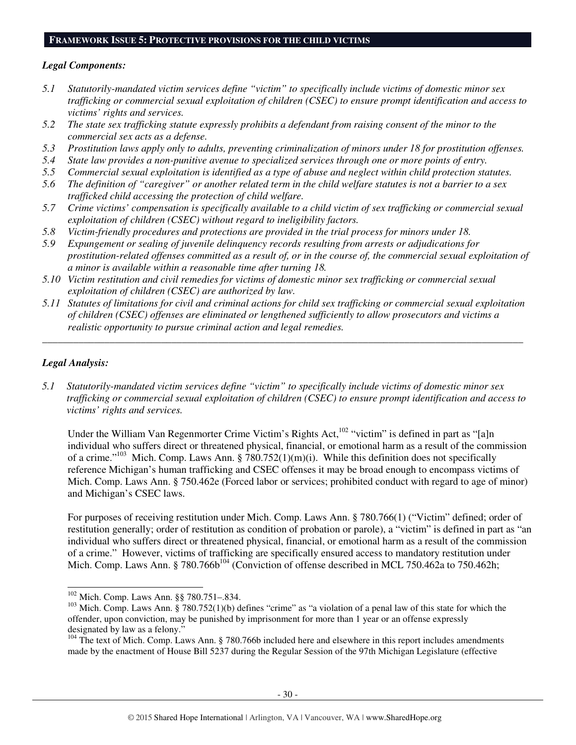## FRAMEWORK ISSUE 5: PROTECTIVE PROVISIONS FOR THE CHILD VICTIMS

### *Legal Components:*

*5.1 Statutorily-mandated victim services define "victim" to specifically include victims of domestic minor sex trafficking or commercial sexual exploitation of children (CSEC) to ensure prompt identification and access to victims' rights and services.*

*5.2 The state sex trafficking statute expressly prohibits a defendant from raising consent of the minor to the commercial sex acts as a defense.*

*5.3 Prostitution laws apply only to adults, preventing criminalization of minors under 18 for prostitution offenses.*

*5.4 State law provides a non-punitive avenue to specialized services through one or more points of entry.*

*5.5 Commercial sexual exploitation is identified as a type of abuse and neglect within child protection statutes.*

*5.6 The definition of "caregiver" or another related term in the child welfare statutes is not a barrier to a sex trafficked child accessing the protection of child welfare.*

*5.7 Crime victims' compensation is specifically available to a child victim of sex trafficking or commercial sexual exploitation of children (CSEC) without regard to ineligibility factors.*

*5.8 Victim-friendly procedures and protections are provided in the trial process for minors under 18.*

*5.9 Expungement or sealing of juvenile delinquency records resulting from arrests or adjudications for prostitution-related offenses committed as a result of, or in the course of, the commercial sexual exploitation of a minor is available within a reasonable time after turning 18.*

*5.10 Victim restitution and civil remedies for victims of domestic minor sex trafficking or commercial sexual exploitation of children (CSEC) are authorized by law.*

*5.11 Statutes of limitations for civil and criminal actions for child sex trafficking or commercial sexual exploitation of children (CSEC) offenses are eliminated or lengthened sufficiently to allow prosecutors and victims a realistic opportunity to pursue criminal action and legal remedies.*

---

### *Legal Analysis:*

*5.1 Statutorily-mandated victim services define "victim" to specifically include victims of domestic minor sex trafficking or commercial sexual exploitation of children (CSEC) to ensure prompt identification and access to victims' rights and services.*

Under the William Van Regenmorter Crime Victim's Rights Act,[102] "victim" is defined in part as "[a]n individual who suffers direct or threatened physical, financial, or emotional harm as a result of the commission of a crime."[103] Mich. Comp. Laws Ann. § 780.752(1)(m)(i). While this definition does not specifically reference Michigan's human trafficking and CSEC offenses it may be broad enough to encompass victims of Mich. Comp. Laws Ann. § 750.462e (Forced labor or services; prohibited conduct with regard to age of minor) and Michigan's CSEC laws.

For purposes of receiving restitution under Mich. Comp. Laws Ann. § 780.766(1) ("Victim" defined; order of restitution generally; order of restitution as condition of probation or parole), a "victim" is defined in part as "an individual who suffers direct or threatened physical, financial, or emotional harm as a result of the commission of a crime." However, victims of trafficking are specifically ensured access to mandatory restitution under Mich. Comp. Laws Ann. § 780.766b[104] (Conviction of offense described in MCL 750.462a to 750.462h;

---

[102] Mich. Comp. Laws Ann. §§ 780.751–.834.

[103] Mich. Comp. Laws Ann. § 780.752(1)(b) defines "crime" as "a violation of a penal law of this state for which the offender, upon conviction, may be punished by imprisonment for more than 1 year or an offense expressly designated by law as a felony."

[104] The text of Mich. Comp. Laws Ann. § 780.766b included here and elsewhere in this report includes amendments made by the enactment of House Bill 5237 during the Regular Session of the 97th Michigan Legislature (effective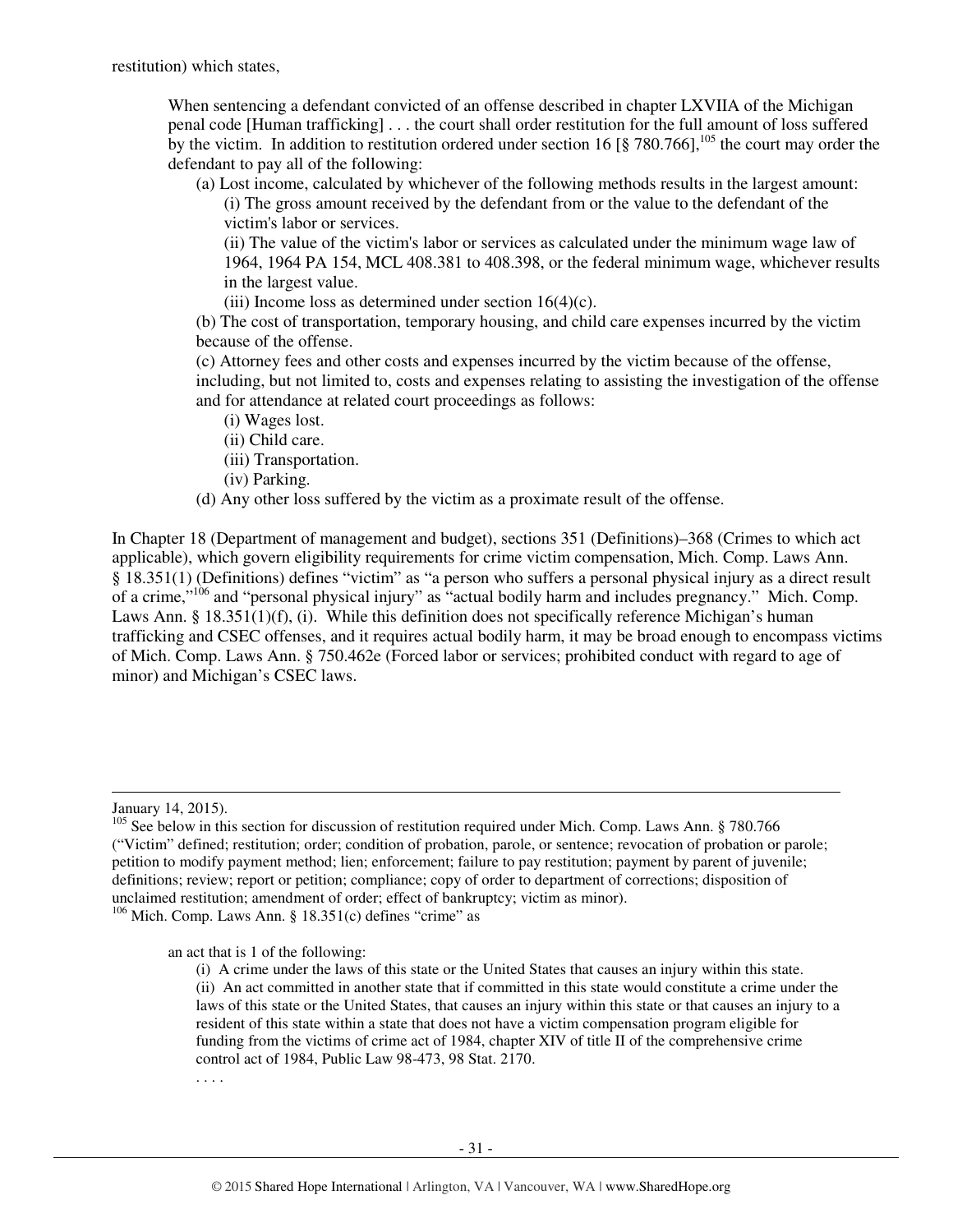restitution) which states,

> When sentencing a defendant convicted of an offense described in chapter LXVIIA of the Michigan penal code [Human trafficking] . . . the court shall order restitution for the full amount of loss suffered by the victim. In addition to restitution ordered under section 16 [§ 780.766],[105] the court may order the defendant to pay all of the following:
>
> (a) Lost income, calculated by whichever of the following methods results in the largest amount:
>
> (i) The gross amount received by the defendant from or the value to the defendant of the victim's labor or services.
>
> (ii) The value of the victim's labor or services as calculated under the minimum wage law of 1964, 1964 PA 154, MCL 408.381 to 408.398, or the federal minimum wage, whichever results in the largest value.
>
> (iii) Income loss as determined under section 16(4)(c).
>
> (b) The cost of transportation, temporary housing, and child care expenses incurred by the victim because of the offense.
>
> (c) Attorney fees and other costs and expenses incurred by the victim because of the offense, including, but not limited to, costs and expenses relating to assisting the investigation of the offense and for attendance at related court proceedings as follows:
>
> (i) Wages lost.
>
> (ii) Child care.
>
> (iii) Transportation.
>
> (iv) Parking.
>
> (d) Any other loss suffered by the victim as a proximate result of the offense.

In Chapter 18 (Department of management and budget), sections 351 (Definitions)–368 (Crimes to which act applicable), which govern eligibility requirements for crime victim compensation, Mich. Comp. Laws Ann. § 18.351(1) (Definitions) defines "victim" as "a person who suffers a personal physical injury as a direct result of a crime,"[106] and "personal physical injury" as "actual bodily harm and includes pregnancy." Mich. Comp. Laws Ann. § 18.351(1)(f), (i). While this definition does not specifically reference Michigan's human trafficking and CSEC offenses, and it requires actual bodily harm, it may be broad enough to encompass victims of Mich. Comp. Laws Ann. § 750.462e (Forced labor or services; prohibited conduct with regard to age of minor) and Michigan's CSEC laws.

---

January 14, 2015).

[105] See below in this section for discussion of restitution required under Mich. Comp. Laws Ann. § 780.766 ("Victim" defined; restitution; order; condition of probation, parole, or sentence; revocation of probation or parole; petition to modify payment method; lien; enforcement; failure to pay restitution; payment by parent of juvenile; definitions; review; report or petition; compliance; copy of order to department of corrections; disposition of unclaimed restitution; amendment of order; effect of bankruptcy; victim as minor).

[106] Mich. Comp. Laws Ann. § 18.351(c) defines "crime" as

> an act that is 1 of the following:
>
> (i) A crime under the laws of this state or the United States that causes an injury within this state.
>
> (ii) An act committed in another state that if committed in this state would constitute a crime under the laws of this state or the United States, that causes an injury within this state or that causes an injury to a resident of this state within a state that does not have a victim compensation program eligible for funding from the victims of crime act of 1984, chapter XIV of title II of the comprehensive crime control act of 1984, Public Law 98-473, 98 Stat. 2170.
>
> . . . .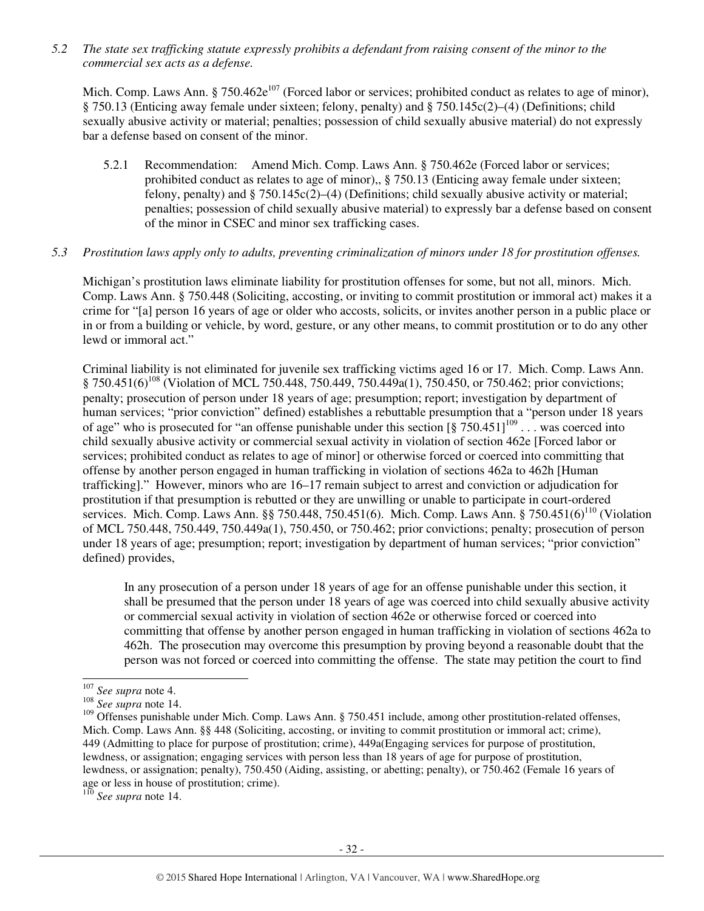*5.2 The state sex trafficking statute expressly prohibits a defendant from raising consent of the minor to the commercial sex acts as a defense.*

Mich. Comp. Laws Ann. § 750.462e[107] (Forced labor or services; prohibited conduct as relates to age of minor), § 750.13 (Enticing away female under sixteen; felony, penalty) and § 750.145c(2)–(4) (Definitions; child sexually abusive activity or material; penalties; possession of child sexually abusive material) do not expressly bar a defense based on consent of the minor.

5.2.1 Recommendation: Amend Mich. Comp. Laws Ann. § 750.462e (Forced labor or services; prohibited conduct as relates to age of minor),, § 750.13 (Enticing away female under sixteen; felony, penalty) and § 750.145c(2)–(4) (Definitions; child sexually abusive activity or material; penalties; possession of child sexually abusive material) to expressly bar a defense based on consent of the minor in CSEC and minor sex trafficking cases.

*5.3 Prostitution laws apply only to adults, preventing criminalization of minors under 18 for prostitution offenses.*

Michigan's prostitution laws eliminate liability for prostitution offenses for some, but not all, minors. Mich. Comp. Laws Ann. § 750.448 (Soliciting, accosting, or inviting to commit prostitution or immoral act) makes it a crime for "[a] person 16 years of age or older who accosts, solicits, or invites another person in a public place or in or from a building or vehicle, by word, gesture, or any other means, to commit prostitution or to do any other lewd or immoral act."

Criminal liability is not eliminated for juvenile sex trafficking victims aged 16 or 17. Mich. Comp. Laws Ann. § 750.451(6)[108] (Violation of MCL 750.448, 750.449, 750.449a(1), 750.450, or 750.462; prior convictions; penalty; prosecution of person under 18 years of age; presumption; report; investigation by department of human services; "prior conviction" defined) establishes a rebuttable presumption that a "person under 18 years of age" who is prosecuted for "an offense punishable under this section [§ 750.451][109] . . . was coerced into child sexually abusive activity or commercial sexual activity in violation of section 462e [Forced labor or services; prohibited conduct as relates to age of minor] or otherwise forced or coerced into committing that offense by another person engaged in human trafficking in violation of sections 462a to 462h [Human trafficking]." However, minors who are 16–17 remain subject to arrest and conviction or adjudication for prostitution if that presumption is rebutted or they are unwilling or unable to participate in court-ordered services. Mich. Comp. Laws Ann. §§ 750.448, 750.451(6). Mich. Comp. Laws Ann. § 750.451(6)[110] (Violation of MCL 750.448, 750.449, 750.449a(1), 750.450, or 750.462; prior convictions; penalty; prosecution of person under 18 years of age; presumption; report; investigation by department of human services; "prior conviction" defined) provides,

> In any prosecution of a person under 18 years of age for an offense punishable under this section, it shall be presumed that the person under 18 years of age was coerced into child sexually abusive activity or commercial sexual activity in violation of section 462e or otherwise forced or coerced into committing that offense by another person engaged in human trafficking in violation of sections 462a to 462h. The prosecution may overcome this presumption by proving beyond a reasonable doubt that the person was not forced or coerced into committing the offense. The state may petition the court to find

---

[107] *See supra* note 4.

[108] *See supra* note 14.

[109] Offenses punishable under Mich. Comp. Laws Ann. § 750.451 include, among other prostitution-related offenses, Mich. Comp. Laws Ann. §§ 448 (Soliciting, accosting, or inviting to commit prostitution or immoral act; crime), 449 (Admitting to place for purpose of prostitution; crime), 449a(Engaging services for purpose of prostitution, lewdness, or assignation; engaging services with person less than 18 years of age for purpose of prostitution, lewdness, or assignation; penalty), 750.450 (Aiding, assisting, or abetting; penalty), or 750.462 (Female 16 years of age or less in house of prostitution; crime).

[110] *See supra* note 14.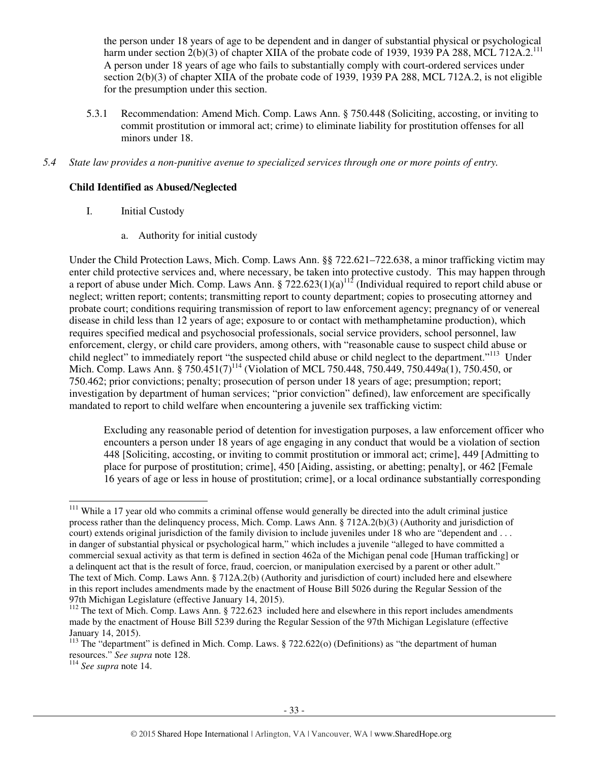the person under 18 years of age to be dependent and in danger of substantial physical or psychological harm under section 2(b)(3) of chapter XIIA of the probate code of 1939, 1939 PA 288, MCL 712A.2.[111] A person under 18 years of age who fails to substantially comply with court-ordered services under section 2(b)(3) of chapter XIIA of the probate code of 1939, 1939 PA 288, MCL 712A.2, is not eligible for the presumption under this section.

5.3.1 Recommendation: Amend Mich. Comp. Laws Ann. § 750.448 (Soliciting, accosting, or inviting to commit prostitution or immoral act; crime) to eliminate liability for prostitution offenses for all minors under 18.

*5.4 State law provides a non-punitive avenue to specialized services through one or more points of entry.*

**Child Identified as Abused/Neglected**

I. Initial Custody

a. Authority for initial custody

Under the Child Protection Laws, Mich. Comp. Laws Ann. §§ 722.621–722.638, a minor trafficking victim may enter child protective services and, where necessary, be taken into protective custody. This may happen through a report of abuse under Mich. Comp. Laws Ann. § 722.623(1)(a)[112] (Individual required to report child abuse or neglect; written report; contents; transmitting report to county department; copies to prosecuting attorney and probate court; conditions requiring transmission of report to law enforcement agency; pregnancy of or venereal disease in child less than 12 years of age; exposure to or contact with methamphetamine production), which requires specified medical and psychosocial professionals, social service providers, school personnel, law enforcement, clergy, or child care providers, among others, with "reasonable cause to suspect child abuse or child neglect" to immediately report "the suspected child abuse or child neglect to the department."[113] Under Mich. Comp. Laws Ann. § 750.451(7)[114] (Violation of MCL 750.448, 750.449, 750.449a(1), 750.450, or 750.462; prior convictions; penalty; prosecution of person under 18 years of age; presumption; report; investigation by department of human services; "prior conviction" defined), law enforcement are specifically mandated to report to child welfare when encountering a juvenile sex trafficking victim:

> Excluding any reasonable period of detention for investigation purposes, a law enforcement officer who encounters a person under 18 years of age engaging in any conduct that would be a violation of section 448 [Soliciting, accosting, or inviting to commit prostitution or immoral act; crime], 449 [Admitting to place for purpose of prostitution; crime], 450 [Aiding, assisting, or abetting; penalty], or 462 [Female 16 years of age or less in house of prostitution; crime], or a local ordinance substantially corresponding

---

[111] While a 17 year old who commits a criminal offense would generally be directed into the adult criminal justice process rather than the delinquency process, Mich. Comp. Laws Ann. § 712A.2(b)(3) (Authority and jurisdiction of court) extends original jurisdiction of the family division to include juveniles under 18 who are "dependent and . . . in danger of substantial physical or psychological harm," which includes a juvenile "alleged to have committed a commercial sexual activity as that term is defined in section 462a of the Michigan penal code [Human trafficking] or a delinquent act that is the result of force, fraud, coercion, or manipulation exercised by a parent or other adult." The text of Mich. Comp. Laws Ann. § 712A.2(b) (Authority and jurisdiction of court) included here and elsewhere in this report includes amendments made by the enactment of House Bill 5026 during the Regular Session of the 97th Michigan Legislature (effective January 14, 2015).

[112] The text of Mich. Comp. Laws Ann. § 722.623 included here and elsewhere in this report includes amendments made by the enactment of House Bill 5239 during the Regular Session of the 97th Michigan Legislature (effective January 14, 2015).

[113] The "department" is defined in Mich. Comp. Laws. § 722.622(o) (Definitions) as "the department of human resources." *See supra* note 128.

[114] *See supra* note 14.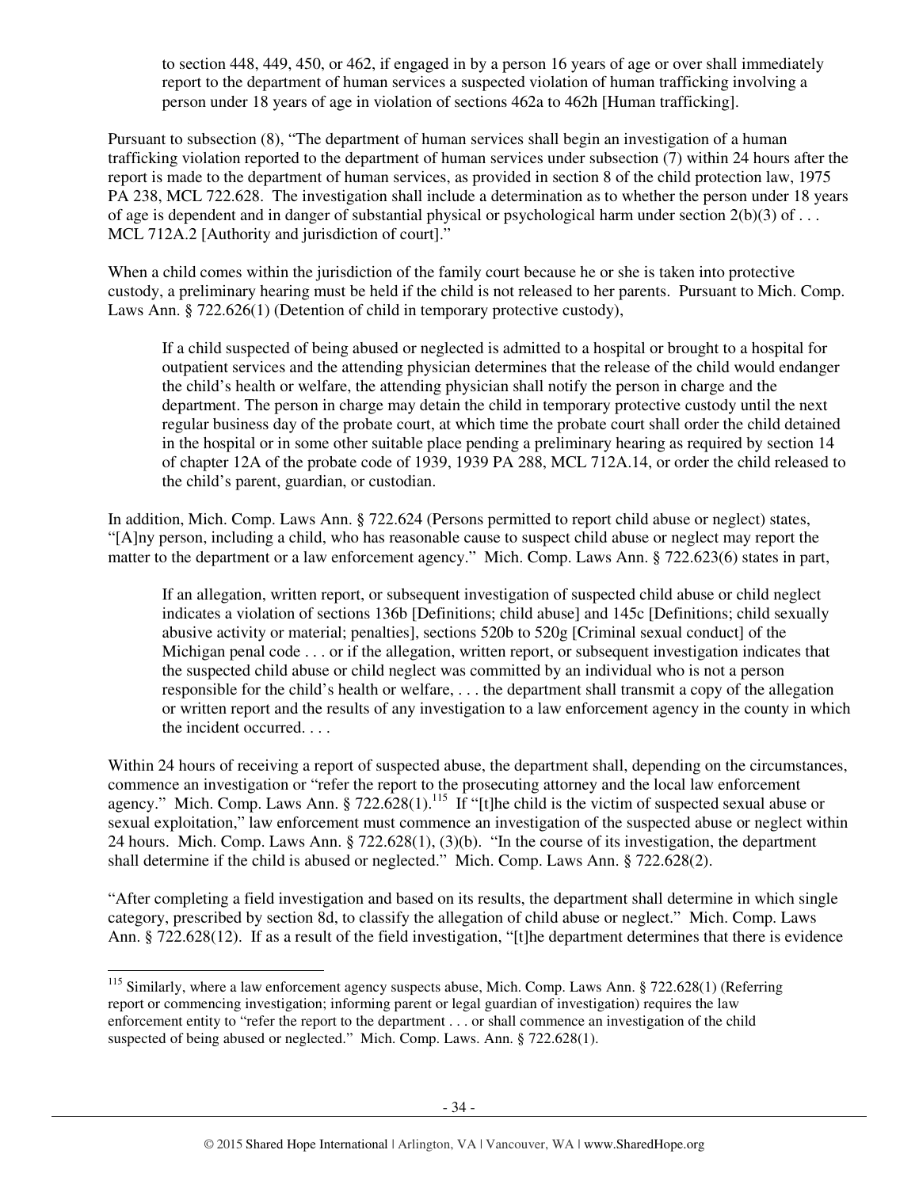> to section 448, 449, 450, or 462, if engaged in by a person 16 years of age or over shall immediately report to the department of human services a suspected violation of human trafficking involving a person under 18 years of age in violation of sections 462a to 462h [Human trafficking].

Pursuant to subsection (8), "The department of human services shall begin an investigation of a human trafficking violation reported to the department of human services under subsection (7) within 24 hours after the report is made to the department of human services, as provided in section 8 of the child protection law, 1975 PA 238, MCL 722.628. The investigation shall include a determination as to whether the person under 18 years of age is dependent and in danger of substantial physical or psychological harm under section 2(b)(3) of . . . MCL 712A.2 [Authority and jurisdiction of court]."

When a child comes within the jurisdiction of the family court because he or she is taken into protective custody, a preliminary hearing must be held if the child is not released to her parents. Pursuant to Mich. Comp. Laws Ann. § 722.626(1) (Detention of child in temporary protective custody),

> If a child suspected of being abused or neglected is admitted to a hospital or brought to a hospital for outpatient services and the attending physician determines that the release of the child would endanger the child's health or welfare, the attending physician shall notify the person in charge and the department. The person in charge may detain the child in temporary protective custody until the next regular business day of the probate court, at which time the probate court shall order the child detained in the hospital or in some other suitable place pending a preliminary hearing as required by section 14 of chapter 12A of the probate code of 1939, 1939 PA 288, MCL 712A.14, or order the child released to the child's parent, guardian, or custodian.

In addition, Mich. Comp. Laws Ann. § 722.624 (Persons permitted to report child abuse or neglect) states, "[A]ny person, including a child, who has reasonable cause to suspect child abuse or neglect may report the matter to the department or a law enforcement agency." Mich. Comp. Laws Ann. § 722.623(6) states in part,

> If an allegation, written report, or subsequent investigation of suspected child abuse or child neglect indicates a violation of sections 136b [Definitions; child abuse] and 145c [Definitions; child sexually abusive activity or material; penalties], sections 520b to 520g [Criminal sexual conduct] of the Michigan penal code . . . or if the allegation, written report, or subsequent investigation indicates that the suspected child abuse or child neglect was committed by an individual who is not a person responsible for the child's health or welfare, . . . the department shall transmit a copy of the allegation or written report and the results of any investigation to a law enforcement agency in the county in which the incident occurred. . . .

Within 24 hours of receiving a report of suspected abuse, the department shall, depending on the circumstances, commence an investigation or "refer the report to the prosecuting attorney and the local law enforcement agency." Mich. Comp. Laws Ann. § 722.628(1).[115] If "[t]he child is the victim of suspected sexual abuse or sexual exploitation," law enforcement must commence an investigation of the suspected abuse or neglect within 24 hours. Mich. Comp. Laws Ann. § 722.628(1), (3)(b). "In the course of its investigation, the department shall determine if the child is abused or neglected." Mich. Comp. Laws Ann. § 722.628(2).

"After completing a field investigation and based on its results, the department shall determine in which single category, prescribed by section 8d, to classify the allegation of child abuse or neglect." Mich. Comp. Laws Ann. § 722.628(12). If as a result of the field investigation, "[t]he department determines that there is evidence

[115] Similarly, where a law enforcement agency suspects abuse, Mich. Comp. Laws Ann. § 722.628(1) (Referring report or commencing investigation; informing parent or legal guardian of investigation) requires the law enforcement entity to "refer the report to the department . . . or shall commence an investigation of the child suspected of being abused or neglected." Mich. Comp. Laws. Ann. § 722.628(1).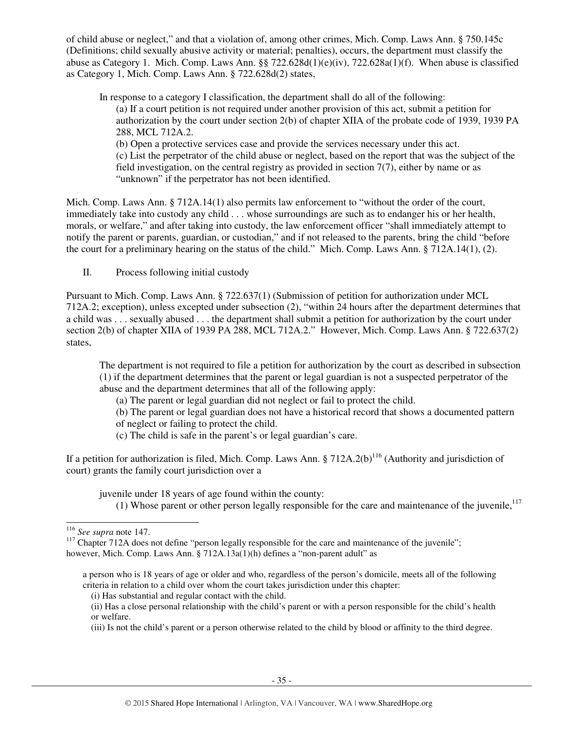of child abuse or neglect," and that a violation of, among other crimes, Mich. Comp. Laws Ann. § 750.145c (Definitions; child sexually abusive activity or material; penalties), occurs, the department must classify the abuse as Category 1. Mich. Comp. Laws Ann. §§ 722.628d(1)(e)(iv), 722.628a(1)(f). When abuse is classified as Category 1, Mich. Comp. Laws Ann. § 722.628d(2) states,

> In response to a category I classification, the department shall do all of the following:
>
> (a) If a court petition is not required under another provision of this act, submit a petition for authorization by the court under section 2(b) of chapter XIIA of the probate code of 1939, 1939 PA 288, MCL 712A.2.
>
> (b) Open a protective services case and provide the services necessary under this act.
>
> (c) List the perpetrator of the child abuse or neglect, based on the report that was the subject of the field investigation, on the central registry as provided in section 7(7), either by name or as "unknown" if the perpetrator has not been identified.

Mich. Comp. Laws Ann. § 712A.14(1) also permits law enforcement to "without the order of the court, immediately take into custody any child . . . whose surroundings are such as to endanger his or her health, morals, or welfare," and after taking into custody, the law enforcement officer "shall immediately attempt to notify the parent or parents, guardian, or custodian," and if not released to the parents, bring the child "before the court for a preliminary hearing on the status of the child." Mich. Comp. Laws Ann. § 712A.14(1), (2).

II. Process following initial custody

Pursuant to Mich. Comp. Laws Ann. § 722.637(1) (Submission of petition for authorization under MCL 712A.2; exception), unless excepted under subsection (2), "within 24 hours after the department determines that a child was . . . sexually abused . . . the department shall submit a petition for authorization by the court under section 2(b) of chapter XIIA of 1939 PA 288, MCL 712A.2." However, Mich. Comp. Laws Ann. § 722.637(2) states,

> The department is not required to file a petition for authorization by the court as described in subsection (1) if the department determines that the parent or legal guardian is not a suspected perpetrator of the abuse and the department determines that all of the following apply:
>
> (a) The parent or legal guardian did not neglect or fail to protect the child.
>
> (b) The parent or legal guardian does not have a historical record that shows a documented pattern of neglect or failing to protect the child.
>
> (c) The child is safe in the parent's or legal guardian's care.

If a petition for authorization is filed, Mich. Comp. Laws Ann. § 712A.2(b)[116] (Authority and jurisdiction of court) grants the family court jurisdiction over a

> juvenile under 18 years of age found within the county:
>
> (1) Whose parent or other person legally responsible for the care and maintenance of the juvenile,[117]

---

[116] *See supra* note 147.

[117] Chapter 712A does not define "person legally responsible for the care and maintenance of the juvenile"; however, Mich. Comp. Laws Ann. § 712A.13a(1)(h) defines a "non-parent adult" as

> a person who is 18 years of age or older and who, regardless of the person's domicile, meets all of the following criteria in relation to a child over whom the court takes jurisdiction under this chapter:
>
> (i) Has substantial and regular contact with the child.
>
> (ii) Has a close personal relationship with the child's parent or with a person responsible for the child's health or welfare.
>
> (iii) Is not the child's parent or a person otherwise related to the child by blood or affinity to the third degree.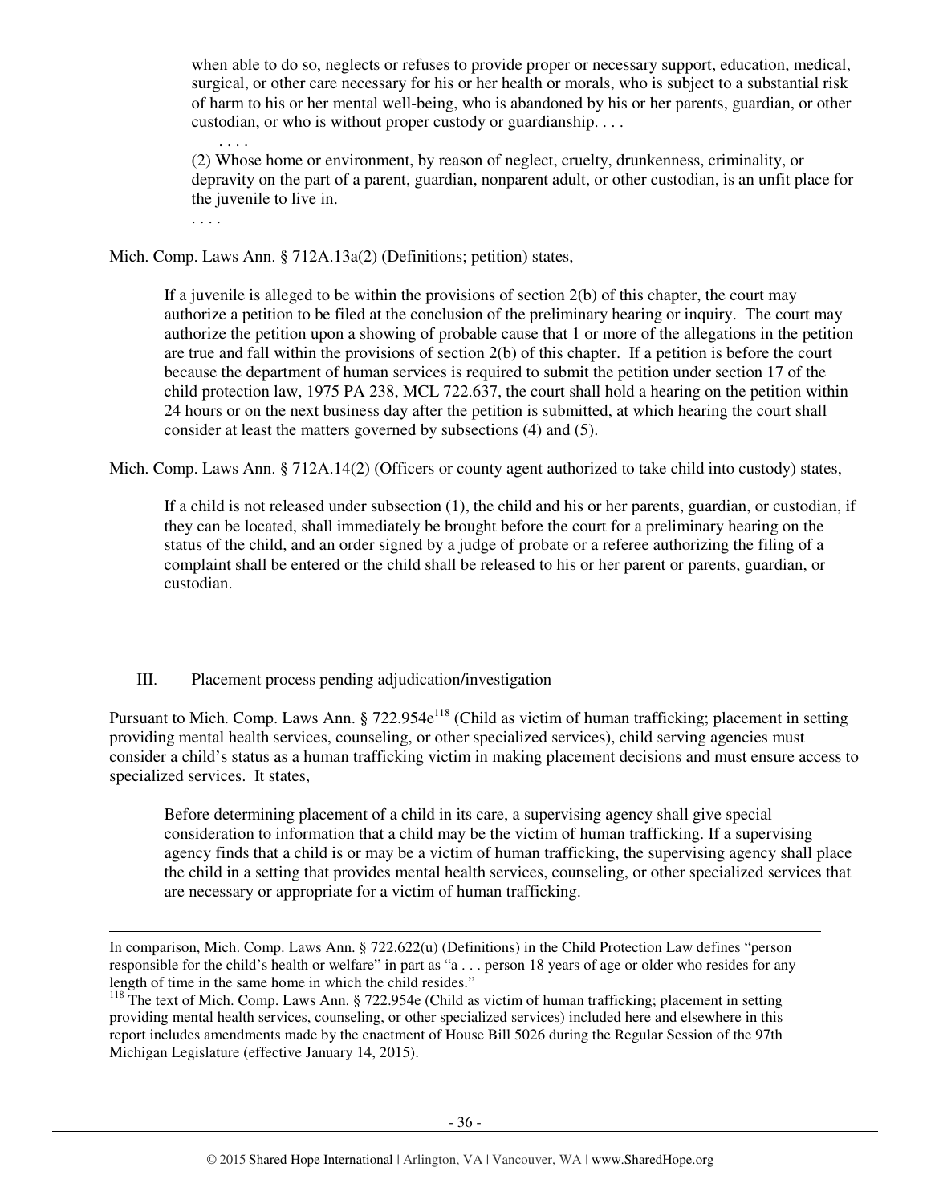> when able to do so, neglects or refuses to provide proper or necessary support, education, medical, surgical, or other care necessary for his or her health or morals, who is subject to a substantial risk of harm to his or her mental well-being, who is abandoned by his or her parents, guardian, or other custodian, or who is without proper custody or guardianship. . . .
>
> . . . .
>
> (2) Whose home or environment, by reason of neglect, cruelty, drunkenness, criminality, or depravity on the part of a parent, guardian, nonparent adult, or other custodian, is an unfit place for the juvenile to live in.
>
> . . . .

Mich. Comp. Laws Ann. § 712A.13a(2) (Definitions; petition) states,

> If a juvenile is alleged to be within the provisions of section 2(b) of this chapter, the court may authorize a petition to be filed at the conclusion of the preliminary hearing or inquiry. The court may authorize the petition upon a showing of probable cause that 1 or more of the allegations in the petition are true and fall within the provisions of section 2(b) of this chapter. If a petition is before the court because the department of human services is required to submit the petition under section 17 of the child protection law, 1975 PA 238, MCL 722.637, the court shall hold a hearing on the petition within 24 hours or on the next business day after the petition is submitted, at which hearing the court shall consider at least the matters governed by subsections (4) and (5).

Mich. Comp. Laws Ann. § 712A.14(2) (Officers or county agent authorized to take child into custody) states,

> If a child is not released under subsection (1), the child and his or her parents, guardian, or custodian, if they can be located, shall immediately be brought before the court for a preliminary hearing on the status of the child, and an order signed by a judge of probate or a referee authorizing the filing of a complaint shall be entered or the child shall be released to his or her parent or parents, guardian, or custodian.

## III. Placement process pending adjudication/investigation

Pursuant to Mich. Comp. Laws Ann. § 722.954e[118] (Child as victim of human trafficking; placement in setting providing mental health services, counseling, or other specialized services), child serving agencies must consider a child's status as a human trafficking victim in making placement decisions and must ensure access to specialized services. It states,

> Before determining placement of a child in its care, a supervising agency shall give special consideration to information that a child may be the victim of human trafficking. If a supervising agency finds that a child is or may be a victim of human trafficking, the supervising agency shall place the child in a setting that provides mental health services, counseling, or other specialized services that are necessary or appropriate for a victim of human trafficking.

---

In comparison, Mich. Comp. Laws Ann. § 722.622(u) (Definitions) in the Child Protection Law defines "person responsible for the child's health or welfare" in part as "a . . . person 18 years of age or older who resides for any length of time in the same home in which the child resides."

[118] The text of Mich. Comp. Laws Ann. § 722.954e (Child as victim of human trafficking; placement in setting providing mental health services, counseling, or other specialized services) included here and elsewhere in this report includes amendments made by the enactment of House Bill 5026 during the Regular Session of the 97th Michigan Legislature (effective January 14, 2015).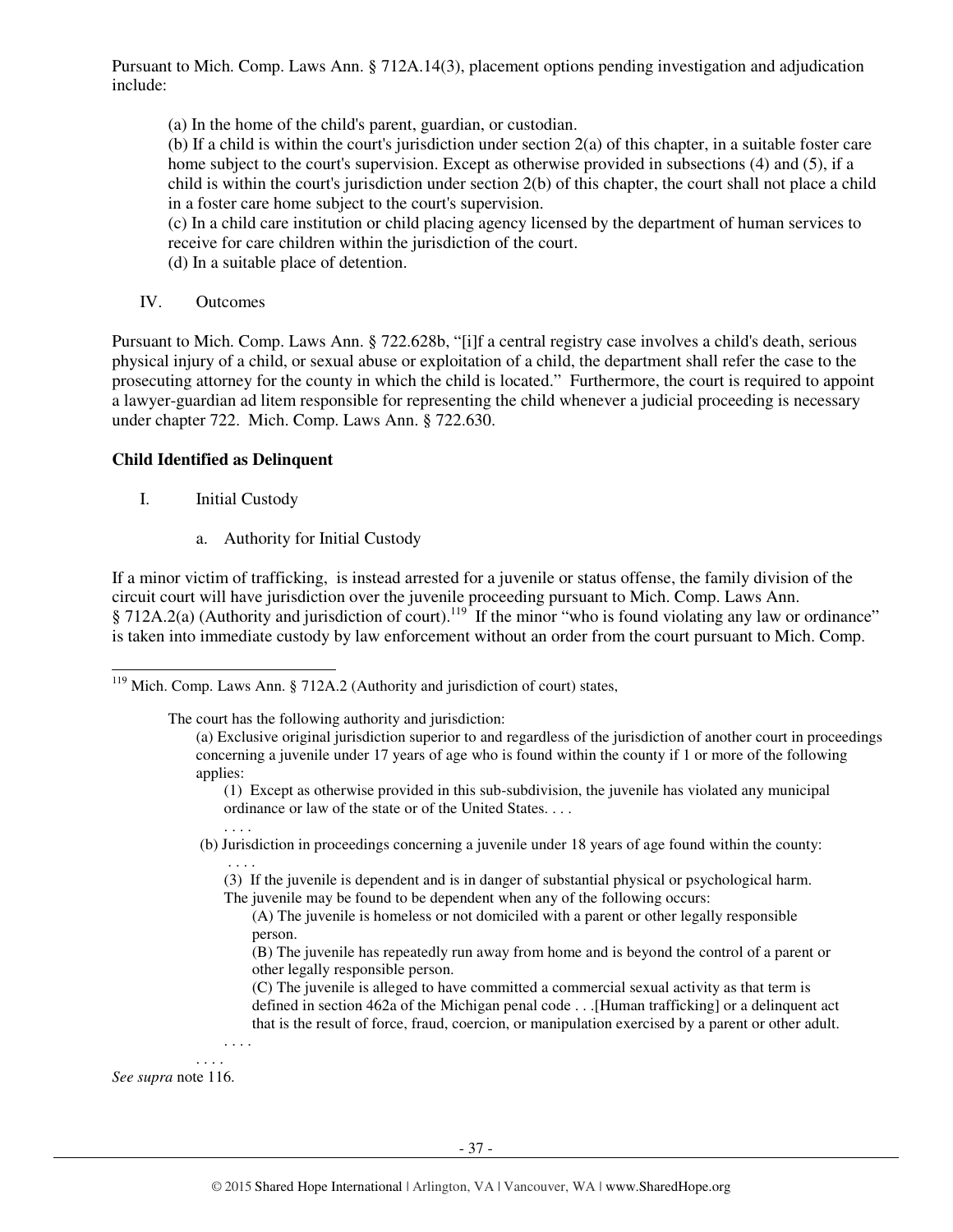Pursuant to Mich. Comp. Laws Ann. § 712A.14(3), placement options pending investigation and adjudication include:

> (a) In the home of the child's parent, guardian, or custodian.
> (b) If a child is within the court's jurisdiction under section 2(a) of this chapter, in a suitable foster care home subject to the court's supervision. Except as otherwise provided in subsections (4) and (5), if a child is within the court's jurisdiction under section 2(b) of this chapter, the court shall not place a child in a foster care home subject to the court's supervision.
> (c) In a child care institution or child placing agency licensed by the department of human services to receive for care children within the jurisdiction of the court.
> (d) In a suitable place of detention.

IV. Outcomes

Pursuant to Mich. Comp. Laws Ann. § 722.628b, "[i]f a central registry case involves a child's death, serious physical injury of a child, or sexual abuse or exploitation of a child, the department shall refer the case to the prosecuting attorney for the county in which the child is located." Furthermore, the court is required to appoint a lawyer-guardian ad litem responsible for representing the child whenever a judicial proceeding is necessary under chapter 722. Mich. Comp. Laws Ann. § 722.630.

**Child Identified as Delinquent**

I. Initial Custody

a. Authority for Initial Custody

If a minor victim of trafficking, is instead arrested for a juvenile or status offense, the family division of the circuit court will have jurisdiction over the juvenile proceeding pursuant to Mich. Comp. Laws Ann. § 712A.2(a) (Authority and jurisdiction of court).[119] If the minor "who is found violating any law or ordinance" is taken into immediate custody by law enforcement without an order from the court pursuant to Mich. Comp.

---

[119] Mich. Comp. Laws Ann. § 712A.2 (Authority and jurisdiction of court) states,

> The court has the following authority and jurisdiction:
>
> (a) Exclusive original jurisdiction superior to and regardless of the jurisdiction of another court in proceedings concerning a juvenile under 17 years of age who is found within the county if 1 or more of the following applies:
>
> (1) Except as otherwise provided in this sub-subdivision, the juvenile has violated any municipal ordinance or law of the state or of the United States. . . .
>
> . . . .
>
> (b) Jurisdiction in proceedings concerning a juvenile under 18 years of age found within the county:
>
> . . . .
>
> (3) If the juvenile is dependent and is in danger of substantial physical or psychological harm. The juvenile may be found to be dependent when any of the following occurs:
>
> (A) The juvenile is homeless or not domiciled with a parent or other legally responsible person.
>
> (B) The juvenile has repeatedly run away from home and is beyond the control of a parent or other legally responsible person.
>
> (C) The juvenile is alleged to have committed a commercial sexual activity as that term is defined in section 462a of the Michigan penal code . . .[Human trafficking] or a delinquent act that is the result of force, fraud, coercion, or manipulation exercised by a parent or other adult.
>
> . . . .
>
> . . . .

*See supra* note 116.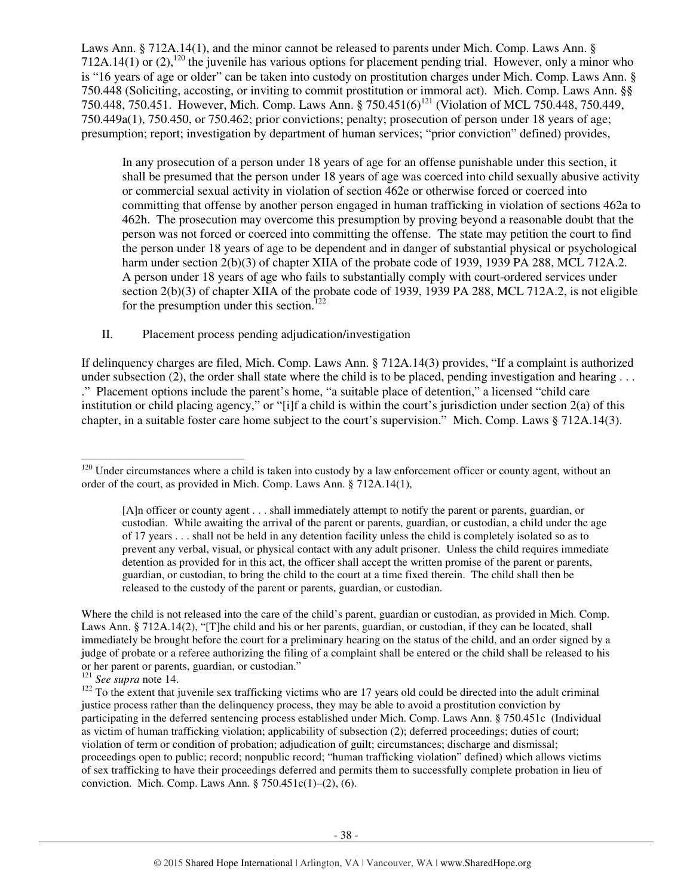Laws Ann. § 712A.14(1), and the minor cannot be released to parents under Mich. Comp. Laws Ann. § 712A.14(1) or (2),[120] the juvenile has various options for placement pending trial. However, only a minor who is "16 years of age or older" can be taken into custody on prostitution charges under Mich. Comp. Laws Ann. § 750.448 (Soliciting, accosting, or inviting to commit prostitution or immoral act). Mich. Comp. Laws Ann. §§ 750.448, 750.451. However, Mich. Comp. Laws Ann. § 750.451(6)[121] (Violation of MCL 750.448, 750.449, 750.449a(1), 750.450, or 750.462; prior convictions; penalty; prosecution of person under 18 years of age; presumption; report; investigation by department of human services; "prior conviction" defined) provides,

> In any prosecution of a person under 18 years of age for an offense punishable under this section, it shall be presumed that the person under 18 years of age was coerced into child sexually abusive activity or commercial sexual activity in violation of section 462e or otherwise forced or coerced into committing that offense by another person engaged in human trafficking in violation of sections 462a to 462h. The prosecution may overcome this presumption by proving beyond a reasonable doubt that the person was not forced or coerced into committing the offense. The state may petition the court to find the person under 18 years of age to be dependent and in danger of substantial physical or psychological harm under section 2(b)(3) of chapter XIIA of the probate code of 1939, 1939 PA 288, MCL 712A.2. A person under 18 years of age who fails to substantially comply with court-ordered services under section 2(b)(3) of chapter XIIA of the probate code of 1939, 1939 PA 288, MCL 712A.2, is not eligible for the presumption under this section.[122]

II. Placement process pending adjudication/investigation

If delinquency charges are filed, Mich. Comp. Laws Ann. § 712A.14(3) provides, "If a complaint is authorized under subsection (2), the order shall state where the child is to be placed, pending investigation and hearing . . . ." Placement options include the parent's home, "a suitable place of detention," a licensed "child care institution or child placing agency," or "[i]f a child is within the court's jurisdiction under section 2(a) of this chapter, in a suitable foster care home subject to the court's supervision." Mich. Comp. Laws § 712A.14(3).

---

[120] Under circumstances where a child is taken into custody by a law enforcement officer or county agent, without an order of the court, as provided in Mich. Comp. Laws Ann. § 712A.14(1),

> [A]n officer or county agent . . . shall immediately attempt to notify the parent or parents, guardian, or custodian. While awaiting the arrival of the parent or parents, guardian, or custodian, a child under the age of 17 years . . . shall not be held in any detention facility unless the child is completely isolated so as to prevent any verbal, visual, or physical contact with any adult prisoner. Unless the child requires immediate detention as provided for in this act, the officer shall accept the written promise of the parent or parents, guardian, or custodian, to bring the child to the court at a time fixed therein. The child shall then be released to the custody of the parent or parents, guardian, or custodian.

Where the child is not released into the care of the child's parent, guardian or custodian, as provided in Mich. Comp. Laws Ann. § 712A.14(2), "[T]he child and his or her parents, guardian, or custodian, if they can be located, shall immediately be brought before the court for a preliminary hearing on the status of the child, and an order signed by a judge of probate or a referee authorizing the filing of a complaint shall be entered or the child shall be released to his or her parent or parents, guardian, or custodian."

[121] *See supra* note 14.

[122] To the extent that juvenile sex trafficking victims who are 17 years old could be directed into the adult criminal justice process rather than the delinquency process, they may be able to avoid a prostitution conviction by participating in the deferred sentencing process established under Mich. Comp. Laws Ann. § 750.451c (Individual as victim of human trafficking violation; applicability of subsection (2); deferred proceedings; duties of court; violation of term or condition of probation; adjudication of guilt; circumstances; discharge and dismissal; proceedings open to public; record; nonpublic record; "human trafficking violation" defined) which allows victims of sex trafficking to have their proceedings deferred and permits them to successfully complete probation in lieu of conviction. Mich. Comp. Laws Ann. § 750.451c(1)–(2), (6).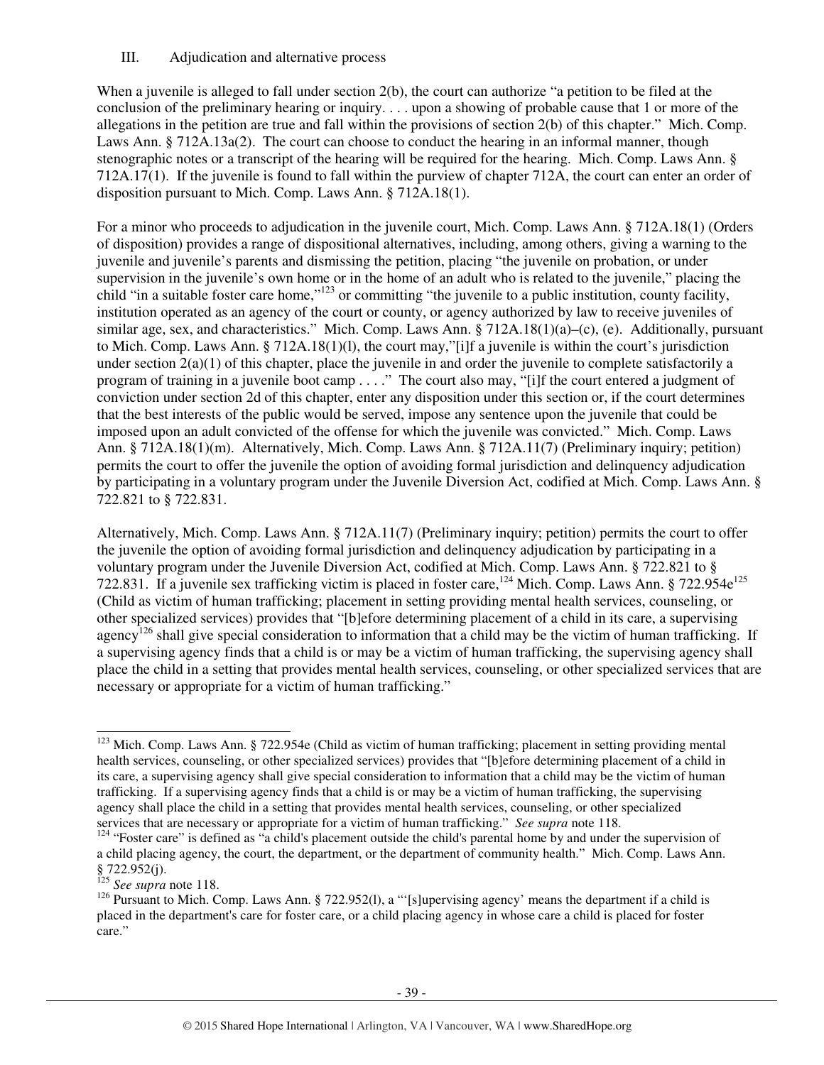### III. Adjudication and alternative process

When a juvenile is alleged to fall under section 2(b), the court can authorize "a petition to be filed at the conclusion of the preliminary hearing or inquiry. . . . upon a showing of probable cause that 1 or more of the allegations in the petition are true and fall within the provisions of section 2(b) of this chapter." Mich. Comp. Laws Ann. § 712A.13a(2). The court can choose to conduct the hearing in an informal manner, though stenographic notes or a transcript of the hearing will be required for the hearing. Mich. Comp. Laws Ann. § 712A.17(1). If the juvenile is found to fall within the purview of chapter 712A, the court can enter an order of disposition pursuant to Mich. Comp. Laws Ann. § 712A.18(1).

For a minor who proceeds to adjudication in the juvenile court, Mich. Comp. Laws Ann. § 712A.18(1) (Orders of disposition) provides a range of dispositional alternatives, including, among others, giving a warning to the juvenile and juvenile's parents and dismissing the petition, placing "the juvenile on probation, or under supervision in the juvenile's own home or in the home of an adult who is related to the juvenile," placing the child "in a suitable foster care home,"[123] or committing "the juvenile to a public institution, county facility, institution operated as an agency of the court or county, or agency authorized by law to receive juveniles of similar age, sex, and characteristics." Mich. Comp. Laws Ann. § 712A.18(1)(a)–(c), (e). Additionally, pursuant to Mich. Comp. Laws Ann. § 712A.18(1)(l), the court may,"[i]f a juvenile is within the court's jurisdiction under section 2(a)(1) of this chapter, place the juvenile in and order the juvenile to complete satisfactorily a program of training in a juvenile boot camp . . . ." The court also may, "[i]f the court entered a judgment of conviction under section 2d of this chapter, enter any disposition under this section or, if the court determines that the best interests of the public would be served, impose any sentence upon the juvenile that could be imposed upon an adult convicted of the offense for which the juvenile was convicted." Mich. Comp. Laws Ann. § 712A.18(1)(m). Alternatively, Mich. Comp. Laws Ann. § 712A.11(7) (Preliminary inquiry; petition) permits the court to offer the juvenile the option of avoiding formal jurisdiction and delinquency adjudication by participating in a voluntary program under the Juvenile Diversion Act, codified at Mich. Comp. Laws Ann. § 722.821 to § 722.831.

Alternatively, Mich. Comp. Laws Ann. § 712A.11(7) (Preliminary inquiry; petition) permits the court to offer the juvenile the option of avoiding formal jurisdiction and delinquency adjudication by participating in a voluntary program under the Juvenile Diversion Act, codified at Mich. Comp. Laws Ann. § 722.821 to § 722.831. If a juvenile sex trafficking victim is placed in foster care,[124] Mich. Comp. Laws Ann. § 722.954e[125] (Child as victim of human trafficking; placement in setting providing mental health services, counseling, or other specialized services) provides that "[b]efore determining placement of a child in its care, a supervising agency[126] shall give special consideration to information that a child may be the victim of human trafficking. If a supervising agency finds that a child is or may be a victim of human trafficking, the supervising agency shall place the child in a setting that provides mental health services, counseling, or other specialized services that are necessary or appropriate for a victim of human trafficking."

---

[123] Mich. Comp. Laws Ann. § 722.954e (Child as victim of human trafficking; placement in setting providing mental health services, counseling, or other specialized services) provides that "[b]efore determining placement of a child in its care, a supervising agency shall give special consideration to information that a child may be the victim of human trafficking. If a supervising agency finds that a child is or may be a victim of human trafficking, the supervising agency shall place the child in a setting that provides mental health services, counseling, or other specialized services that are necessary or appropriate for a victim of human trafficking." *See supra* note 118.

[124] "Foster care" is defined as "a child's placement outside the child's parental home by and under the supervision of a child placing agency, the court, the department, or the department of community health." Mich. Comp. Laws Ann. § 722.952(j).

[125] *See supra* note 118.

[126] Pursuant to Mich. Comp. Laws Ann. § 722.952(l), a "'[s]upervising agency' means the department if a child is placed in the department's care for foster care, or a child placing agency in whose care a child is placed for foster care."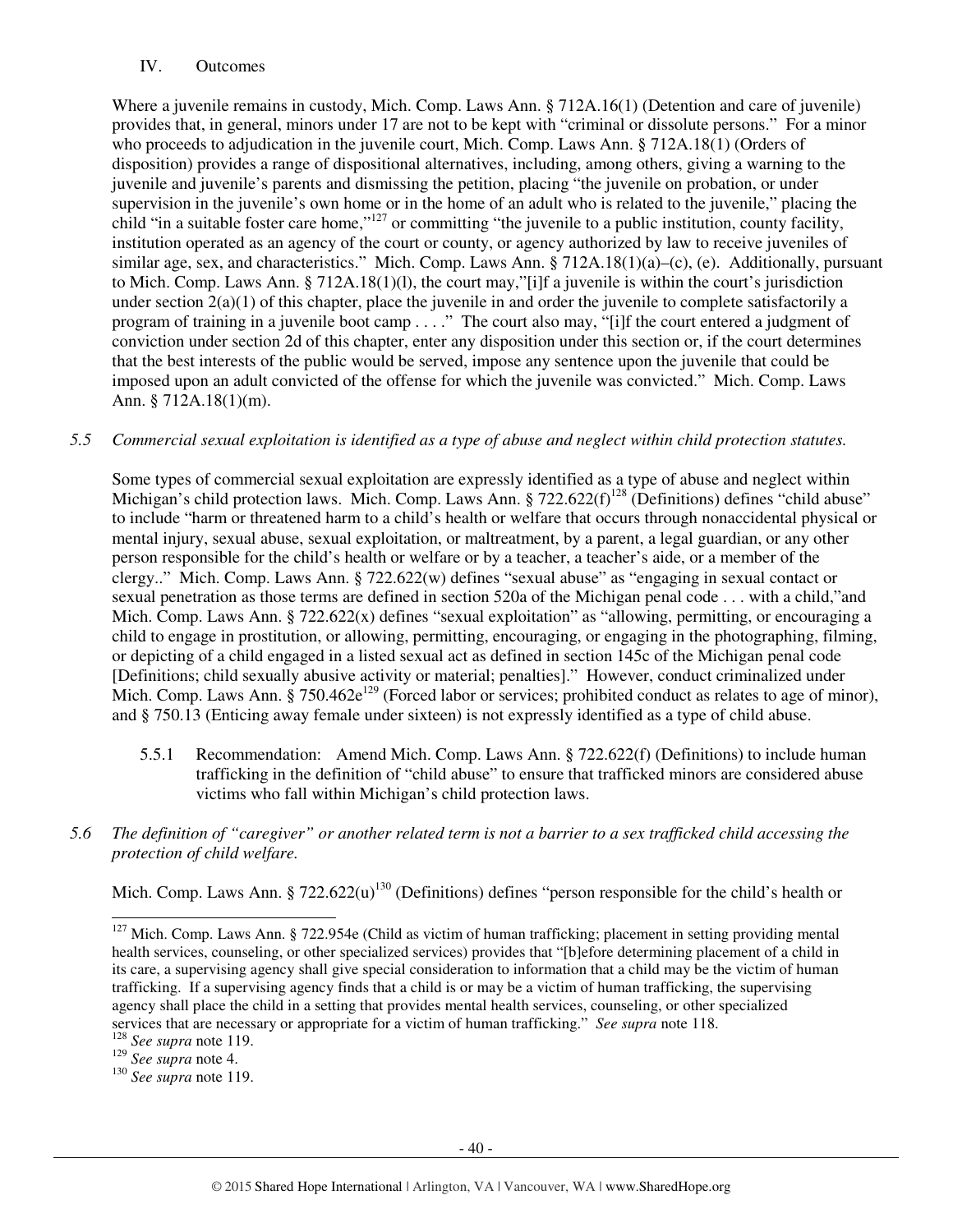## IV. Outcomes

Where a juvenile remains in custody, Mich. Comp. Laws Ann. § 712A.16(1) (Detention and care of juvenile) provides that, in general, minors under 17 are not to be kept with "criminal or dissolute persons." For a minor who proceeds to adjudication in the juvenile court, Mich. Comp. Laws Ann. § 712A.18(1) (Orders of disposition) provides a range of dispositional alternatives, including, among others, giving a warning to the juvenile and juvenile's parents and dismissing the petition, placing "the juvenile on probation, or under supervision in the juvenile's own home or in the home of an adult who is related to the juvenile," placing the child "in a suitable foster care home,"[127] or committing "the juvenile to a public institution, county facility, institution operated as an agency of the court or county, or agency authorized by law to receive juveniles of similar age, sex, and characteristics." Mich. Comp. Laws Ann. § 712A.18(1)(a)–(c), (e). Additionally, pursuant to Mich. Comp. Laws Ann. § 712A.18(1)(l), the court may,"[i]f a juvenile is within the court's jurisdiction under section 2(a)(1) of this chapter, place the juvenile in and order the juvenile to complete satisfactorily a program of training in a juvenile boot camp . . . ." The court also may, "[i]f the court entered a judgment of conviction under section 2d of this chapter, enter any disposition under this section or, if the court determines that the best interests of the public would be served, impose any sentence upon the juvenile that could be imposed upon an adult convicted of the offense for which the juvenile was convicted." Mich. Comp. Laws Ann. § 712A.18(1)(m).

*5.5 Commercial sexual exploitation is identified as a type of abuse and neglect within child protection statutes.*

Some types of commercial sexual exploitation are expressly identified as a type of abuse and neglect within Michigan's child protection laws. Mich. Comp. Laws Ann. § 722.622(f)[128] (Definitions) defines "child abuse" to include "harm or threatened harm to a child's health or welfare that occurs through nonaccidental physical or mental injury, sexual abuse, sexual exploitation, or maltreatment, by a parent, a legal guardian, or any other person responsible for the child's health or welfare or by a teacher, a teacher's aide, or a member of the clergy.." Mich. Comp. Laws Ann. § 722.622(w) defines "sexual abuse" as "engaging in sexual contact or sexual penetration as those terms are defined in section 520a of the Michigan penal code . . . with a child,"and Mich. Comp. Laws Ann. § 722.622(x) defines "sexual exploitation" as "allowing, permitting, or encouraging a child to engage in prostitution, or allowing, permitting, encouraging, or engaging in the photographing, filming, or depicting of a child engaged in a listed sexual act as defined in section 145c of the Michigan penal code [Definitions; child sexually abusive activity or material; penalties]." However, conduct criminalized under Mich. Comp. Laws Ann. § 750.462e[129] (Forced labor or services; prohibited conduct as relates to age of minor), and § 750.13 (Enticing away female under sixteen) is not expressly identified as a type of child abuse.

5.5.1 Recommendation: Amend Mich. Comp. Laws Ann. § 722.622(f) (Definitions) to include human trafficking in the definition of "child abuse" to ensure that trafficked minors are considered abuse victims who fall within Michigan's child protection laws.

*5.6 The definition of "caregiver" or another related term is not a barrier to a sex trafficked child accessing the protection of child welfare.*

Mich. Comp. Laws Ann. § 722.622(u)[130] (Definitions) defines "person responsible for the child's health or

---

[127] Mich. Comp. Laws Ann. § 722.954e (Child as victim of human trafficking; placement in setting providing mental health services, counseling, or other specialized services) provides that "[b]efore determining placement of a child in its care, a supervising agency shall give special consideration to information that a child may be the victim of human trafficking. If a supervising agency finds that a child is or may be a victim of human trafficking, the supervising agency shall place the child in a setting that provides mental health services, counseling, or other specialized services that are necessary or appropriate for a victim of human trafficking." *See supra* note 118.

[128] *See supra* note 119.

[129] *See supra* note 4.

[130] *See supra* note 119.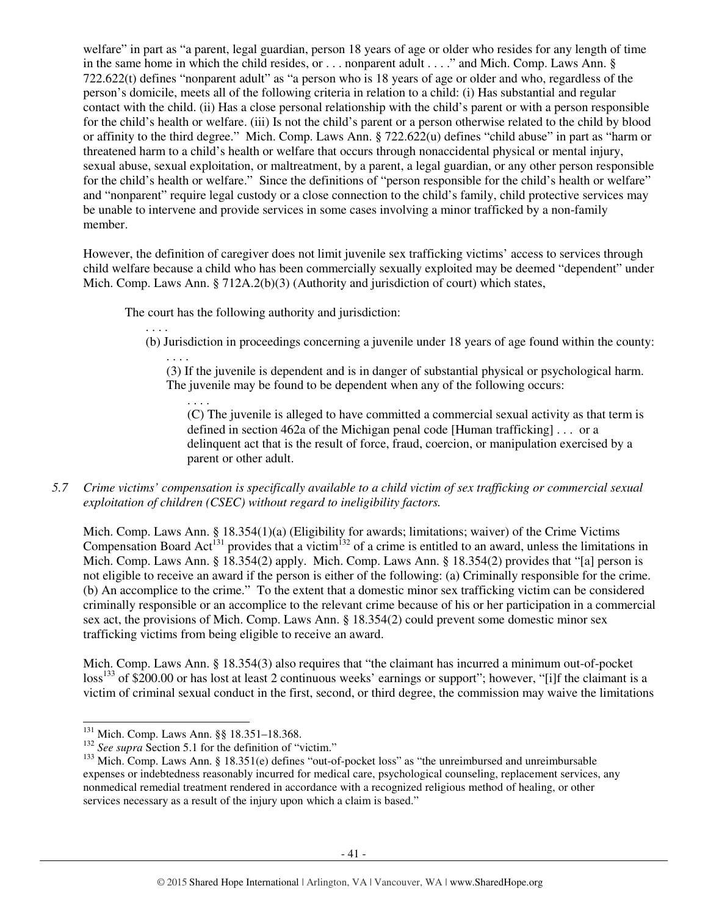welfare" in part as "a parent, legal guardian, person 18 years of age or older who resides for any length of time in the same home in which the child resides, or . . . nonparent adult . . . ." and Mich. Comp. Laws Ann. § 722.622(t) defines "nonparent adult" as "a person who is 18 years of age or older and who, regardless of the person's domicile, meets all of the following criteria in relation to a child: (i) Has substantial and regular contact with the child. (ii) Has a close personal relationship with the child's parent or with a person responsible for the child's health or welfare. (iii) Is not the child's parent or a person otherwise related to the child by blood or affinity to the third degree." Mich. Comp. Laws Ann. § 722.622(u) defines "child abuse" in part as "harm or threatened harm to a child's health or welfare that occurs through nonaccidental physical or mental injury, sexual abuse, sexual exploitation, or maltreatment, by a parent, a legal guardian, or any other person responsible for the child's health or welfare." Since the definitions of "person responsible for the child's health or welfare" and "nonparent" require legal custody or a close connection to the child's family, child protective services may be unable to intervene and provide services in some cases involving a minor trafficked by a non-family member.

However, the definition of caregiver does not limit juvenile sex trafficking victims' access to services through child welfare because a child who has been commercially sexually exploited may be deemed "dependent" under Mich. Comp. Laws Ann. § 712A.2(b)(3) (Authority and jurisdiction of court) which states,

> The court has the following authority and jurisdiction:
>
> . . . .
>
> (b) Jurisdiction in proceedings concerning a juvenile under 18 years of age found within the county:
>
> . . . .
>
> (3) If the juvenile is dependent and is in danger of substantial physical or psychological harm. The juvenile may be found to be dependent when any of the following occurs:
>
> . . . .
>
> (C) The juvenile is alleged to have committed a commercial sexual activity as that term is defined in section 462a of the Michigan penal code [Human trafficking] . . . or a delinquent act that is the result of force, fraud, coercion, or manipulation exercised by a parent or other adult.

*5.7 Crime victims' compensation is specifically available to a child victim of sex trafficking or commercial sexual exploitation of children (CSEC) without regard to ineligibility factors.*

Mich. Comp. Laws Ann. § 18.354(1)(a) (Eligibility for awards; limitations; waiver) of the Crime Victims Compensation Board Act[131] provides that a victim[132] of a crime is entitled to an award, unless the limitations in Mich. Comp. Laws Ann. § 18.354(2) apply. Mich. Comp. Laws Ann. § 18.354(2) provides that "[a] person is not eligible to receive an award if the person is either of the following: (a) Criminally responsible for the crime. (b) An accomplice to the crime." To the extent that a domestic minor sex trafficking victim can be considered criminally responsible or an accomplice to the relevant crime because of his or her participation in a commercial sex act, the provisions of Mich. Comp. Laws Ann. § 18.354(2) could prevent some domestic minor sex trafficking victims from being eligible to receive an award.

Mich. Comp. Laws Ann. § 18.354(3) also requires that "the claimant has incurred a minimum out-of-pocket loss[133] of $200.00 or has lost at least 2 continuous weeks' earnings or support"; however, "[i]f the claimant is a victim of criminal sexual conduct in the first, second, or third degree, the commission may waive the limitations

---

[131] Mich. Comp. Laws Ann. §§ 18.351–18.368.

[132] *See supra* Section 5.1 for the definition of "victim."

[133] Mich. Comp. Laws Ann. § 18.351(e) defines "out-of-pocket loss" as "the unreimbursed and unreimbursable expenses or indebtedness reasonably incurred for medical care, psychological counseling, replacement services, any nonmedical remedial treatment rendered in accordance with a recognized religious method of healing, or other services necessary as a result of the injury upon which a claim is based."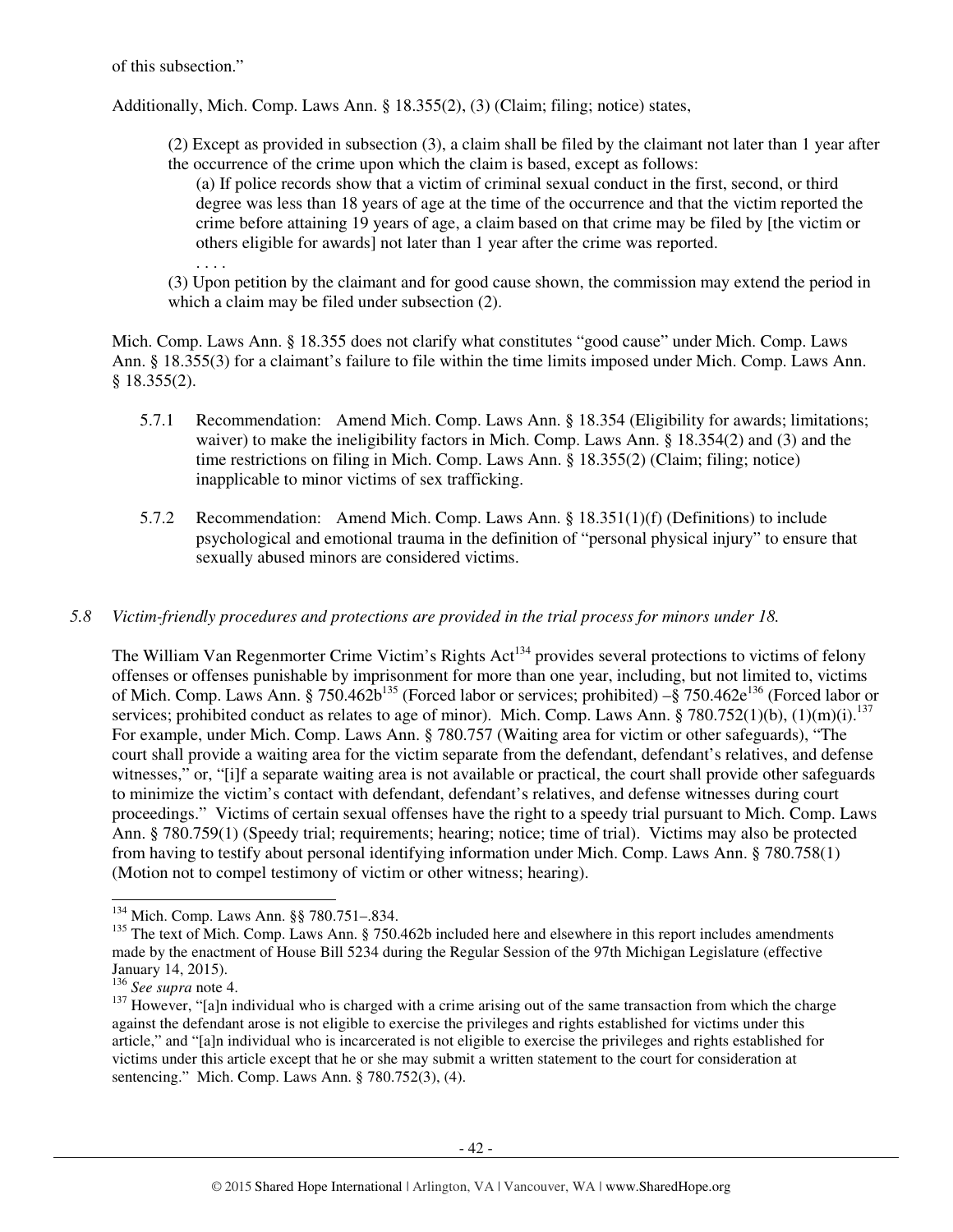of this subsection."

Additionally, Mich. Comp. Laws Ann. § 18.355(2), (3) (Claim; filing; notice) states,

> (2) Except as provided in subsection (3), a claim shall be filed by the claimant not later than 1 year after the occurrence of the crime upon which the claim is based, except as follows:
>
> > (a) If police records show that a victim of criminal sexual conduct in the first, second, or third degree was less than 18 years of age at the time of the occurrence and that the victim reported the crime before attaining 19 years of age, a claim based on that crime may be filed by [the victim or others eligible for awards] not later than 1 year after the crime was reported.
> >
> > . . . .
>
> (3) Upon petition by the claimant and for good cause shown, the commission may extend the period in which a claim may be filed under subsection (2).

Mich. Comp. Laws Ann. § 18.355 does not clarify what constitutes "good cause" under Mich. Comp. Laws Ann. § 18.355(3) for a claimant's failure to file within the time limits imposed under Mich. Comp. Laws Ann. § 18.355(2).

5.7.1 Recommendation: Amend Mich. Comp. Laws Ann. § 18.354 (Eligibility for awards; limitations; waiver) to make the ineligibility factors in Mich. Comp. Laws Ann. § 18.354(2) and (3) and the time restrictions on filing in Mich. Comp. Laws Ann. § 18.355(2) (Claim; filing; notice) inapplicable to minor victims of sex trafficking.

5.7.2 Recommendation: Amend Mich. Comp. Laws Ann. § 18.351(1)(f) (Definitions) to include psychological and emotional trauma in the definition of "personal physical injury" to ensure that sexually abused minors are considered victims.

*5.8 Victim-friendly procedures and protections are provided in the trial process for minors under 18.*

The William Van Regenmorter Crime Victim's Rights Act[134] provides several protections to victims of felony offenses or offenses punishable by imprisonment for more than one year, including, but not limited to, victims of Mich. Comp. Laws Ann. § 750.462b[135] (Forced labor or services; prohibited) –§ 750.462e[136] (Forced labor or services; prohibited conduct as relates to age of minor). Mich. Comp. Laws Ann. § 780.752(1)(b), (1)(m)(i).[137] For example, under Mich. Comp. Laws Ann. § 780.757 (Waiting area for victim or other safeguards), "The court shall provide a waiting area for the victim separate from the defendant, defendant's relatives, and defense witnesses," or, "[i]f a separate waiting area is not available or practical, the court shall provide other safeguards to minimize the victim's contact with defendant, defendant's relatives, and defense witnesses during court proceedings." Victims of certain sexual offenses have the right to a speedy trial pursuant to Mich. Comp. Laws Ann. § 780.759(1) (Speedy trial; requirements; hearing; notice; time of trial). Victims may also be protected from having to testify about personal identifying information under Mich. Comp. Laws Ann. § 780.758(1) (Motion not to compel testimony of victim or other witness; hearing).

---

[134] Mich. Comp. Laws Ann. §§ 780.751–.834.

[135] The text of Mich. Comp. Laws Ann. § 750.462b included here and elsewhere in this report includes amendments made by the enactment of House Bill 5234 during the Regular Session of the 97th Michigan Legislature (effective January 14, 2015).

[136] *See supra* note 4.

[137] However, "[a]n individual who is charged with a crime arising out of the same transaction from which the charge against the defendant arose is not eligible to exercise the privileges and rights established for victims under this article," and "[a]n individual who is incarcerated is not eligible to exercise the privileges and rights established for victims under this article except that he or she may submit a written statement to the court for consideration at sentencing." Mich. Comp. Laws Ann. § 780.752(3), (4).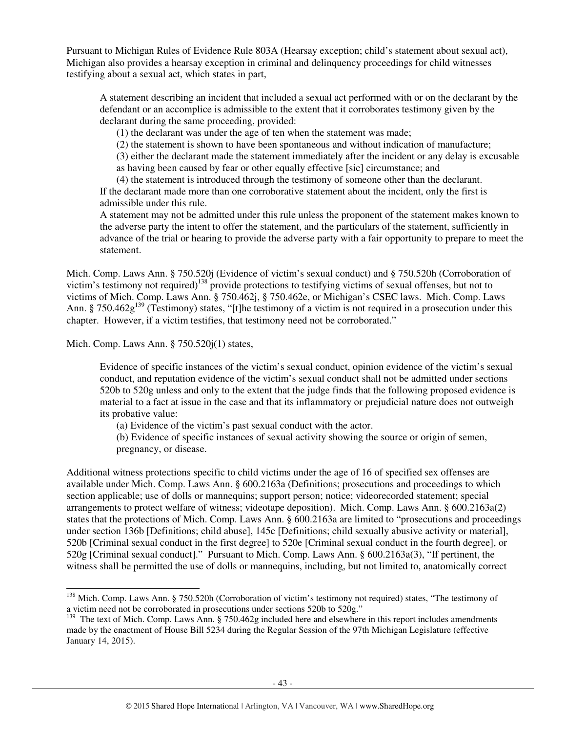Pursuant to Michigan Rules of Evidence Rule 803A (Hearsay exception; child's statement about sexual act), Michigan also provides a hearsay exception in criminal and delinquency proceedings for child witnesses testifying about a sexual act, which states in part,

> A statement describing an incident that included a sexual act performed with or on the declarant by the defendant or an accomplice is admissible to the extent that it corroborates testimony given by the declarant during the same proceeding, provided:
>
> (1) the declarant was under the age of ten when the statement was made;
>
> (2) the statement is shown to have been spontaneous and without indication of manufacture;
>
> (3) either the declarant made the statement immediately after the incident or any delay is excusable as having been caused by fear or other equally effective [sic] circumstance; and
>
> (4) the statement is introduced through the testimony of someone other than the declarant.
>
> If the declarant made more than one corroborative statement about the incident, only the first is admissible under this rule.
>
> A statement may not be admitted under this rule unless the proponent of the statement makes known to the adverse party the intent to offer the statement, and the particulars of the statement, sufficiently in advance of the trial or hearing to provide the adverse party with a fair opportunity to prepare to meet the statement.

Mich. Comp. Laws Ann. § 750.520j (Evidence of victim's sexual conduct) and § 750.520h (Corroboration of victim's testimony not required)[138] provide protections to testifying victims of sexual offenses, but not to victims of Mich. Comp. Laws Ann. § 750.462j, § 750.462e, or Michigan's CSEC laws. Mich. Comp. Laws Ann. § 750.462g[139] (Testimony) states, "[t]he testimony of a victim is not required in a prosecution under this chapter. However, if a victim testifies, that testimony need not be corroborated."

Mich. Comp. Laws Ann. § 750.520j(1) states,

> Evidence of specific instances of the victim's sexual conduct, opinion evidence of the victim's sexual conduct, and reputation evidence of the victim's sexual conduct shall not be admitted under sections 520b to 520g unless and only to the extent that the judge finds that the following proposed evidence is material to a fact at issue in the case and that its inflammatory or prejudicial nature does not outweigh its probative value:
>
> (a) Evidence of the victim's past sexual conduct with the actor.
>
> (b) Evidence of specific instances of sexual activity showing the source or origin of semen, pregnancy, or disease.

Additional witness protections specific to child victims under the age of 16 of specified sex offenses are available under Mich. Comp. Laws Ann. § 600.2163a (Definitions; prosecutions and proceedings to which section applicable; use of dolls or mannequins; support person; notice; videorecorded statement; special arrangements to protect welfare of witness; videotape deposition). Mich. Comp. Laws Ann. § 600.2163a(2) states that the protections of Mich. Comp. Laws Ann. § 600.2163a are limited to "prosecutions and proceedings under section 136b [Definitions; child abuse], 145c [Definitions; child sexually abusive activity or material], 520b [Criminal sexual conduct in the first degree] to 520e [Criminal sexual conduct in the fourth degree], or 520g [Criminal sexual conduct]." Pursuant to Mich. Comp. Laws Ann. § 600.2163a(3), "If pertinent, the witness shall be permitted the use of dolls or mannequins, including, but not limited to, anatomically correct

---

[138] Mich. Comp. Laws Ann. § 750.520h (Corroboration of victim's testimony not required) states, "The testimony of a victim need not be corroborated in prosecutions under sections 520b to 520g."

[139] The text of Mich. Comp. Laws Ann. § 750.462g included here and elsewhere in this report includes amendments made by the enactment of House Bill 5234 during the Regular Session of the 97th Michigan Legislature (effective January 14, 2015).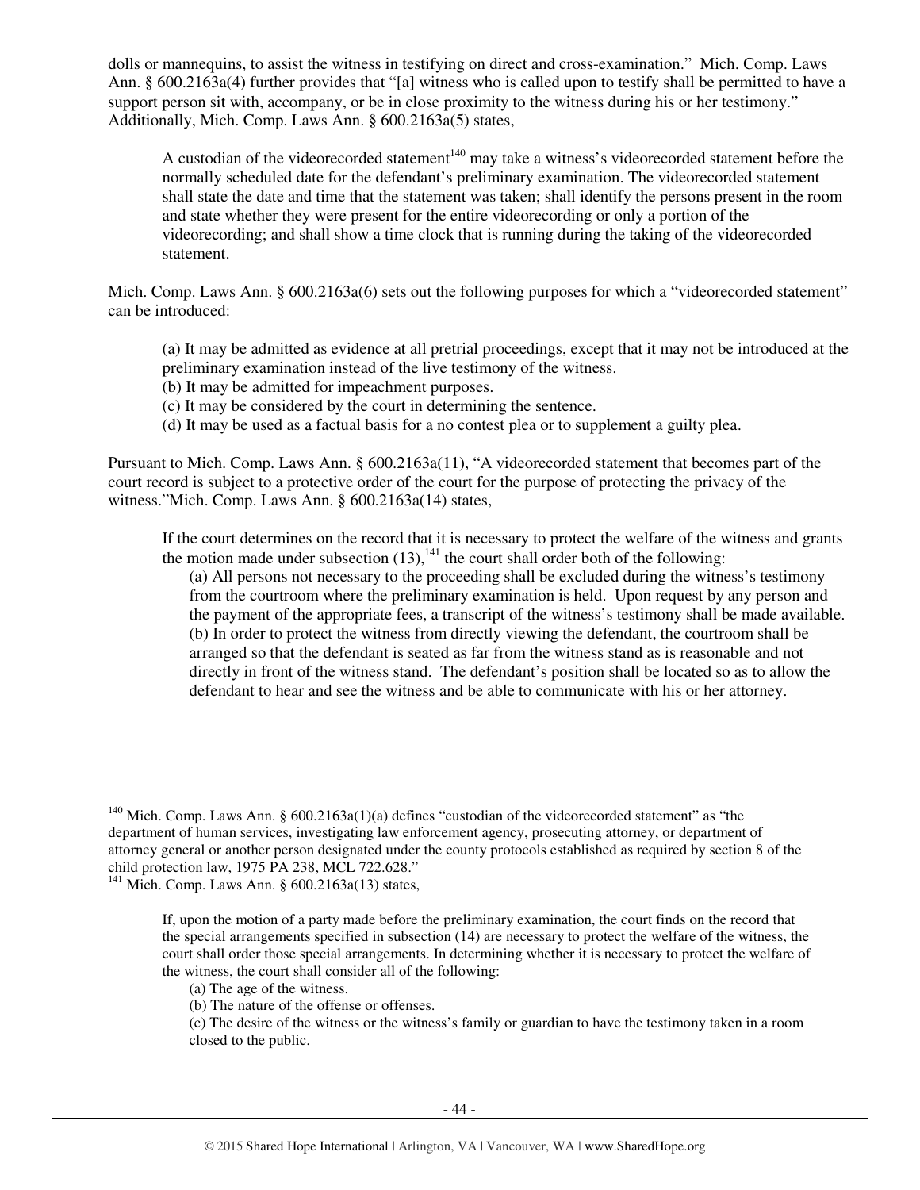dolls or mannequins, to assist the witness in testifying on direct and cross-examination." Mich. Comp. Laws Ann. § 600.2163a(4) further provides that "[a] witness who is called upon to testify shall be permitted to have a support person sit with, accompany, or be in close proximity to the witness during his or her testimony." Additionally, Mich. Comp. Laws Ann. § 600.2163a(5) states,

> A custodian of the videorecorded statement[140] may take a witness's videorecorded statement before the normally scheduled date for the defendant's preliminary examination. The videorecorded statement shall state the date and time that the statement was taken; shall identify the persons present in the room and state whether they were present for the entire videorecording or only a portion of the videorecording; and shall show a time clock that is running during the taking of the videorecorded statement.

Mich. Comp. Laws Ann. § 600.2163a(6) sets out the following purposes for which a "videorecorded statement" can be introduced:

> (a) It may be admitted as evidence at all pretrial proceedings, except that it may not be introduced at the preliminary examination instead of the live testimony of the witness.
> (b) It may be admitted for impeachment purposes.
> (c) It may be considered by the court in determining the sentence.
> (d) It may be used as a factual basis for a no contest plea or to supplement a guilty plea.

Pursuant to Mich. Comp. Laws Ann. § 600.2163a(11), "A videorecorded statement that becomes part of the court record is subject to a protective order of the court for the purpose of protecting the privacy of the witness."Mich. Comp. Laws Ann. § 600.2163a(14) states,

> If the court determines on the record that it is necessary to protect the welfare of the witness and grants the motion made under subsection (13),[141] the court shall order both of the following:
>
> (a) All persons not necessary to the proceeding shall be excluded during the witness's testimony from the courtroom where the preliminary examination is held. Upon request by any person and the payment of the appropriate fees, a transcript of the witness's testimony shall be made available.
> (b) In order to protect the witness from directly viewing the defendant, the courtroom shall be arranged so that the defendant is seated as far from the witness stand as is reasonable and not directly in front of the witness stand. The defendant's position shall be located so as to allow the defendant to hear and see the witness and be able to communicate with his or her attorney.

---

[140] Mich. Comp. Laws Ann. § 600.2163a(1)(a) defines "custodian of the videorecorded statement" as "the department of human services, investigating law enforcement agency, prosecuting attorney, or department of attorney general or another person designated under the county protocols established as required by section 8 of the child protection law, 1975 PA 238, MCL 722.628."

[141] Mich. Comp. Laws Ann. § 600.2163a(13) states,

> If, upon the motion of a party made before the preliminary examination, the court finds on the record that the special arrangements specified in subsection (14) are necessary to protect the welfare of the witness, the court shall order those special arrangements. In determining whether it is necessary to protect the welfare of the witness, the court shall consider all of the following:
>
> (a) The age of the witness.
> (b) The nature of the offense or offenses.
> (c) The desire of the witness or the witness's family or guardian to have the testimony taken in a room closed to the public.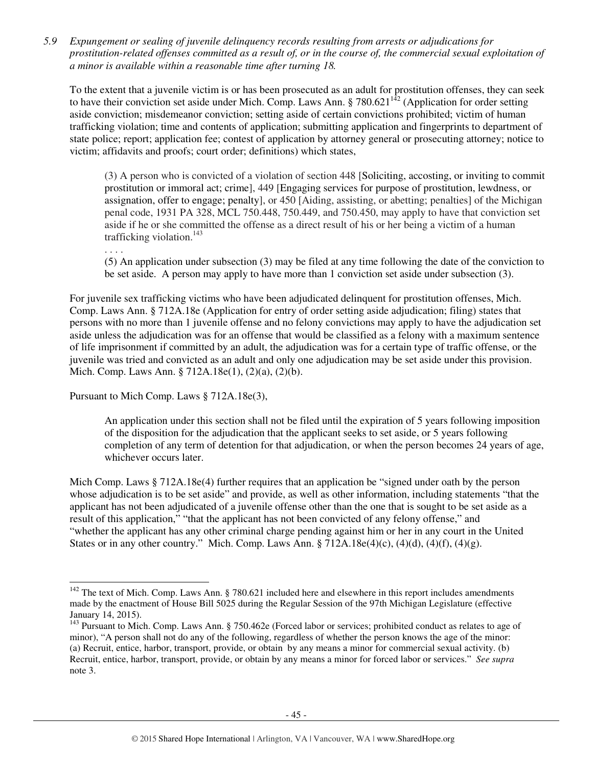*5.9 Expungement or sealing of juvenile delinquency records resulting from arrests or adjudications for prostitution-related offenses committed as a result of, or in the course of, the commercial sexual exploitation of a minor is available within a reasonable time after turning 18.*

To the extent that a juvenile victim is or has been prosecuted as an adult for prostitution offenses, they can seek to have their conviction set aside under Mich. Comp. Laws Ann. § 780.621[142] (Application for order setting aside conviction; misdemeanor conviction; setting aside of certain convictions prohibited; victim of human trafficking violation; time and contents of application; submitting application and fingerprints to department of state police; report; application fee; contest of application by attorney general or prosecuting attorney; notice to victim; affidavits and proofs; court order; definitions) which states,

> (3) A person who is convicted of a violation of section 448 [Soliciting, accosting, or inviting to commit prostitution or immoral act; crime], 449 [Engaging services for purpose of prostitution, lewdness, or assignation, offer to engage; penalty], or 450 [Aiding, assisting, or abetting; penalties] of the Michigan penal code, 1931 PA 328, MCL 750.448, 750.449, and 750.450, may apply to have that conviction set aside if he or she committed the offense as a direct result of his or her being a victim of a human trafficking violation.[143]
>
> . . . .
>
> (5) An application under subsection (3) may be filed at any time following the date of the conviction to be set aside. A person may apply to have more than 1 conviction set aside under subsection (3).

For juvenile sex trafficking victims who have been adjudicated delinquent for prostitution offenses, Mich. Comp. Laws Ann. § 712A.18e (Application for entry of order setting aside adjudication; filing) states that persons with no more than 1 juvenile offense and no felony convictions may apply to have the adjudication set aside unless the adjudication was for an offense that would be classified as a felony with a maximum sentence of life imprisonment if committed by an adult, the adjudication was for a certain type of traffic offense, or the juvenile was tried and convicted as an adult and only one adjudication may be set aside under this provision. Mich. Comp. Laws Ann. § 712A.18e(1), (2)(a), (2)(b).

Pursuant to Mich Comp. Laws § 712A.18e(3),

> An application under this section shall not be filed until the expiration of 5 years following imposition of the disposition for the adjudication that the applicant seeks to set aside, or 5 years following completion of any term of detention for that adjudication, or when the person becomes 24 years of age, whichever occurs later.

Mich Comp. Laws § 712A.18e(4) further requires that an application be "signed under oath by the person whose adjudication is to be set aside" and provide, as well as other information, including statements "that the applicant has not been adjudicated of a juvenile offense other than the one that is sought to be set aside as a result of this application," "that the applicant has not been convicted of any felony offense," and "whether the applicant has any other criminal charge pending against him or her in any court in the United States or in any other country." Mich. Comp. Laws Ann. § 712A.18e(4)(c), (4)(d), (4)(f), (4)(g).

---

[142] The text of Mich. Comp. Laws Ann. § 780.621 included here and elsewhere in this report includes amendments made by the enactment of House Bill 5025 during the Regular Session of the 97th Michigan Legislature (effective January 14, 2015).

[143] Pursuant to Mich. Comp. Laws Ann. § 750.462e (Forced labor or services; prohibited conduct as relates to age of minor), "A person shall not do any of the following, regardless of whether the person knows the age of the minor: (a) Recruit, entice, harbor, transport, provide, or obtain by any means a minor for commercial sexual activity. (b) Recruit, entice, harbor, transport, provide, or obtain by any means a minor for forced labor or services." *See supra* note 3.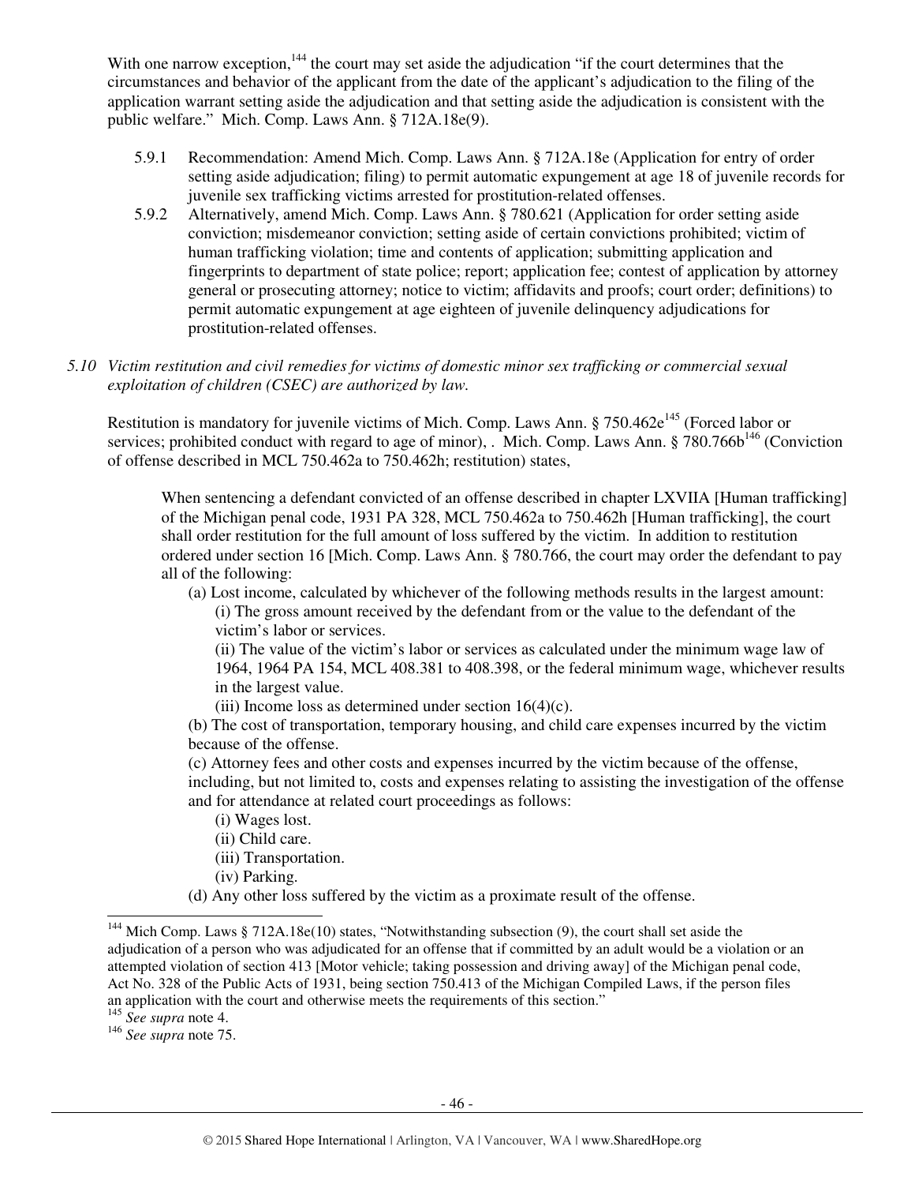With one narrow exception,[144] the court may set aside the adjudication "if the court determines that the circumstances and behavior of the applicant from the date of the applicant's adjudication to the filing of the application warrant setting aside the adjudication and that setting aside the adjudication is consistent with the public welfare." Mich. Comp. Laws Ann. § 712A.18e(9).

5.9.1 Recommendation: Amend Mich. Comp. Laws Ann. § 712A.18e (Application for entry of order setting aside adjudication; filing) to permit automatic expungement at age 18 of juvenile records for juvenile sex trafficking victims arrested for prostitution-related offenses.

5.9.2 Alternatively, amend Mich. Comp. Laws Ann. § 780.621 (Application for order setting aside conviction; misdemeanor conviction; setting aside of certain convictions prohibited; victim of human trafficking violation; time and contents of application; submitting application and fingerprints to department of state police; report; application fee; contest of application by attorney general or prosecuting attorney; notice to victim; affidavits and proofs; court order; definitions) to permit automatic expungement at age eighteen of juvenile delinquency adjudications for prostitution-related offenses.

*5.10 Victim restitution and civil remedies for victims of domestic minor sex trafficking or commercial sexual exploitation of children (CSEC) are authorized by law.*

Restitution is mandatory for juvenile victims of Mich. Comp. Laws Ann. § 750.462e[145] (Forced labor or services; prohibited conduct with regard to age of minor), . Mich. Comp. Laws Ann. § 780.766b[146] (Conviction of offense described in MCL 750.462a to 750.462h; restitution) states,

> When sentencing a defendant convicted of an offense described in chapter LXVIIA [Human trafficking] of the Michigan penal code, 1931 PA 328, MCL 750.462a to 750.462h [Human trafficking], the court shall order restitution for the full amount of loss suffered by the victim. In addition to restitution ordered under section 16 [Mich. Comp. Laws Ann. § 780.766, the court may order the defendant to pay all of the following:
>
> (a) Lost income, calculated by whichever of the following methods results in the largest amount:
>
> (i) The gross amount received by the defendant from or the value to the defendant of the victim's labor or services.
>
> (ii) The value of the victim's labor or services as calculated under the minimum wage law of 1964, 1964 PA 154, MCL 408.381 to 408.398, or the federal minimum wage, whichever results in the largest value.
>
> (iii) Income loss as determined under section 16(4)(c).
>
> (b) The cost of transportation, temporary housing, and child care expenses incurred by the victim because of the offense.
>
> (c) Attorney fees and other costs and expenses incurred by the victim because of the offense, including, but not limited to, costs and expenses relating to assisting the investigation of the offense and for attendance at related court proceedings as follows:
>
> (i) Wages lost.
>
> (ii) Child care.
>
> (iii) Transportation.
>
> (iv) Parking.
>
> (d) Any other loss suffered by the victim as a proximate result of the offense.

---

[144] Mich Comp. Laws § 712A.18e(10) states, "Notwithstanding subsection (9), the court shall set aside the adjudication of a person who was adjudicated for an offense that if committed by an adult would be a violation or an attempted violation of section 413 [Motor vehicle; taking possession and driving away] of the Michigan penal code, Act No. 328 of the Public Acts of 1931, being section 750.413 of the Michigan Compiled Laws, if the person files an application with the court and otherwise meets the requirements of this section."

[145] *See supra* note 4.

[146] *See supra* note 75.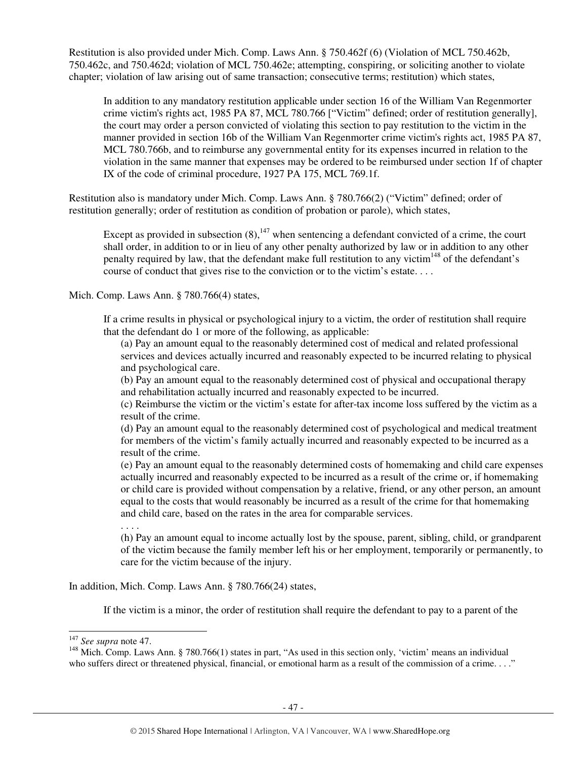Restitution is also provided under Mich. Comp. Laws Ann. § 750.462f (6) (Violation of MCL 750.462b, 750.462c, and 750.462d; violation of MCL 750.462e; attempting, conspiring, or soliciting another to violate chapter; violation of law arising out of same transaction; consecutive terms; restitution) which states,

> In addition to any mandatory restitution applicable under section 16 of the William Van Regenmorter crime victim's rights act, 1985 PA 87, MCL 780.766 ["Victim" defined; order of restitution generally], the court may order a person convicted of violating this section to pay restitution to the victim in the manner provided in section 16b of the William Van Regenmorter crime victim's rights act, 1985 PA 87, MCL 780.766b, and to reimburse any governmental entity for its expenses incurred in relation to the violation in the same manner that expenses may be ordered to be reimbursed under section 1f of chapter IX of the code of criminal procedure, 1927 PA 175, MCL 769.1f.

Restitution also is mandatory under Mich. Comp. Laws Ann. § 780.766(2) ("Victim" defined; order of restitution generally; order of restitution as condition of probation or parole), which states,

> Except as provided in subsection (8),[147] when sentencing a defendant convicted of a crime, the court shall order, in addition to or in lieu of any other penalty authorized by law or in addition to any other penalty required by law, that the defendant make full restitution to any victim[148] of the defendant's course of conduct that gives rise to the conviction or to the victim's estate. . . .

Mich. Comp. Laws Ann. § 780.766(4) states,

> If a crime results in physical or psychological injury to a victim, the order of restitution shall require that the defendant do 1 or more of the following, as applicable:
>
> (a) Pay an amount equal to the reasonably determined cost of medical and related professional services and devices actually incurred and reasonably expected to be incurred relating to physical and psychological care.
>
> (b) Pay an amount equal to the reasonably determined cost of physical and occupational therapy and rehabilitation actually incurred and reasonably expected to be incurred.
>
> (c) Reimburse the victim or the victim's estate for after-tax income loss suffered by the victim as a result of the crime.
>
> (d) Pay an amount equal to the reasonably determined cost of psychological and medical treatment for members of the victim's family actually incurred and reasonably expected to be incurred as a result of the crime.
>
> (e) Pay an amount equal to the reasonably determined costs of homemaking and child care expenses actually incurred and reasonably expected to be incurred as a result of the crime or, if homemaking or child care is provided without compensation by a relative, friend, or any other person, an amount equal to the costs that would reasonably be incurred as a result of the crime for that homemaking and child care, based on the rates in the area for comparable services.
>
> . . . .
>
> (h) Pay an amount equal to income actually lost by the spouse, parent, sibling, child, or grandparent of the victim because the family member left his or her employment, temporarily or permanently, to care for the victim because of the injury.

In addition, Mich. Comp. Laws Ann. § 780.766(24) states,

> If the victim is a minor, the order of restitution shall require the defendant to pay to a parent of the

---

[147] *See supra* note 47.

[148] Mich. Comp. Laws Ann. § 780.766(1) states in part, "As used in this section only, 'victim' means an individual who suffers direct or threatened physical, financial, or emotional harm as a result of the commission of a crime. . . ."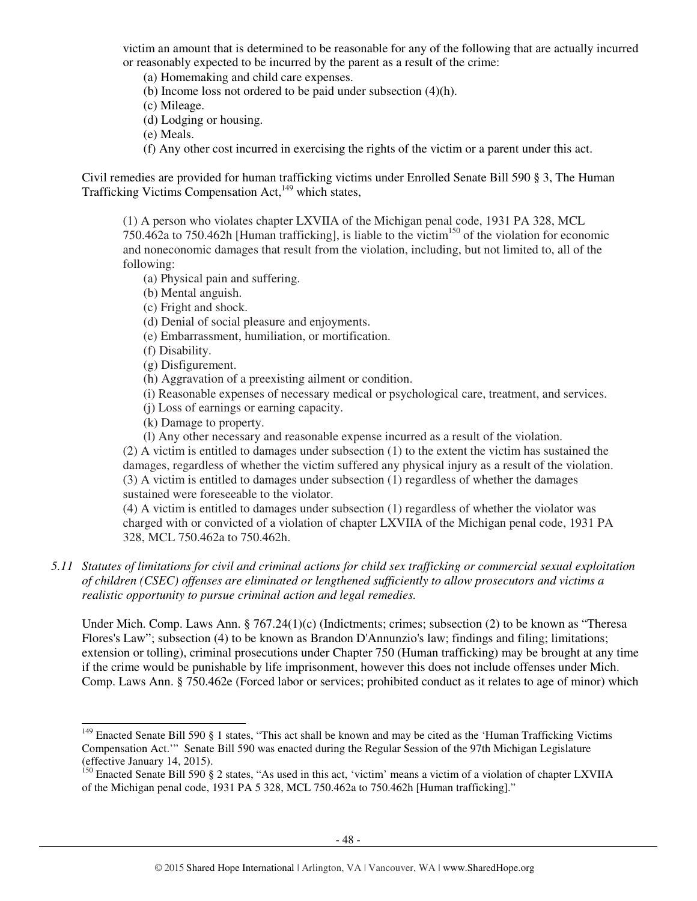victim an amount that is determined to be reasonable for any of the following that are actually incurred or reasonably expected to be incurred by the parent as a result of the crime:

(a) Homemaking and child care expenses.
(b) Income loss not ordered to be paid under subsection (4)(h).
(c) Mileage.
(d) Lodging or housing.
(e) Meals.
(f) Any other cost incurred in exercising the rights of the victim or a parent under this act.

Civil remedies are provided for human trafficking victims under Enrolled Senate Bill 590 § 3, The Human Trafficking Victims Compensation Act,[149] which states,

> (1) A person who violates chapter LXVIIA of the Michigan penal code, 1931 PA 328, MCL 750.462a to 750.462h [Human trafficking], is liable to the victim[150] of the violation for economic and noneconomic damages that result from the violation, including, but not limited to, all of the following:
>
> (a) Physical pain and suffering.
> (b) Mental anguish.
> (c) Fright and shock.
> (d) Denial of social pleasure and enjoyments.
> (e) Embarrassment, humiliation, or mortification.
> (f) Disability.
> (g) Disfigurement.
> (h) Aggravation of a preexisting ailment or condition.
> (i) Reasonable expenses of necessary medical or psychological care, treatment, and services.
> (j) Loss of earnings or earning capacity.
> (k) Damage to property.
> (l) Any other necessary and reasonable expense incurred as a result of the violation.
>
> (2) A victim is entitled to damages under subsection (1) to the extent the victim has sustained the damages, regardless of whether the victim suffered any physical injury as a result of the violation.
> (3) A victim is entitled to damages under subsection (1) regardless of whether the damages sustained were foreseeable to the violator.
> (4) A victim is entitled to damages under subsection (1) regardless of whether the violator was charged with or convicted of a violation of chapter LXVIIA of the Michigan penal code, 1931 PA 328, MCL 750.462a to 750.462h.

*5.11 Statutes of limitations for civil and criminal actions for child sex trafficking or commercial sexual exploitation of children (CSEC) offenses are eliminated or lengthened sufficiently to allow prosecutors and victims a realistic opportunity to pursue criminal action and legal remedies.*

Under Mich. Comp. Laws Ann. § 767.24(1)(c) (Indictments; crimes; subsection (2) to be known as "Theresa Flores's Law"; subsection (4) to be known as Brandon D'Annunzio's law; findings and filing; limitations; extension or tolling), criminal prosecutions under Chapter 750 (Human trafficking) may be brought at any time if the crime would be punishable by life imprisonment, however this does not include offenses under Mich. Comp. Laws Ann. § 750.462e (Forced labor or services; prohibited conduct as it relates to age of minor) which

---

[149] Enacted Senate Bill 590 § 1 states, "This act shall be known and may be cited as the 'Human Trafficking Victims Compensation Act.'" Senate Bill 590 was enacted during the Regular Session of the 97th Michigan Legislature (effective January 14, 2015).

[150] Enacted Senate Bill 590 § 2 states, "As used in this act, 'victim' means a victim of a violation of chapter LXVIIA of the Michigan penal code, 1931 PA 5 328, MCL 750.462a to 750.462h [Human trafficking]."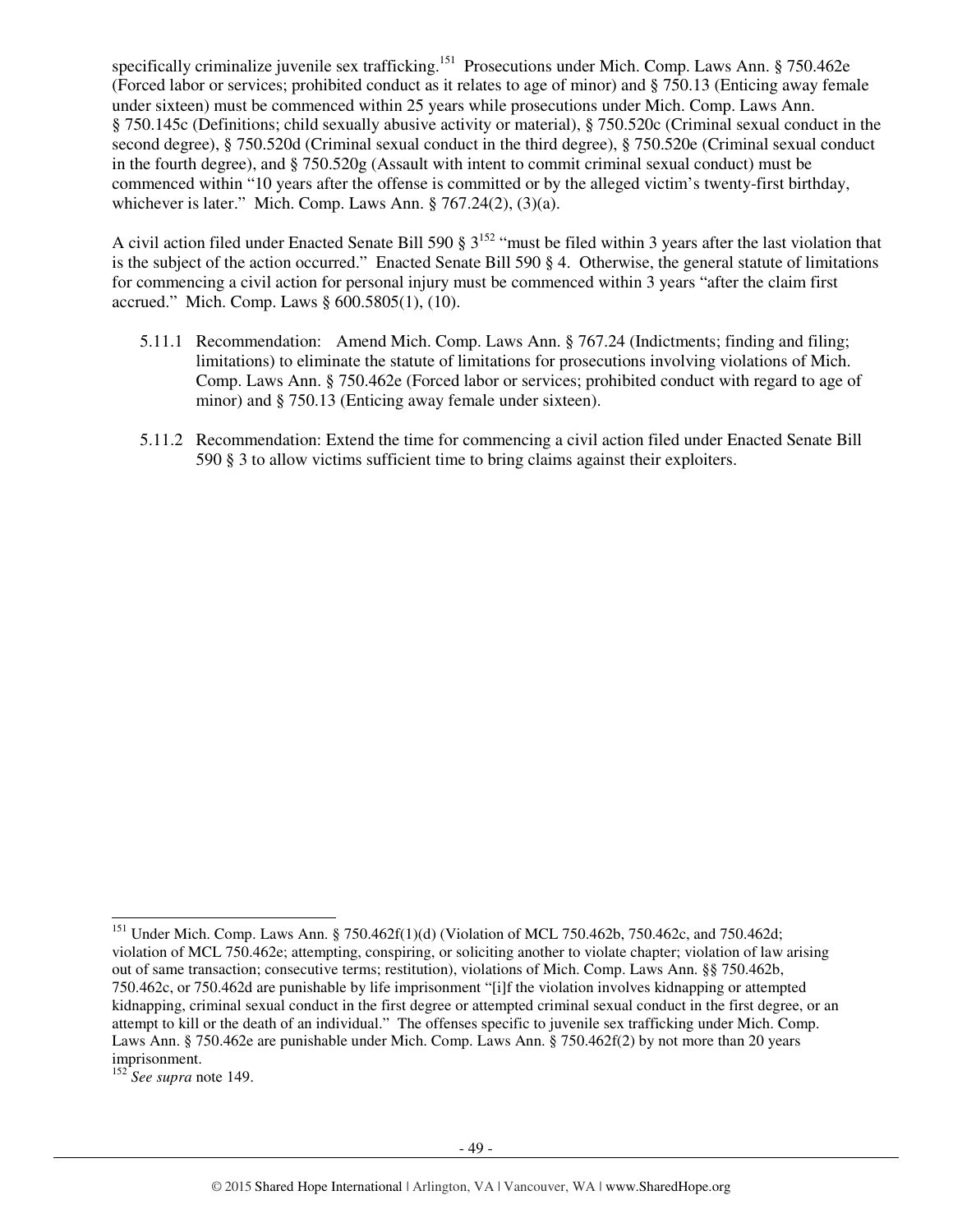specifically criminalize juvenile sex trafficking.[151] Prosecutions under Mich. Comp. Laws Ann. § 750.462e (Forced labor or services; prohibited conduct as it relates to age of minor) and § 750.13 (Enticing away female under sixteen) must be commenced within 25 years while prosecutions under Mich. Comp. Laws Ann. § 750.145c (Definitions; child sexually abusive activity or material), § 750.520c (Criminal sexual conduct in the second degree), § 750.520d (Criminal sexual conduct in the third degree), § 750.520e (Criminal sexual conduct in the fourth degree), and § 750.520g (Assault with intent to commit criminal sexual conduct) must be commenced within "10 years after the offense is committed or by the alleged victim's twenty-first birthday, whichever is later." Mich. Comp. Laws Ann. § 767.24(2), (3)(a).

A civil action filed under Enacted Senate Bill 590 § 3[152] "must be filed within 3 years after the last violation that is the subject of the action occurred." Enacted Senate Bill 590 § 4. Otherwise, the general statute of limitations for commencing a civil action for personal injury must be commenced within 3 years "after the claim first accrued." Mich. Comp. Laws § 600.5805(1), (10).

5.11.1 Recommendation: Amend Mich. Comp. Laws Ann. § 767.24 (Indictments; finding and filing; limitations) to eliminate the statute of limitations for prosecutions involving violations of Mich. Comp. Laws Ann. § 750.462e (Forced labor or services; prohibited conduct with regard to age of minor) and § 750.13 (Enticing away female under sixteen).

5.11.2 Recommendation: Extend the time for commencing a civil action filed under Enacted Senate Bill 590 § 3 to allow victims sufficient time to bring claims against their exploiters.

---

[151] Under Mich. Comp. Laws Ann. § 750.462f(1)(d) (Violation of MCL 750.462b, 750.462c, and 750.462d; violation of MCL 750.462e; attempting, conspiring, or soliciting another to violate chapter; violation of law arising out of same transaction; consecutive terms; restitution), violations of Mich. Comp. Laws Ann. §§ 750.462b, 750.462c, or 750.462d are punishable by life imprisonment "[i]f the violation involves kidnapping or attempted kidnapping, criminal sexual conduct in the first degree or attempted criminal sexual conduct in the first degree, or an attempt to kill or the death of an individual." The offenses specific to juvenile sex trafficking under Mich. Comp. Laws Ann. § 750.462e are punishable under Mich. Comp. Laws Ann. § 750.462f(2) by not more than 20 years imprisonment.

[152] *See supra* note 149.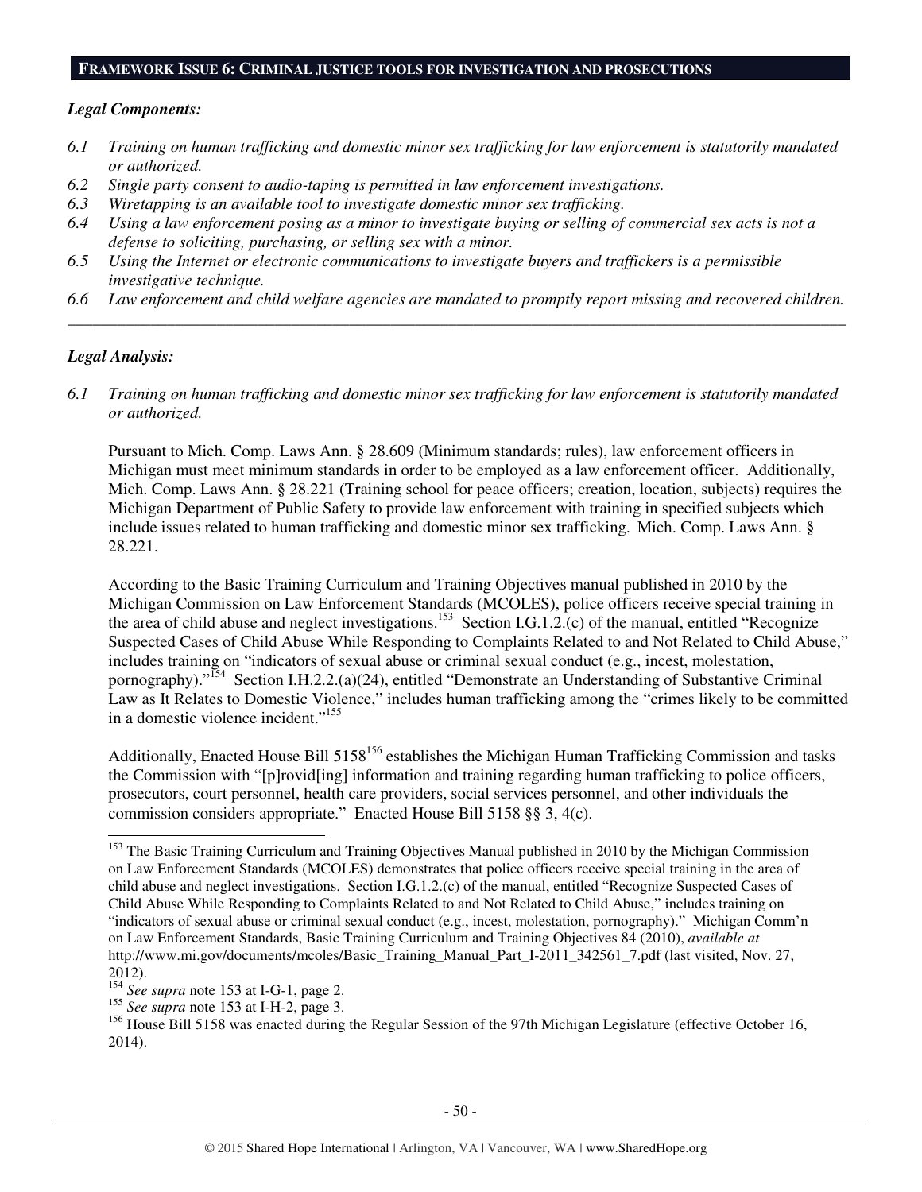## FRAMEWORK ISSUE 6: CRIMINAL JUSTICE TOOLS FOR INVESTIGATION AND PROSECUTIONS

***Legal Components:***

*6.1 Training on human trafficking and domestic minor sex trafficking for law enforcement is statutorily mandated or authorized.*

*6.2 Single party consent to audio-taping is permitted in law enforcement investigations.*

*6.3 Wiretapping is an available tool to investigate domestic minor sex trafficking.*

*6.4 Using a law enforcement posing as a minor to investigate buying or selling of commercial sex acts is not a defense to soliciting, purchasing, or selling sex with a minor.*

*6.5 Using the Internet or electronic communications to investigate buyers and traffickers is a permissible investigative technique.*

*6.6 Law enforcement and child welfare agencies are mandated to promptly report missing and recovered children.*

---

***Legal Analysis:***

*6.1 Training on human trafficking and domestic minor sex trafficking for law enforcement is statutorily mandated or authorized.*

Pursuant to Mich. Comp. Laws Ann. § 28.609 (Minimum standards; rules), law enforcement officers in Michigan must meet minimum standards in order to be employed as a law enforcement officer. Additionally, Mich. Comp. Laws Ann. § 28.221 (Training school for peace officers; creation, location, subjects) requires the Michigan Department of Public Safety to provide law enforcement with training in specified subjects which include issues related to human trafficking and domestic minor sex trafficking. Mich. Comp. Laws Ann. § 28.221.

According to the Basic Training Curriculum and Training Objectives manual published in 2010 by the Michigan Commission on Law Enforcement Standards (MCOLES), police officers receive special training in the area of child abuse and neglect investigations.[153] Section I.G.1.2.(c) of the manual, entitled "Recognize Suspected Cases of Child Abuse While Responding to Complaints Related to and Not Related to Child Abuse," includes training on "indicators of sexual abuse or criminal sexual conduct (e.g., incest, molestation, pornography)."[154] Section I.H.2.2.(a)(24), entitled "Demonstrate an Understanding of Substantive Criminal Law as It Relates to Domestic Violence," includes human trafficking among the "crimes likely to be committed in a domestic violence incident."[155]

Additionally, Enacted House Bill 5158[156] establishes the Michigan Human Trafficking Commission and tasks the Commission with "[p]rovid[ing] information and training regarding human trafficking to police officers, prosecutors, court personnel, health care providers, social services personnel, and other individuals the commission considers appropriate." Enacted House Bill 5158 §§ 3, 4(c).

---

[153] The Basic Training Curriculum and Training Objectives Manual published in 2010 by the Michigan Commission on Law Enforcement Standards (MCOLES) demonstrates that police officers receive special training in the area of child abuse and neglect investigations. Section I.G.1.2.(c) of the manual, entitled "Recognize Suspected Cases of Child Abuse While Responding to Complaints Related to and Not Related to Child Abuse," includes training on "indicators of sexual abuse or criminal sexual conduct (e.g., incest, molestation, pornography)." Michigan Comm'n on Law Enforcement Standards, Basic Training Curriculum and Training Objectives 84 (2010), *available at* http://www.mi.gov/documents/mcoles/Basic_Training_Manual_Part_I-2011_342561_7.pdf (last visited, Nov. 27, 2012).

[154] *See supra* note 153 at I-G-1, page 2.

[155] *See supra* note 153 at I-H-2, page 3.

[156] House Bill 5158 was enacted during the Regular Session of the 97th Michigan Legislature (effective October 16, 2014).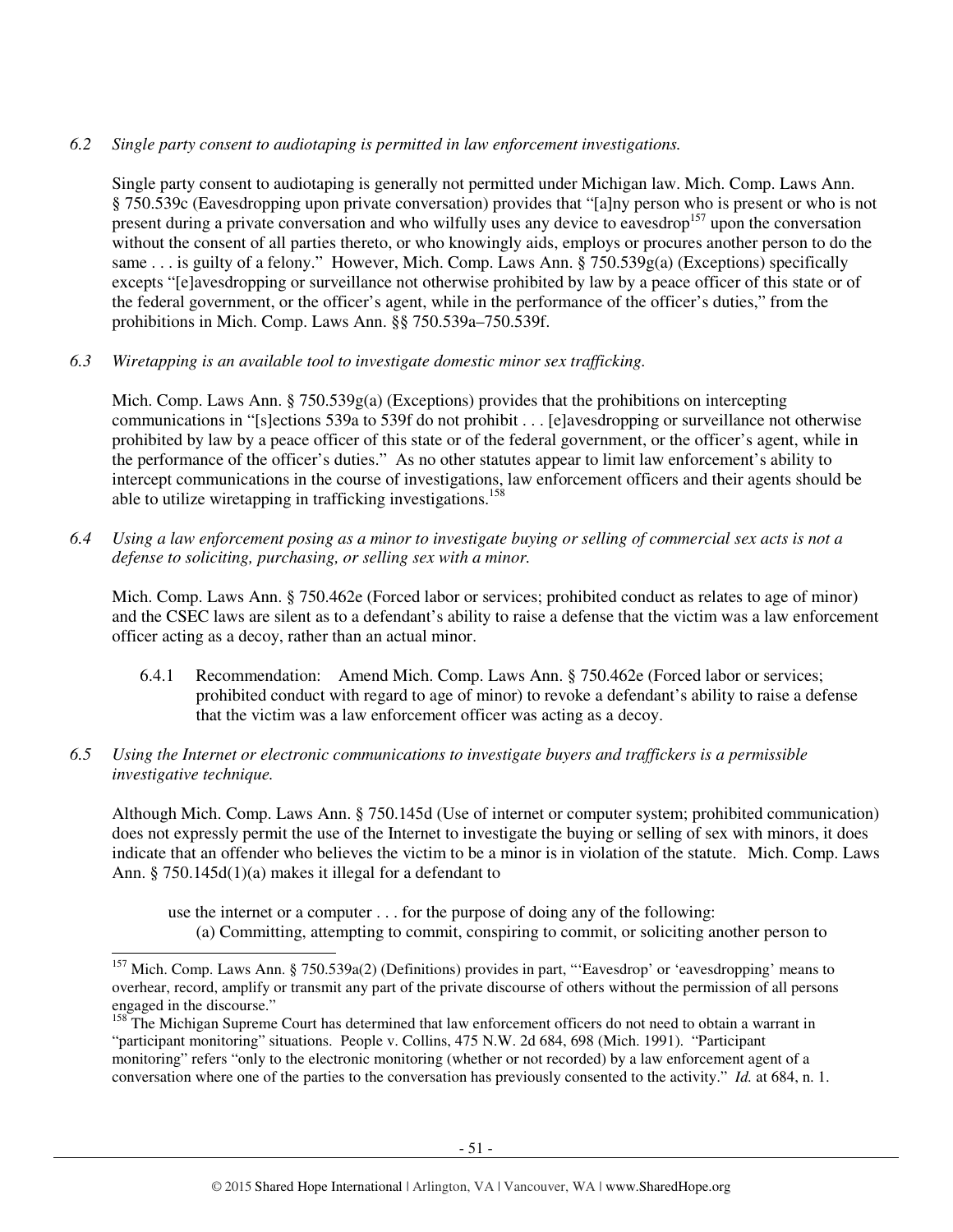*6.2 Single party consent to audiotaping is permitted in law enforcement investigations.*

Single party consent to audiotaping is generally not permitted under Michigan law. Mich. Comp. Laws Ann. § 750.539c (Eavesdropping upon private conversation) provides that "[a]ny person who is present or who is not present during a private conversation and who wilfully uses any device to eavesdrop[157] upon the conversation without the consent of all parties thereto, or who knowingly aids, employs or procures another person to do the same . . . is guilty of a felony." However, Mich. Comp. Laws Ann. § 750.539g(a) (Exceptions) specifically excepts "[e]avesdropping or surveillance not otherwise prohibited by law by a peace officer of this state or of the federal government, or the officer's agent, while in the performance of the officer's duties," from the prohibitions in Mich. Comp. Laws Ann. §§ 750.539a–750.539f.

*6.3 Wiretapping is an available tool to investigate domestic minor sex trafficking.*

Mich. Comp. Laws Ann. § 750.539g(a) (Exceptions) provides that the prohibitions on intercepting communications in "[s]ections 539a to 539f do not prohibit . . . [e]avesdropping or surveillance not otherwise prohibited by law by a peace officer of this state or of the federal government, or the officer's agent, while in the performance of the officer's duties." As no other statutes appear to limit law enforcement's ability to intercept communications in the course of investigations, law enforcement officers and their agents should be able to utilize wiretapping in trafficking investigations.[158]

*6.4 Using a law enforcement posing as a minor to investigate buying or selling of commercial sex acts is not a defense to soliciting, purchasing, or selling sex with a minor.*

Mich. Comp. Laws Ann. § 750.462e (Forced labor or services; prohibited conduct as relates to age of minor) and the CSEC laws are silent as to a defendant's ability to raise a defense that the victim was a law enforcement officer acting as a decoy, rather than an actual minor.

6.4.1 Recommendation: Amend Mich. Comp. Laws Ann. § 750.462e (Forced labor or services; prohibited conduct with regard to age of minor) to revoke a defendant's ability to raise a defense that the victim was a law enforcement officer was acting as a decoy.

*6.5 Using the Internet or electronic communications to investigate buyers and traffickers is a permissible investigative technique.*

Although Mich. Comp. Laws Ann. § 750.145d (Use of internet or computer system; prohibited communication) does not expressly permit the use of the Internet to investigate the buying or selling of sex with minors, it does indicate that an offender who believes the victim to be a minor is in violation of the statute. Mich. Comp. Laws Ann. § 750.145d(1)(a) makes it illegal for a defendant to

> use the internet or a computer . . . for the purpose of doing any of the following:
> (a) Committing, attempting to commit, conspiring to commit, or soliciting another person to

---

[157] Mich. Comp. Laws Ann. § 750.539a(2) (Definitions) provides in part, "'Eavesdrop' or 'eavesdropping' means to overhear, record, amplify or transmit any part of the private discourse of others without the permission of all persons engaged in the discourse."

[158] The Michigan Supreme Court has determined that law enforcement officers do not need to obtain a warrant in "participant monitoring" situations. People v. Collins, 475 N.W. 2d 684, 698 (Mich. 1991). "Participant monitoring" refers "only to the electronic monitoring (whether or not recorded) by a law enforcement agent of a conversation where one of the parties to the conversation has previously consented to the activity." *Id.* at 684, n. 1.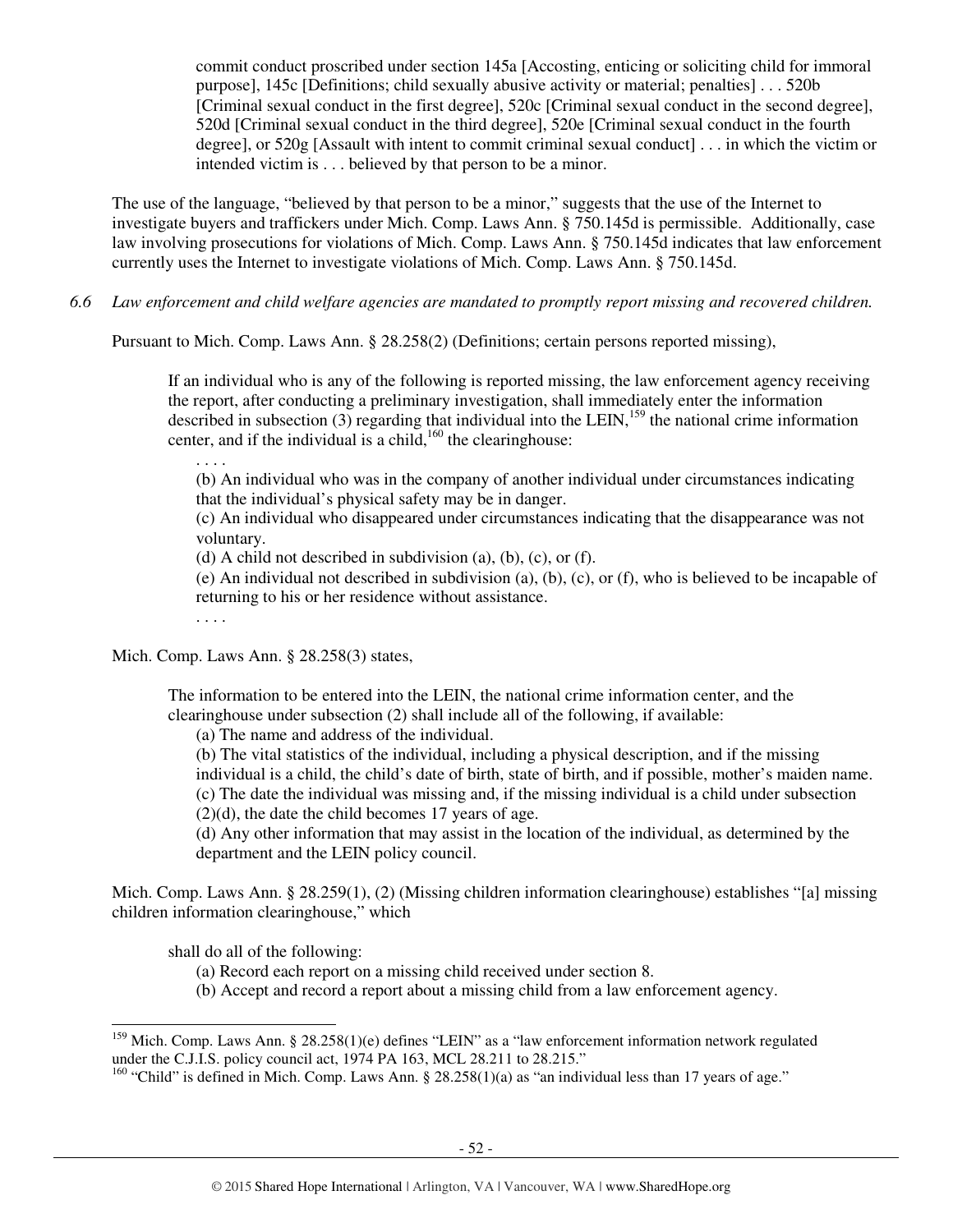> commit conduct proscribed under section 145a [Accosting, enticing or soliciting child for immoral purpose], 145c [Definitions; child sexually abusive activity or material; penalties] . . . 520b [Criminal sexual conduct in the first degree], 520c [Criminal sexual conduct in the second degree], 520d [Criminal sexual conduct in the third degree], 520e [Criminal sexual conduct in the fourth degree], or 520g [Assault with intent to commit criminal sexual conduct] . . . in which the victim or intended victim is . . . believed by that person to be a minor.

The use of the language, "believed by that person to be a minor," suggests that the use of the Internet to investigate buyers and traffickers under Mich. Comp. Laws Ann. § 750.145d is permissible. Additionally, case law involving prosecutions for violations of Mich. Comp. Laws Ann. § 750.145d indicates that law enforcement currently uses the Internet to investigate violations of Mich. Comp. Laws Ann. § 750.145d.

*6.6 Law enforcement and child welfare agencies are mandated to promptly report missing and recovered children.*

Pursuant to Mich. Comp. Laws Ann. § 28.258(2) (Definitions; certain persons reported missing),

> If an individual who is any of the following is reported missing, the law enforcement agency receiving the report, after conducting a preliminary investigation, shall immediately enter the information described in subsection (3) regarding that individual into the LEIN,[159] the national crime information center, and if the individual is a child,[160] the clearinghouse:
>
> . . . .
>
> (b) An individual who was in the company of another individual under circumstances indicating that the individual's physical safety may be in danger.
>
> (c) An individual who disappeared under circumstances indicating that the disappearance was not voluntary.
>
> (d) A child not described in subdivision (a), (b), (c), or (f).
>
> (e) An individual not described in subdivision (a), (b), (c), or (f), who is believed to be incapable of returning to his or her residence without assistance.
>
> . . . .

Mich. Comp. Laws Ann. § 28.258(3) states,

> The information to be entered into the LEIN, the national crime information center, and the clearinghouse under subsection (2) shall include all of the following, if available:
>
> (a) The name and address of the individual.
>
> (b) The vital statistics of the individual, including a physical description, and if the missing individual is a child, the child's date of birth, state of birth, and if possible, mother's maiden name.
>
> (c) The date the individual was missing and, if the missing individual is a child under subsection (2)(d), the date the child becomes 17 years of age.
>
> (d) Any other information that may assist in the location of the individual, as determined by the department and the LEIN policy council.

Mich. Comp. Laws Ann. § 28.259(1), (2) (Missing children information clearinghouse) establishes "[a] missing children information clearinghouse," which

> shall do all of the following:
>
> (a) Record each report on a missing child received under section 8.
>
> (b) Accept and record a report about a missing child from a law enforcement agency.

---

[159] Mich. Comp. Laws Ann. § 28.258(1)(e) defines "LEIN" as a "law enforcement information network regulated under the C.J.I.S. policy council act, 1974 PA 163, MCL 28.211 to 28.215."

[160] "Child" is defined in Mich. Comp. Laws Ann. § 28.258(1)(a) as "an individual less than 17 years of age."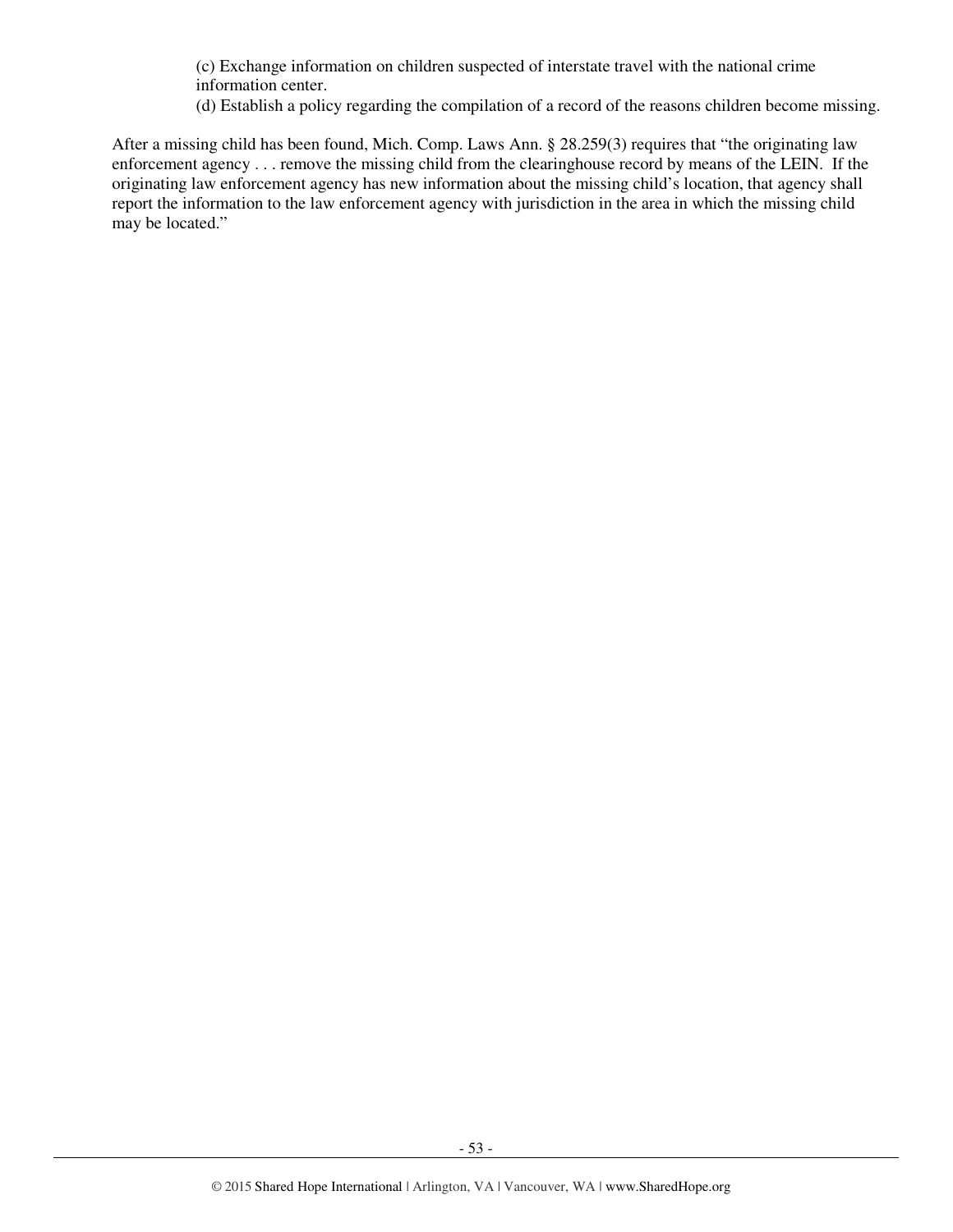(c) Exchange information on children suspected of interstate travel with the national crime information center.

(d) Establish a policy regarding the compilation of a record of the reasons children become missing.

After a missing child has been found, Mich. Comp. Laws Ann. § 28.259(3) requires that "the originating law enforcement agency . . . remove the missing child from the clearinghouse record by means of the LEIN. If the originating law enforcement agency has new information about the missing child's location, that agency shall report the information to the law enforcement agency with jurisdiction in the area in which the missing child may be located."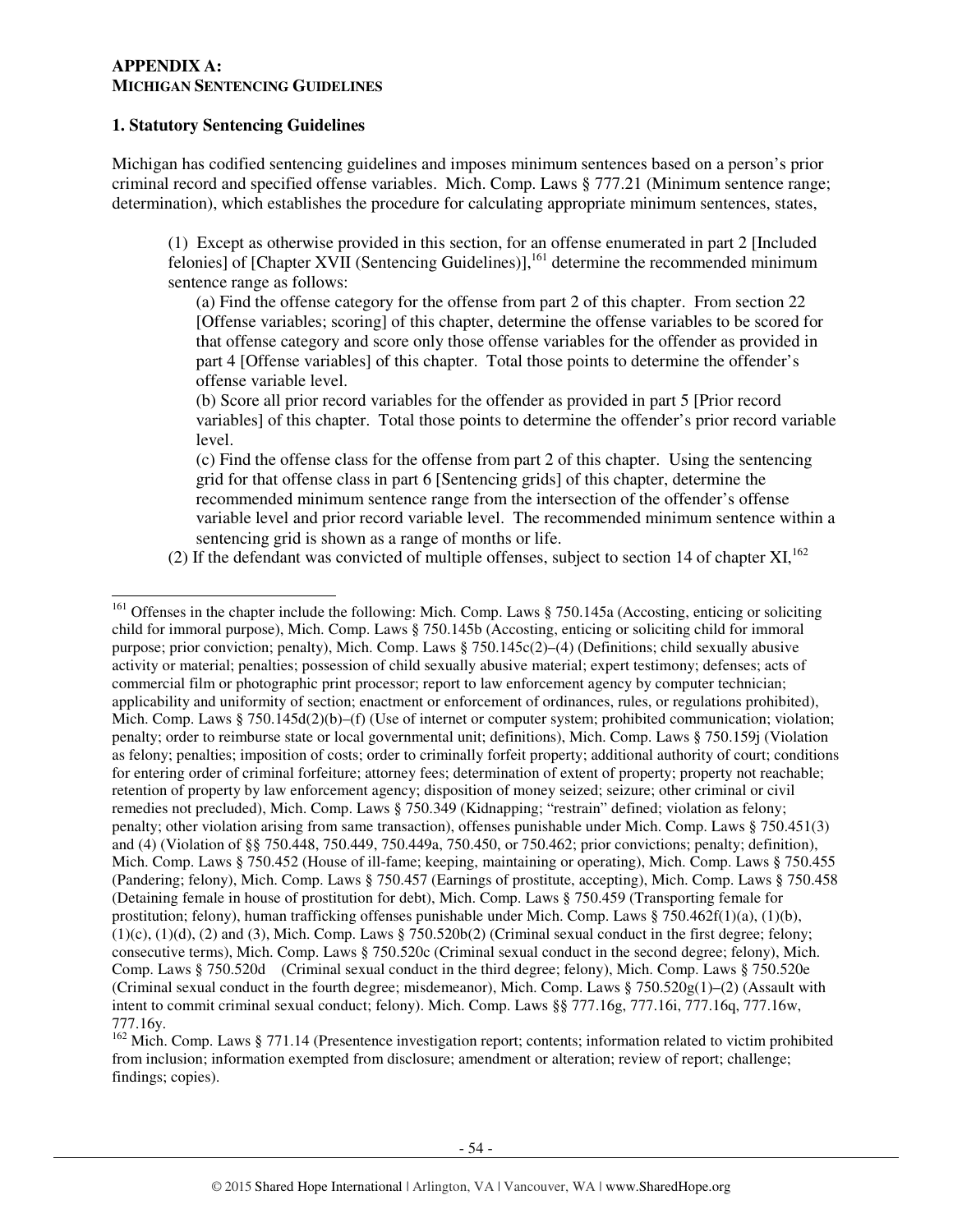## APPENDIX A: MICHIGAN SENTENCING GUIDELINES

### 1. Statutory Sentencing Guidelines

Michigan has codified sentencing guidelines and imposes minimum sentences based on a person's prior criminal record and specified offense variables. Mich. Comp. Laws § 777.21 (Minimum sentence range; determination), which establishes the procedure for calculating appropriate minimum sentences, states,

> (1) Except as otherwise provided in this section, for an offense enumerated in part 2 [Included felonies] of [Chapter XVII (Sentencing Guidelines)],[161] determine the recommended minimum sentence range as follows:
>
> (a) Find the offense category for the offense from part 2 of this chapter. From section 22 [Offense variables; scoring] of this chapter, determine the offense variables to be scored for that offense category and score only those offense variables for the offender as provided in part 4 [Offense variables] of this chapter. Total those points to determine the offender's offense variable level.
>
> (b) Score all prior record variables for the offender as provided in part 5 [Prior record variables] of this chapter. Total those points to determine the offender's prior record variable level.
>
> (c) Find the offense class for the offense from part 2 of this chapter. Using the sentencing grid for that offense class in part 6 [Sentencing grids] of this chapter, determine the recommended minimum sentence range from the intersection of the offender's offense variable level and prior record variable level. The recommended minimum sentence within a sentencing grid is shown as a range of months or life.
>
> (2) If the defendant was convicted of multiple offenses, subject to section 14 of chapter XI,[162]

---

[161] Offenses in the chapter include the following: Mich. Comp. Laws § 750.145a (Accosting, enticing or soliciting child for immoral purpose), Mich. Comp. Laws § 750.145b (Accosting, enticing or soliciting child for immoral purpose; prior conviction; penalty), Mich. Comp. Laws § 750.145c(2)–(4) (Definitions; child sexually abusive activity or material; penalties; possession of child sexually abusive material; expert testimony; defenses; acts of commercial film or photographic print processor; report to law enforcement agency by computer technician; applicability and uniformity of section; enactment or enforcement of ordinances, rules, or regulations prohibited), Mich. Comp. Laws § 750.145d(2)(b)–(f) (Use of internet or computer system; prohibited communication; violation; penalty; order to reimburse state or local governmental unit; definitions), Mich. Comp. Laws § 750.159j (Violation as felony; penalties; imposition of costs; order to criminally forfeit property; additional authority of court; conditions for entering order of criminal forfeiture; attorney fees; determination of extent of property; property not reachable; retention of property by law enforcement agency; disposition of money seized; seizure; other criminal or civil remedies not precluded), Mich. Comp. Laws § 750.349 (Kidnapping; "restrain" defined; violation as felony; penalty; other violation arising from same transaction), offenses punishable under Mich. Comp. Laws § 750.451(3) and (4) (Violation of §§ 750.448, 750.449, 750.449a, 750.450, or 750.462; prior convictions; penalty; definition), Mich. Comp. Laws § 750.452 (House of ill-fame; keeping, maintaining or operating), Mich. Comp. Laws § 750.455 (Pandering; felony), Mich. Comp. Laws § 750.457 (Earnings of prostitute, accepting), Mich. Comp. Laws § 750.458 (Detaining female in house of prostitution for debt), Mich. Comp. Laws § 750.459 (Transporting female for prostitution; felony), human trafficking offenses punishable under Mich. Comp. Laws § 750.462f(1)(a), (1)(b), (1)(c), (1)(d), (2) and (3), Mich. Comp. Laws § 750.520b(2) (Criminal sexual conduct in the first degree; felony; consecutive terms), Mich. Comp. Laws § 750.520c (Criminal sexual conduct in the second degree; felony), Mich. Comp. Laws § 750.520d (Criminal sexual conduct in the third degree; felony), Mich. Comp. Laws § 750.520e (Criminal sexual conduct in the fourth degree; misdemeanor), Mich. Comp. Laws § 750.520g(1)–(2) (Assault with intent to commit criminal sexual conduct; felony). Mich. Comp. Laws §§ 777.16g, 777.16i, 777.16q, 777.16w, 777.16y.

[162] Mich. Comp. Laws § 771.14 (Presentence investigation report; contents; information related to victim prohibited from inclusion; information exempted from disclosure; amendment or alteration; review of report; challenge; findings; copies).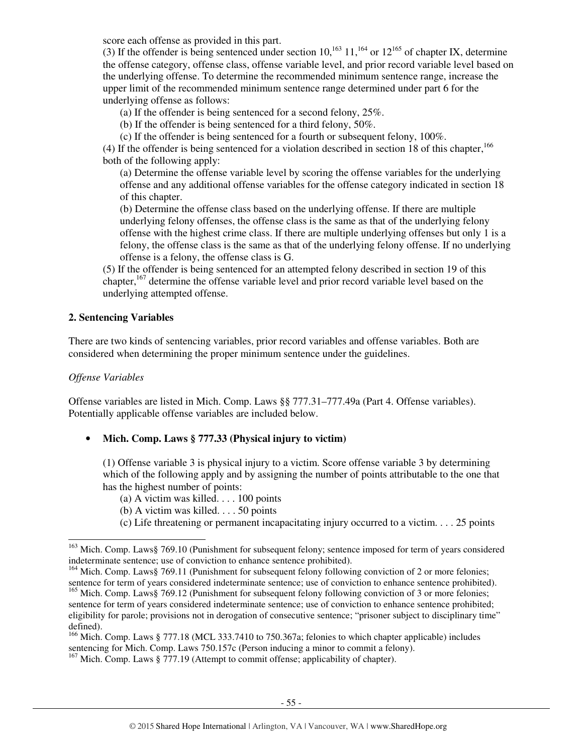score each offense as provided in this part.

(3) If the offender is being sentenced under section 10,[163] 11,[164] or 12[165] of chapter IX, determine the offense category, offense class, offense variable level, and prior record variable level based on the underlying offense. To determine the recommended minimum sentence range, increase the upper limit of the recommended minimum sentence range determined under part 6 for the underlying offense as follows:

(a) If the offender is being sentenced for a second felony, 25%.

(b) If the offender is being sentenced for a third felony, 50%.

(c) If the offender is being sentenced for a fourth or subsequent felony, 100%.

(4) If the offender is being sentenced for a violation described in section 18 of this chapter,[166] both of the following apply:

(a) Determine the offense variable level by scoring the offense variables for the underlying offense and any additional offense variables for the offense category indicated in section 18 of this chapter.

(b) Determine the offense class based on the underlying offense. If there are multiple underlying felony offenses, the offense class is the same as that of the underlying felony offense with the highest crime class. If there are multiple underlying offenses but only 1 is a felony, the offense class is the same as that of the underlying felony offense. If no underlying offense is a felony, the offense class is G.

(5) If the offender is being sentenced for an attempted felony described in section 19 of this chapter,[167] determine the offense variable level and prior record variable level based on the underlying attempted offense.

**2. Sentencing Variables**

There are two kinds of sentencing variables, prior record variables and offense variables. Both are considered when determining the proper minimum sentence under the guidelines.

*Offense Variables*

Offense variables are listed in Mich. Comp. Laws §§ 777.31–777.49a (Part 4. Offense variables). Potentially applicable offense variables are included below.

- **Mich. Comp. Laws § 777.33 (Physical injury to victim)**

(1) Offense variable 3 is physical injury to a victim. Score offense variable 3 by determining which of the following apply and by assigning the number of points attributable to the one that has the highest number of points:

(a) A victim was killed. . . . 100 points

(b) A victim was killed. . . . 50 points

(c) Life threatening or permanent incapacitating injury occurred to a victim. . . . 25 points

---

[163] Mich. Comp. Laws§ 769.10 (Punishment for subsequent felony; sentence imposed for term of years considered indeterminate sentence; use of conviction to enhance sentence prohibited).

[164] Mich. Comp. Laws§ 769.11 (Punishment for subsequent felony following conviction of 2 or more felonies; sentence for term of years considered indeterminate sentence; use of conviction to enhance sentence prohibited).

[165] Mich. Comp. Laws§ 769.12 (Punishment for subsequent felony following conviction of 3 or more felonies; sentence for term of years considered indeterminate sentence; use of conviction to enhance sentence prohibited; eligibility for parole; provisions not in derogation of consecutive sentence; "prisoner subject to disciplinary time" defined).

[166] Mich. Comp. Laws § 777.18 (MCL 333.7410 to 750.367a; felonies to which chapter applicable) includes sentencing for Mich. Comp. Laws 750.157c (Person inducing a minor to commit a felony).

[167] Mich. Comp. Laws § 777.19 (Attempt to commit offense; applicability of chapter).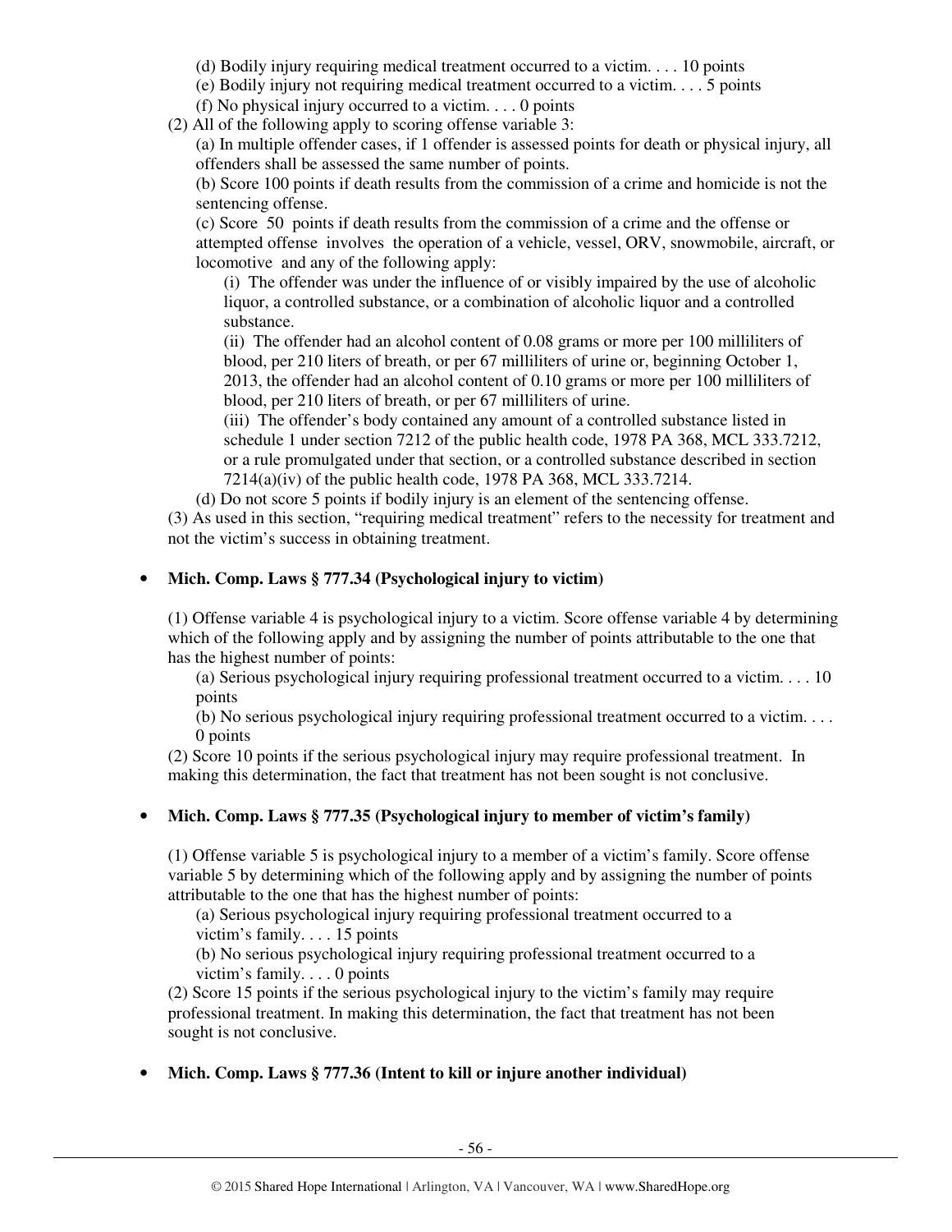(d) Bodily injury requiring medical treatment occurred to a victim. . . . 10 points

(e) Bodily injury not requiring medical treatment occurred to a victim. . . . 5 points

(f) No physical injury occurred to a victim. . . . 0 points

(2) All of the following apply to scoring offense variable 3:

(a) In multiple offender cases, if 1 offender is assessed points for death or physical injury, all offenders shall be assessed the same number of points.

(b) Score 100 points if death results from the commission of a crime and homicide is not the sentencing offense.

(c) Score 50 points if death results from the commission of a crime and the offense or attempted offense involves the operation of a vehicle, vessel, ORV, snowmobile, aircraft, or locomotive and any of the following apply:

(i) The offender was under the influence of or visibly impaired by the use of alcoholic liquor, a controlled substance, or a combination of alcoholic liquor and a controlled substance.

(ii) The offender had an alcohol content of 0.08 grams or more per 100 milliliters of blood, per 210 liters of breath, or per 67 milliliters of urine or, beginning October 1, 2013, the offender had an alcohol content of 0.10 grams or more per 100 milliliters of blood, per 210 liters of breath, or per 67 milliliters of urine.

(iii) The offender's body contained any amount of a controlled substance listed in schedule 1 under section 7212 of the public health code, 1978 PA 368, MCL 333.7212, or a rule promulgated under that section, or a controlled substance described in section 7214(a)(iv) of the public health code, 1978 PA 368, MCL 333.7214.

(d) Do not score 5 points if bodily injury is an element of the sentencing offense.

(3) As used in this section, "requiring medical treatment" refers to the necessity for treatment and not the victim's success in obtaining treatment.

- **Mich. Comp. Laws § 777.34 (Psychological injury to victim)**

(1) Offense variable 4 is psychological injury to a victim. Score offense variable 4 by determining which of the following apply and by assigning the number of points attributable to the one that has the highest number of points:

(a) Serious psychological injury requiring professional treatment occurred to a victim. . . . 10 points

(b) No serious psychological injury requiring professional treatment occurred to a victim. . . . 0 points

(2) Score 10 points if the serious psychological injury may require professional treatment. In making this determination, the fact that treatment has not been sought is not conclusive.

- **Mich. Comp. Laws § 777.35 (Psychological injury to member of victim's family)**

(1) Offense variable 5 is psychological injury to a member of a victim's family. Score offense variable 5 by determining which of the following apply and by assigning the number of points attributable to the one that has the highest number of points:

(a) Serious psychological injury requiring professional treatment occurred to a victim's family. . . . 15 points

(b) No serious psychological injury requiring professional treatment occurred to a victim's family. . . . 0 points

(2) Score 15 points if the serious psychological injury to the victim's family may require professional treatment. In making this determination, the fact that treatment has not been sought is not conclusive.

- **Mich. Comp. Laws § 777.36 (Intent to kill or injure another individual)**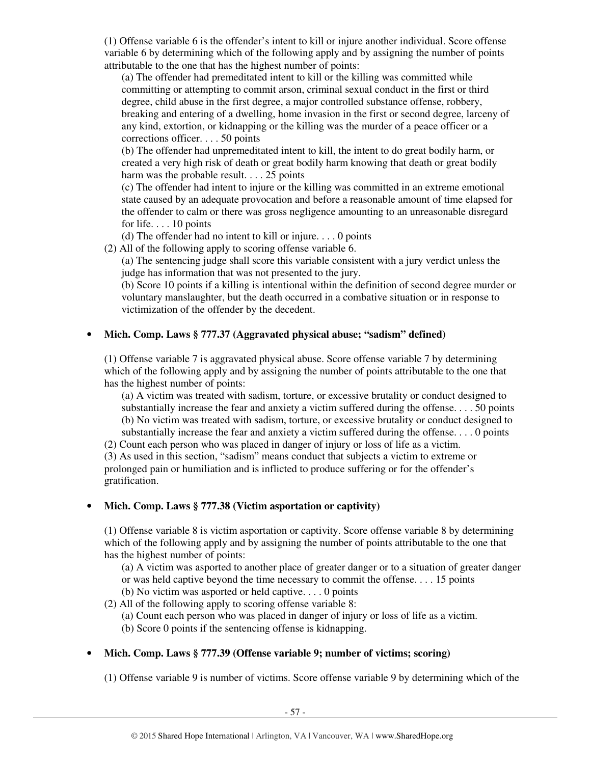(1) Offense variable 6 is the offender's intent to kill or injure another individual. Score offense variable 6 by determining which of the following apply and by assigning the number of points attributable to the one that has the highest number of points:

(a) The offender had premeditated intent to kill or the killing was committed while committing or attempting to commit arson, criminal sexual conduct in the first or third degree, child abuse in the first degree, a major controlled substance offense, robbery, breaking and entering of a dwelling, home invasion in the first or second degree, larceny of any kind, extortion, or kidnapping or the killing was the murder of a peace officer or a corrections officer. . . . 50 points

(b) The offender had unpremeditated intent to kill, the intent to do great bodily harm, or created a very high risk of death or great bodily harm knowing that death or great bodily harm was the probable result. . . . 25 points

(c) The offender had intent to injure or the killing was committed in an extreme emotional state caused by an adequate provocation and before a reasonable amount of time elapsed for the offender to calm or there was gross negligence amounting to an unreasonable disregard for life. . . . 10 points

(d) The offender had no intent to kill or injure. . . . 0 points

(2) All of the following apply to scoring offense variable 6.

(a) The sentencing judge shall score this variable consistent with a jury verdict unless the judge has information that was not presented to the jury.

(b) Score 10 points if a killing is intentional within the definition of second degree murder or voluntary manslaughter, but the death occurred in a combative situation or in response to victimization of the offender by the decedent.

- **Mich. Comp. Laws § 777.37 (Aggravated physical abuse; "sadism" defined)**

(1) Offense variable 7 is aggravated physical abuse. Score offense variable 7 by determining which of the following apply and by assigning the number of points attributable to the one that has the highest number of points:

(a) A victim was treated with sadism, torture, or excessive brutality or conduct designed to substantially increase the fear and anxiety a victim suffered during the offense. . . . 50 points

(b) No victim was treated with sadism, torture, or excessive brutality or conduct designed to substantially increase the fear and anxiety a victim suffered during the offense. . . . 0 points

(2) Count each person who was placed in danger of injury or loss of life as a victim.

(3) As used in this section, "sadism" means conduct that subjects a victim to extreme or prolonged pain or humiliation and is inflicted to produce suffering or for the offender's gratification.

- **Mich. Comp. Laws § 777.38 (Victim asportation or captivity)**

(1) Offense variable 8 is victim asportation or captivity. Score offense variable 8 by determining which of the following apply and by assigning the number of points attributable to the one that has the highest number of points:

(a) A victim was asported to another place of greater danger or to a situation of greater danger or was held captive beyond the time necessary to commit the offense. . . . 15 points

(b) No victim was asported or held captive. . . . 0 points

(2) All of the following apply to scoring offense variable 8:

(a) Count each person who was placed in danger of injury or loss of life as a victim.

(b) Score 0 points if the sentencing offense is kidnapping.

- **Mich. Comp. Laws § 777.39 (Offense variable 9; number of victims; scoring)**

(1) Offense variable 9 is number of victims. Score offense variable 9 by determining which of the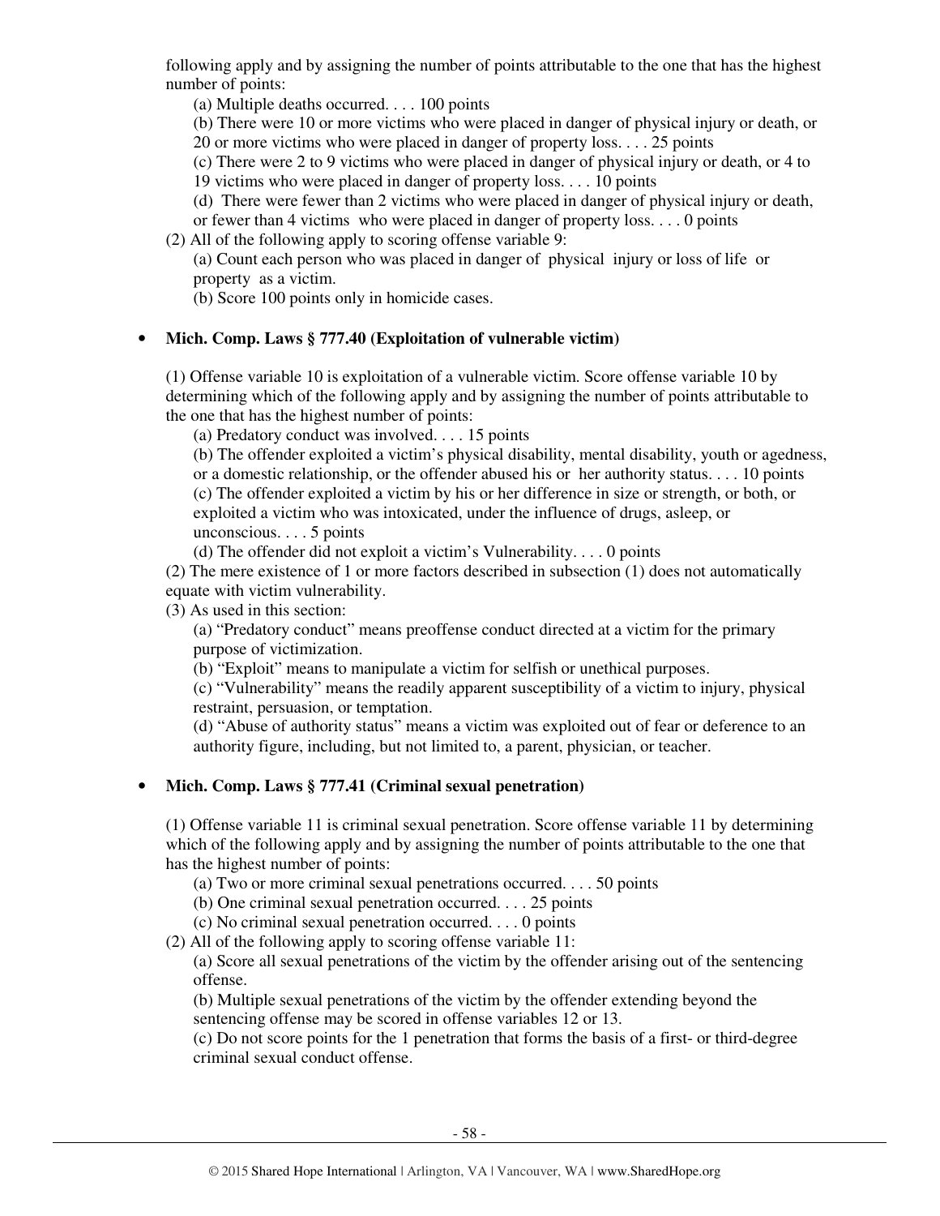following apply and by assigning the number of points attributable to the one that has the highest number of points:

(a) Multiple deaths occurred. . . . 100 points

(b) There were 10 or more victims who were placed in danger of physical injury or death, or 20 or more victims who were placed in danger of property loss. . . . 25 points

(c) There were 2 to 9 victims who were placed in danger of physical injury or death, or 4 to 19 victims who were placed in danger of property loss. . . . 10 points

(d) There were fewer than 2 victims who were placed in danger of physical injury or death, or fewer than 4 victims who were placed in danger of property loss. . . . 0 points

(2) All of the following apply to scoring offense variable 9:

(a) Count each person who was placed in danger of physical injury or loss of life or property as a victim.

(b) Score 100 points only in homicide cases.

- **Mich. Comp. Laws § 777.40 (Exploitation of vulnerable victim)**

(1) Offense variable 10 is exploitation of a vulnerable victim. Score offense variable 10 by determining which of the following apply and by assigning the number of points attributable to the one that has the highest number of points:

(a) Predatory conduct was involved. . . . 15 points

(b) The offender exploited a victim's physical disability, mental disability, youth or agedness, or a domestic relationship, or the offender abused his or her authority status. . . . 10 points

(c) The offender exploited a victim by his or her difference in size or strength, or both, or exploited a victim who was intoxicated, under the influence of drugs, asleep, or unconscious. . . . 5 points

(d) The offender did not exploit a victim's Vulnerability. . . . 0 points

(2) The mere existence of 1 or more factors described in subsection (1) does not automatically equate with victim vulnerability.

(3) As used in this section:

(a) "Predatory conduct" means preoffense conduct directed at a victim for the primary purpose of victimization.

(b) "Exploit" means to manipulate a victim for selfish or unethical purposes.

(c) "Vulnerability" means the readily apparent susceptibility of a victim to injury, physical restraint, persuasion, or temptation.

(d) "Abuse of authority status" means a victim was exploited out of fear or deference to an authority figure, including, but not limited to, a parent, physician, or teacher.

- **Mich. Comp. Laws § 777.41 (Criminal sexual penetration)**

(1) Offense variable 11 is criminal sexual penetration. Score offense variable 11 by determining which of the following apply and by assigning the number of points attributable to the one that has the highest number of points:

(a) Two or more criminal sexual penetrations occurred. . . . 50 points

(b) One criminal sexual penetration occurred. . . . 25 points

(c) No criminal sexual penetration occurred. . . . 0 points

(2) All of the following apply to scoring offense variable 11:

(a) Score all sexual penetrations of the victim by the offender arising out of the sentencing offense.

(b) Multiple sexual penetrations of the victim by the offender extending beyond the sentencing offense may be scored in offense variables 12 or 13.

(c) Do not score points for the 1 penetration that forms the basis of a first- or third-degree criminal sexual conduct offense.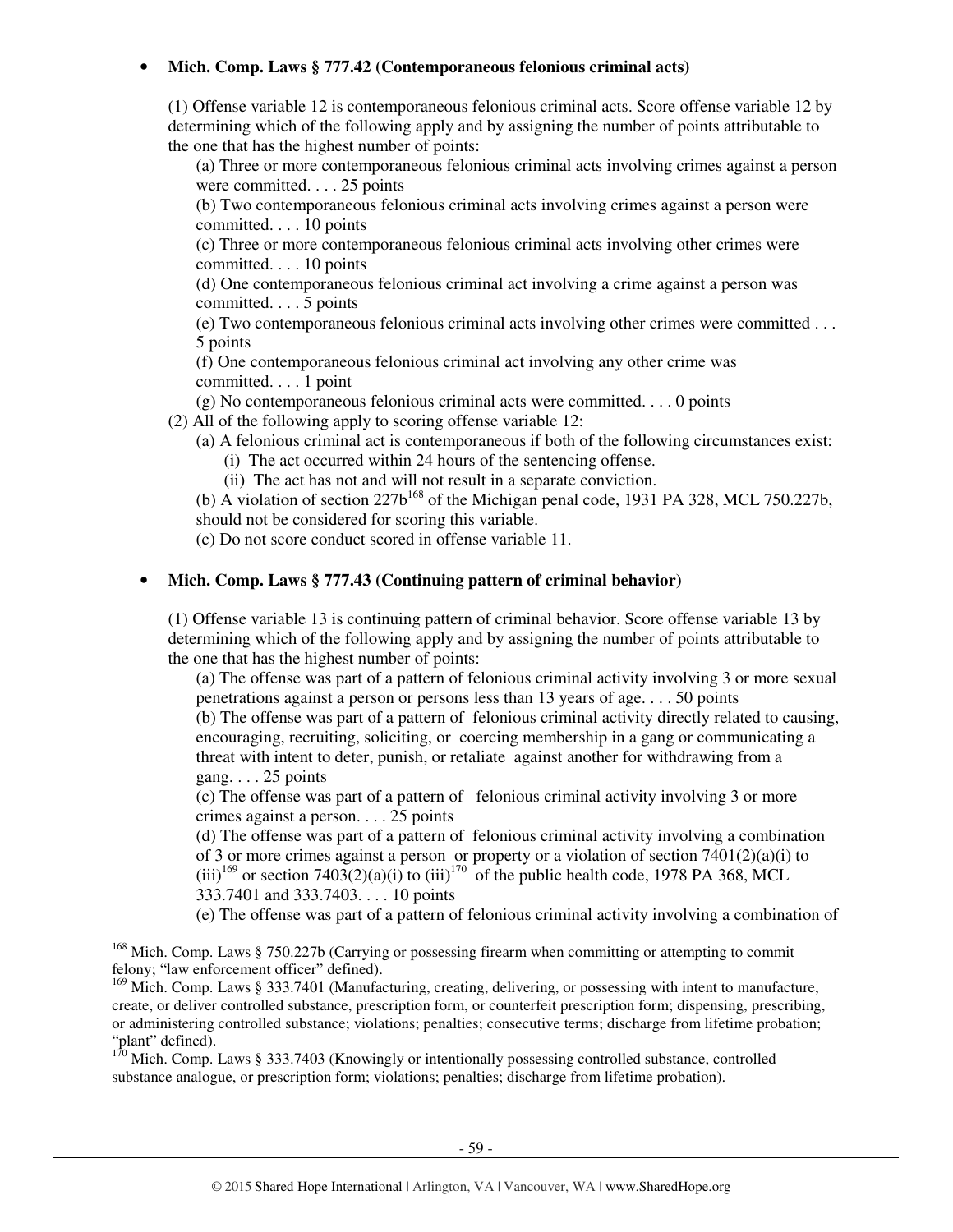- **Mich. Comp. Laws § 777.42 (Contemporaneous felonious criminal acts)**

  (1) Offense variable 12 is contemporaneous felonious criminal acts. Score offense variable 12 by determining which of the following apply and by assigning the number of points attributable to the one that has the highest number of points:

  (a) Three or more contemporaneous felonious criminal acts involving crimes against a person were committed. . . . 25 points

  (b) Two contemporaneous felonious criminal acts involving crimes against a person were committed. . . . 10 points

  (c) Three or more contemporaneous felonious criminal acts involving other crimes were committed. . . . 10 points

  (d) One contemporaneous felonious criminal act involving a crime against a person was committed. . . . 5 points

  (e) Two contemporaneous felonious criminal acts involving other crimes were committed . . . 5 points

  (f) One contemporaneous felonious criminal act involving any other crime was committed. . . . 1 point

  (g) No contemporaneous felonious criminal acts were committed. . . . 0 points

  (2) All of the following apply to scoring offense variable 12:

  (a) A felonious criminal act is contemporaneous if both of the following circumstances exist:

  (i) The act occurred within 24 hours of the sentencing offense.

  (ii) The act has not and will not result in a separate conviction.

  (b) A violation of section 227b[168] of the Michigan penal code, 1931 PA 328, MCL 750.227b, should not be considered for scoring this variable.

  (c) Do not score conduct scored in offense variable 11.

- **Mich. Comp. Laws § 777.43 (Continuing pattern of criminal behavior)**

  (1) Offense variable 13 is continuing pattern of criminal behavior. Score offense variable 13 by determining which of the following apply and by assigning the number of points attributable to the one that has the highest number of points:

  (a) The offense was part of a pattern of felonious criminal activity involving 3 or more sexual penetrations against a person or persons less than 13 years of age. . . . 50 points

  (b) The offense was part of a pattern of felonious criminal activity directly related to causing, encouraging, recruiting, soliciting, or coercing membership in a gang or communicating a threat with intent to deter, punish, or retaliate against another for withdrawing from a gang. . . . 25 points

  (c) The offense was part of a pattern of felonious criminal activity involving 3 or more crimes against a person. . . . 25 points

  (d) The offense was part of a pattern of felonious criminal activity involving a combination of 3 or more crimes against a person or property or a violation of section 7401(2)(a)(i) to (iii)[169] or section 7403(2)(a)(i) to (iii)[170] of the public health code, 1978 PA 368, MCL 333.7401 and 333.7403. . . . 10 points

  (e) The offense was part of a pattern of felonious criminal activity involving a combination of

---

[168] Mich. Comp. Laws § 750.227b (Carrying or possessing firearm when committing or attempting to commit felony; "law enforcement officer" defined).

[169] Mich. Comp. Laws § 333.7401 (Manufacturing, creating, delivering, or possessing with intent to manufacture, create, or deliver controlled substance, prescription form, or counterfeit prescription form; dispensing, prescribing, or administering controlled substance; violations; penalties; consecutive terms; discharge from lifetime probation; "plant" defined).

[170] Mich. Comp. Laws § 333.7403 (Knowingly or intentionally possessing controlled substance, controlled substance analogue, or prescription form; violations; penalties; discharge from lifetime probation).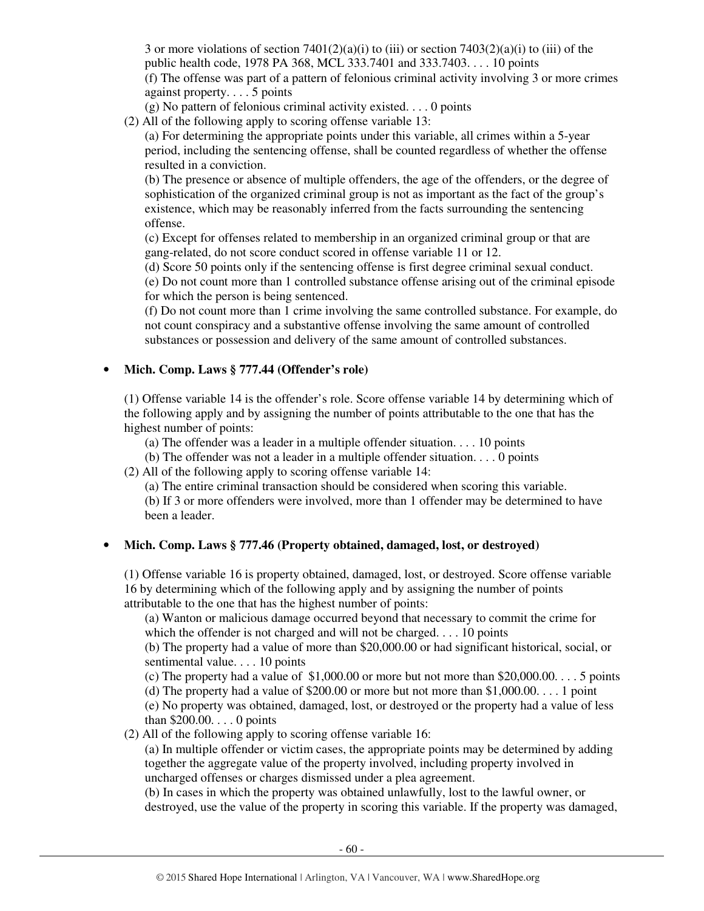3 or more violations of section 7401(2)(a)(i) to (iii) or section 7403(2)(a)(i) to (iii) of the public health code, 1978 PA 368, MCL 333.7401 and 333.7403. . . . 10 points

(f) The offense was part of a pattern of felonious criminal activity involving 3 or more crimes against property. . . . 5 points

(g) No pattern of felonious criminal activity existed. . . . 0 points

(2) All of the following apply to scoring offense variable 13:

(a) For determining the appropriate points under this variable, all crimes within a 5-year period, including the sentencing offense, shall be counted regardless of whether the offense resulted in a conviction.

(b) The presence or absence of multiple offenders, the age of the offenders, or the degree of sophistication of the organized criminal group is not as important as the fact of the group's existence, which may be reasonably inferred from the facts surrounding the sentencing offense.

(c) Except for offenses related to membership in an organized criminal group or that are gang-related, do not score conduct scored in offense variable 11 or 12.

(d) Score 50 points only if the sentencing offense is first degree criminal sexual conduct.

(e) Do not count more than 1 controlled substance offense arising out of the criminal episode for which the person is being sentenced.

(f) Do not count more than 1 crime involving the same controlled substance. For example, do not count conspiracy and a substantive offense involving the same amount of controlled substances or possession and delivery of the same amount of controlled substances.

- **Mich. Comp. Laws § 777.44 (Offender's role)**

(1) Offense variable 14 is the offender's role. Score offense variable 14 by determining which of the following apply and by assigning the number of points attributable to the one that has the highest number of points:

(a) The offender was a leader in a multiple offender situation. . . . 10 points

(b) The offender was not a leader in a multiple offender situation. . . . 0 points

(2) All of the following apply to scoring offense variable 14:

(a) The entire criminal transaction should be considered when scoring this variable.

(b) If 3 or more offenders were involved, more than 1 offender may be determined to have been a leader.

- **Mich. Comp. Laws § 777.46 (Property obtained, damaged, lost, or destroyed)**

(1) Offense variable 16 is property obtained, damaged, lost, or destroyed. Score offense variable 16 by determining which of the following apply and by assigning the number of points attributable to the one that has the highest number of points:

(a) Wanton or malicious damage occurred beyond that necessary to commit the crime for which the offender is not charged and will not be charged. . . . 10 points

(b) The property had a value of more than $20,000.00 or had significant historical, social, or sentimental value. . . . 10 points

(c) The property had a value of $1,000.00 or more but not more than $20,000.00. . . . 5 points

(d) The property had a value of $200.00 or more but not more than $1,000.00. . . . 1 point

(e) No property was obtained, damaged, lost, or destroyed or the property had a value of less than $200.00. . . . 0 points

(2) All of the following apply to scoring offense variable 16:

(a) In multiple offender or victim cases, the appropriate points may be determined by adding together the aggregate value of the property involved, including property involved in uncharged offenses or charges dismissed under a plea agreement.

(b) In cases in which the property was obtained unlawfully, lost to the lawful owner, or destroyed, use the value of the property in scoring this variable. If the property was damaged,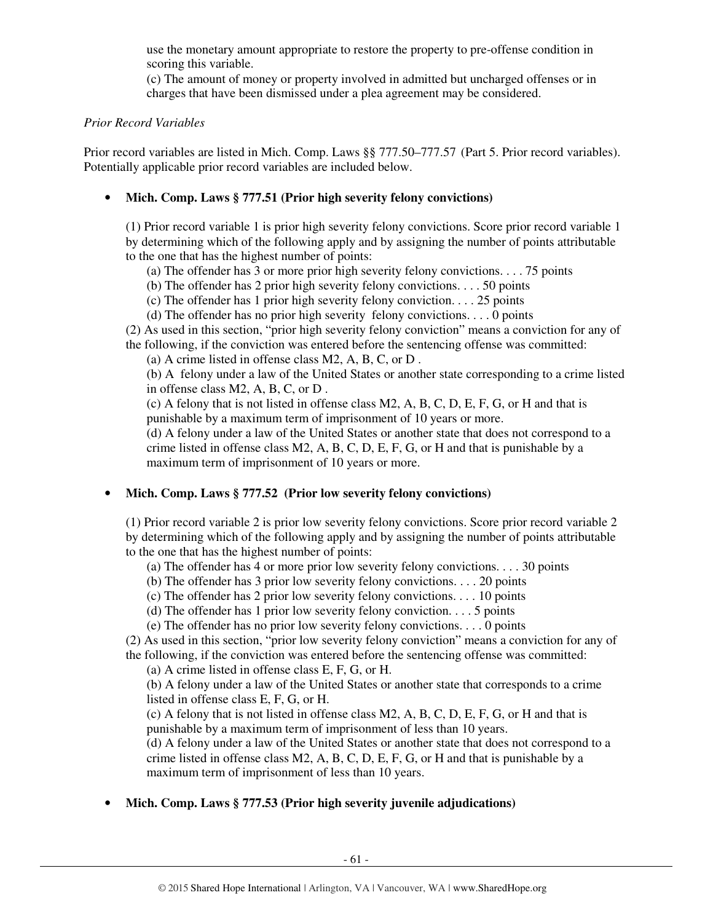use the monetary amount appropriate to restore the property to pre-offense condition in scoring this variable.

(c) The amount of money or property involved in admitted but uncharged offenses or in charges that have been dismissed under a plea agreement may be considered.

*Prior Record Variables*

Prior record variables are listed in Mich. Comp. Laws §§ 777.50–777.57 (Part 5. Prior record variables). Potentially applicable prior record variables are included below.

- **Mich. Comp. Laws § 777.51 (Prior high severity felony convictions)**

  (1) Prior record variable 1 is prior high severity felony convictions. Score prior record variable 1 by determining which of the following apply and by assigning the number of points attributable to the one that has the highest number of points:

  (a) The offender has 3 or more prior high severity felony convictions. . . . 75 points
  (b) The offender has 2 prior high severity felony convictions. . . . 50 points
  (c) The offender has 1 prior high severity felony conviction. . . . 25 points
  (d) The offender has no prior high severity felony convictions. . . . 0 points

  (2) As used in this section, "prior high severity felony conviction" means a conviction for any of the following, if the conviction was entered before the sentencing offense was committed:

  (a) A crime listed in offense class M2, A, B, C, or D .
  (b) A felony under a law of the United States or another state corresponding to a crime listed in offense class M2, A, B, C, or D .
  (c) A felony that is not listed in offense class M2, A, B, C, D, E, F, G, or H and that is punishable by a maximum term of imprisonment of 10 years or more.
  (d) A felony under a law of the United States or another state that does not correspond to a crime listed in offense class M2, A, B, C, D, E, F, G, or H and that is punishable by a maximum term of imprisonment of 10 years or more.

- **Mich. Comp. Laws § 777.52 (Prior low severity felony convictions)**

  (1) Prior record variable 2 is prior low severity felony convictions. Score prior record variable 2 by determining which of the following apply and by assigning the number of points attributable to the one that has the highest number of points:

  (a) The offender has 4 or more prior low severity felony convictions. . . . 30 points
  (b) The offender has 3 prior low severity felony convictions. . . . 20 points
  (c) The offender has 2 prior low severity felony convictions. . . . 10 points
  (d) The offender has 1 prior low severity felony conviction. . . . 5 points
  (e) The offender has no prior low severity felony convictions. . . . 0 points

  (2) As used in this section, "prior low severity felony conviction" means a conviction for any of the following, if the conviction was entered before the sentencing offense was committed:

  (a) A crime listed in offense class E, F, G, or H.
  (b) A felony under a law of the United States or another state that corresponds to a crime listed in offense class E, F, G, or H.
  (c) A felony that is not listed in offense class M2, A, B, C, D, E, F, G, or H and that is punishable by a maximum term of imprisonment of less than 10 years.
  (d) A felony under a law of the United States or another state that does not correspond to a crime listed in offense class M2, A, B, C, D, E, F, G, or H and that is punishable by a maximum term of imprisonment of less than 10 years.

- **Mich. Comp. Laws § 777.53 (Prior high severity juvenile adjudications)**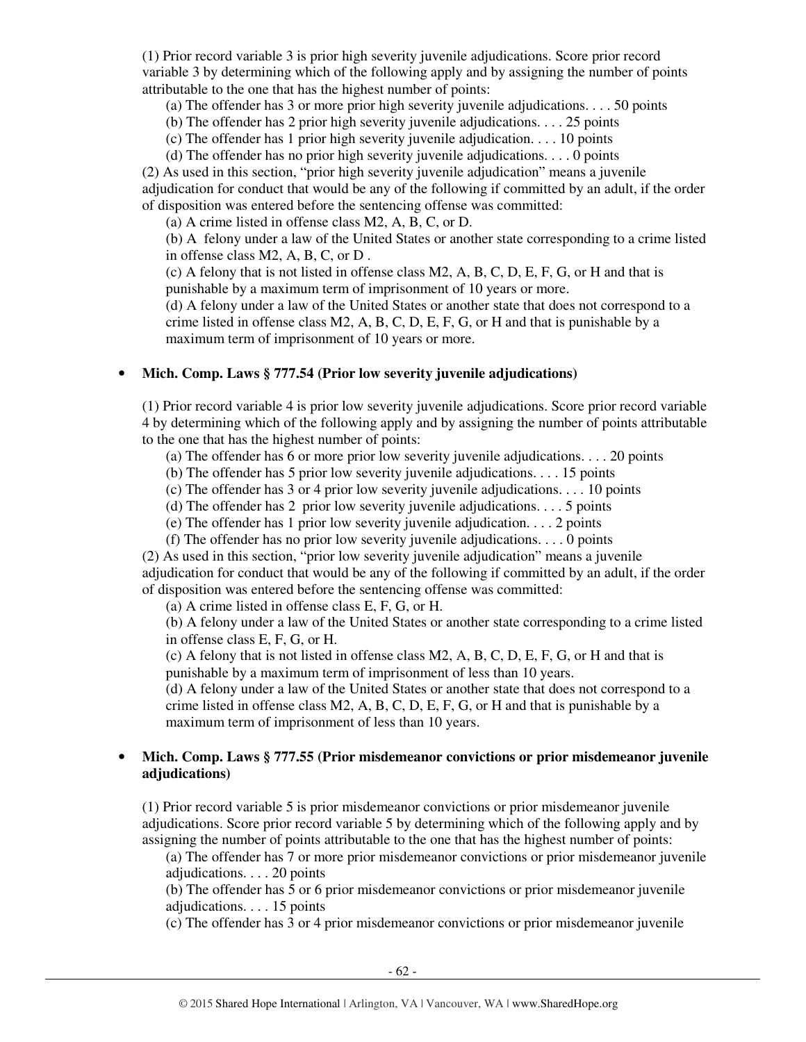(1) Prior record variable 3 is prior high severity juvenile adjudications. Score prior record variable 3 by determining which of the following apply and by assigning the number of points attributable to the one that has the highest number of points:

(a) The offender has 3 or more prior high severity juvenile adjudications. . . . 50 points

(b) The offender has 2 prior high severity juvenile adjudications. . . . 25 points

(c) The offender has 1 prior high severity juvenile adjudication. . . . 10 points

(d) The offender has no prior high severity juvenile adjudications. . . . 0 points

(2) As used in this section, "prior high severity juvenile adjudication" means a juvenile adjudication for conduct that would be any of the following if committed by an adult, if the order of disposition was entered before the sentencing offense was committed:

(a) A crime listed in offense class M2, A, B, C, or D.

(b) A felony under a law of the United States or another state corresponding to a crime listed in offense class M2, A, B, C, or D .

(c) A felony that is not listed in offense class M2, A, B, C, D, E, F, G, or H and that is punishable by a maximum term of imprisonment of 10 years or more.

(d) A felony under a law of the United States or another state that does not correspond to a crime listed in offense class M2, A, B, C, D, E, F, G, or H and that is punishable by a maximum term of imprisonment of 10 years or more.

- **Mich. Comp. Laws § 777.54 (Prior low severity juvenile adjudications)**

(1) Prior record variable 4 is prior low severity juvenile adjudications. Score prior record variable 4 by determining which of the following apply and by assigning the number of points attributable to the one that has the highest number of points:

(a) The offender has 6 or more prior low severity juvenile adjudications. . . . 20 points

(b) The offender has 5 prior low severity juvenile adjudications. . . . 15 points

(c) The offender has 3 or 4 prior low severity juvenile adjudications. . . . 10 points

(d) The offender has 2 prior low severity juvenile adjudications. . . . 5 points

(e) The offender has 1 prior low severity juvenile adjudication. . . . 2 points

(f) The offender has no prior low severity juvenile adjudications. . . . 0 points

(2) As used in this section, "prior low severity juvenile adjudication" means a juvenile adjudication for conduct that would be any of the following if committed by an adult, if the order of disposition was entered before the sentencing offense was committed:

(a) A crime listed in offense class E, F, G, or H.

(b) A felony under a law of the United States or another state corresponding to a crime listed in offense class E, F, G, or H.

(c) A felony that is not listed in offense class M2, A, B, C, D, E, F, G, or H and that is punishable by a maximum term of imprisonment of less than 10 years.

(d) A felony under a law of the United States or another state that does not correspond to a crime listed in offense class M2, A, B, C, D, E, F, G, or H and that is punishable by a maximum term of imprisonment of less than 10 years.

- **Mich. Comp. Laws § 777.55 (Prior misdemeanor convictions or prior misdemeanor juvenile adjudications)**

(1) Prior record variable 5 is prior misdemeanor convictions or prior misdemeanor juvenile adjudications. Score prior record variable 5 by determining which of the following apply and by assigning the number of points attributable to the one that has the highest number of points:

(a) The offender has 7 or more prior misdemeanor convictions or prior misdemeanor juvenile adjudications. . . . 20 points

(b) The offender has 5 or 6 prior misdemeanor convictions or prior misdemeanor juvenile adjudications. . . . 15 points

(c) The offender has 3 or 4 prior misdemeanor convictions or prior misdemeanor juvenile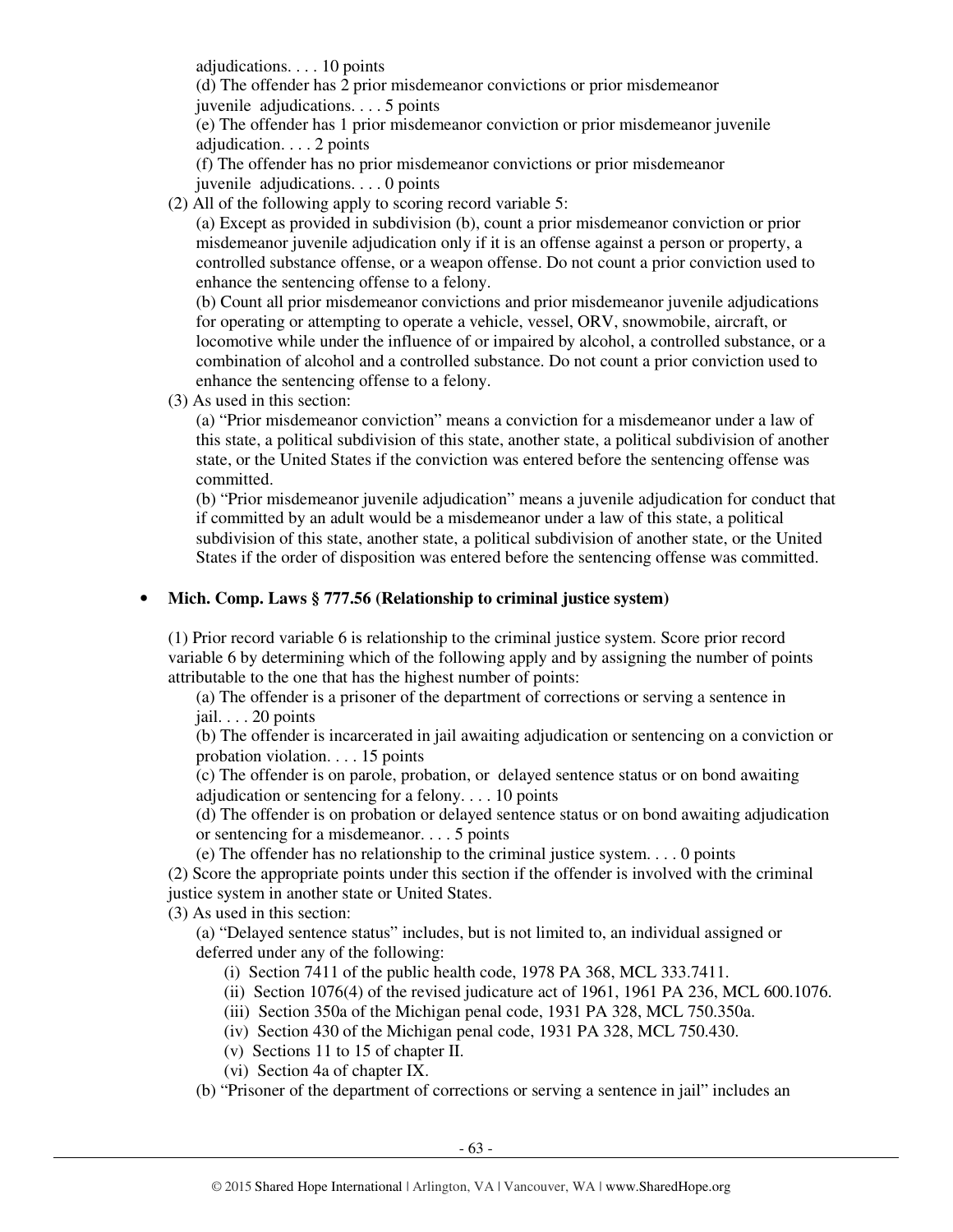adjudications. . . . 10 points

(d) The offender has 2 prior misdemeanor convictions or prior misdemeanor juvenile adjudications. . . . 5 points

(e) The offender has 1 prior misdemeanor conviction or prior misdemeanor juvenile adjudication. . . . 2 points

(f) The offender has no prior misdemeanor convictions or prior misdemeanor juvenile adjudications. . . . 0 points

(2) All of the following apply to scoring record variable 5:

(a) Except as provided in subdivision (b), count a prior misdemeanor conviction or prior misdemeanor juvenile adjudication only if it is an offense against a person or property, a controlled substance offense, or a weapon offense. Do not count a prior conviction used to enhance the sentencing offense to a felony.

(b) Count all prior misdemeanor convictions and prior misdemeanor juvenile adjudications for operating or attempting to operate a vehicle, vessel, ORV, snowmobile, aircraft, or locomotive while under the influence of or impaired by alcohol, a controlled substance, or a combination of alcohol and a controlled substance. Do not count a prior conviction used to enhance the sentencing offense to a felony.

(3) As used in this section:

(a) "Prior misdemeanor conviction" means a conviction for a misdemeanor under a law of this state, a political subdivision of this state, another state, a political subdivision of another state, or the United States if the conviction was entered before the sentencing offense was committed.

(b) "Prior misdemeanor juvenile adjudication" means a juvenile adjudication for conduct that if committed by an adult would be a misdemeanor under a law of this state, a political subdivision of this state, another state, a political subdivision of another state, or the United States if the order of disposition was entered before the sentencing offense was committed.

- **Mich. Comp. Laws § 777.56 (Relationship to criminal justice system)**

(1) Prior record variable 6 is relationship to the criminal justice system. Score prior record variable 6 by determining which of the following apply and by assigning the number of points attributable to the one that has the highest number of points:

(a) The offender is a prisoner of the department of corrections or serving a sentence in jail. . . . 20 points

(b) The offender is incarcerated in jail awaiting adjudication or sentencing on a conviction or probation violation. . . . 15 points

(c) The offender is on parole, probation, or delayed sentence status or on bond awaiting adjudication or sentencing for a felony. . . . 10 points

(d) The offender is on probation or delayed sentence status or on bond awaiting adjudication or sentencing for a misdemeanor. . . . 5 points

(e) The offender has no relationship to the criminal justice system. . . . 0 points

(2) Score the appropriate points under this section if the offender is involved with the criminal justice system in another state or United States.

(3) As used in this section:

(a) "Delayed sentence status" includes, but is not limited to, an individual assigned or deferred under any of the following:

(i) Section 7411 of the public health code, 1978 PA 368, MCL 333.7411.

(ii) Section 1076(4) of the revised judicature act of 1961, 1961 PA 236, MCL 600.1076.

(iii) Section 350a of the Michigan penal code, 1931 PA 328, MCL 750.350a.

(iv) Section 430 of the Michigan penal code, 1931 PA 328, MCL 750.430.

(v) Sections 11 to 15 of chapter II.

(vi) Section 4a of chapter IX.

(b) "Prisoner of the department of corrections or serving a sentence in jail" includes an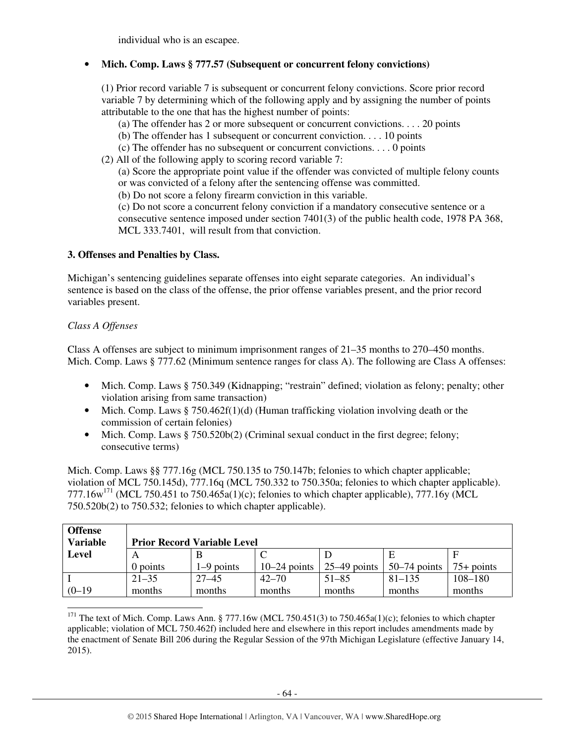individual who is an escapee.

- **Mich. Comp. Laws § 777.57 (Subsequent or concurrent felony convictions)**

  (1) Prior record variable 7 is subsequent or concurrent felony convictions. Score prior record variable 7 by determining which of the following apply and by assigning the number of points attributable to the one that has the highest number of points:

  (a) The offender has 2 or more subsequent or concurrent convictions. . . . 20 points
  (b) The offender has 1 subsequent or concurrent conviction. . . . 10 points
  (c) The offender has no subsequent or concurrent convictions. . . . 0 points

  (2) All of the following apply to scoring record variable 7:

  (a) Score the appropriate point value if the offender was convicted of multiple felony counts or was convicted of a felony after the sentencing offense was committed.
  (b) Do not score a felony firearm conviction in this variable.
  (c) Do not score a concurrent felony conviction if a mandatory consecutive sentence or a consecutive sentence imposed under section 7401(3) of the public health code, 1978 PA 368, MCL 333.7401, will result from that conviction.

**3. Offenses and Penalties by Class.**

Michigan's sentencing guidelines separate offenses into eight separate categories. An individual's sentence is based on the class of the offense, the prior offense variables present, and the prior record variables present.

*Class A Offenses*

Class A offenses are subject to minimum imprisonment ranges of 21–35 months to 270–450 months. Mich. Comp. Laws § 777.62 (Minimum sentence ranges for class A). The following are Class A offenses:

- Mich. Comp. Laws § 750.349 (Kidnapping; "restrain" defined; violation as felony; penalty; other violation arising from same transaction)
- Mich. Comp. Laws § 750.462f(1)(d) (Human trafficking violation involving death or the commission of certain felonies)
- Mich. Comp. Laws § 750.520b(2) (Criminal sexual conduct in the first degree; felony; consecutive terms)

Mich. Comp. Laws §§ 777.16g (MCL 750.135 to 750.147b; felonies to which chapter applicable; violation of MCL 750.145d), 777.16q (MCL 750.332 to 750.350a; felonies to which chapter applicable). 777.16w[171] (MCL 750.451 to 750.465a(1)(c); felonies to which chapter applicable), 777.16y (MCL 750.520b(2) to 750.532; felonies to which chapter applicable).

| Offense Variable Level | Prior Record Variable Level | | | | | |
|---|---|---|---|---|---|---|
| | A<br>0 points | B<br>1–9 points | C<br>10–24 points | D<br>25–49 points | E<br>50–74 points | F<br>75+ points |
| I<br>(0–19 | 21–35 months | 27–45 months | 42–70 months | 51–85 months | 81–135 months | 108–180 months |

[171] The text of Mich. Comp. Laws Ann. § 777.16w (MCL 750.451(3) to 750.465a(1)(c); felonies to which chapter applicable; violation of MCL 750.462f) included here and elsewhere in this report includes amendments made by the enactment of Senate Bill 206 during the Regular Session of the 97th Michigan Legislature (effective January 14, 2015).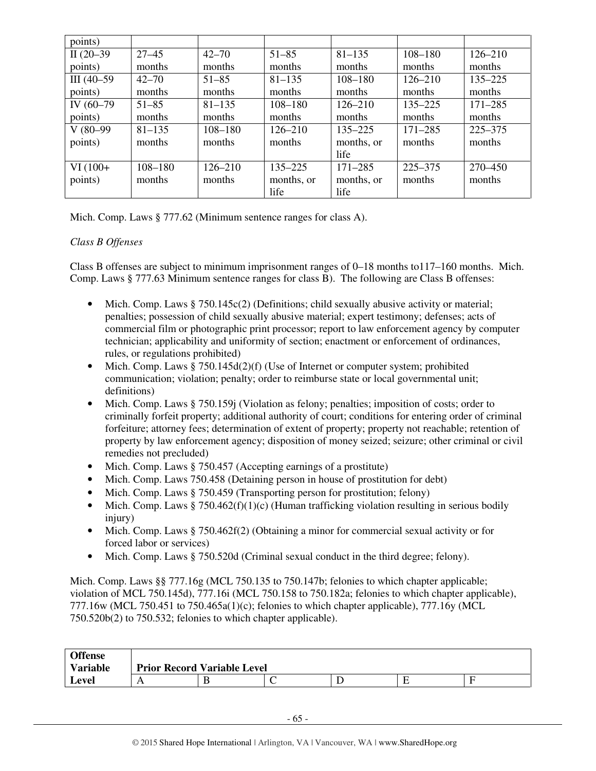| points) | | | | | | |
|---|---|---|---|---|---|---|
| II (20–39 points) | 27–45 months | 42–70 months | 51–85 months | 81–135 months | 108–180 months | 126–210 months |
| III (40–59 points) | 42–70 months | 51–85 months | 81–135 months | 108–180 months | 126–210 months | 135–225 months |
| IV (60–79 points) | 51–85 months | 81–135 months | 108–180 months | 126–210 months | 135–225 months | 171–285 months |
| V (80–99 points) | 81–135 months | 108–180 months | 126–210 months | 135–225 months, or life | 171–285 months | 225–375 months |
| VI (100+ points) | 108–180 months | 126–210 months | 135–225 months, or life | 171–285 months, or life | 225–375 months | 270–450 months |

Mich. Comp. Laws § 777.62 (Minimum sentence ranges for class A).

*Class B Offenses*

Class B offenses are subject to minimum imprisonment ranges of 0–18 months to117–160 months. Mich. Comp. Laws § 777.63 Minimum sentence ranges for class B). The following are Class B offenses:

- Mich. Comp. Laws § 750.145c(2) (Definitions; child sexually abusive activity or material; penalties; possession of child sexually abusive material; expert testimony; defenses; acts of commercial film or photographic print processor; report to law enforcement agency by computer technician; applicability and uniformity of section; enactment or enforcement of ordinances, rules, or regulations prohibited)
- Mich. Comp. Laws § 750.145d(2)(f) (Use of Internet or computer system; prohibited communication; violation; penalty; order to reimburse state or local governmental unit; definitions)
- Mich. Comp. Laws § 750.159j (Violation as felony; penalties; imposition of costs; order to criminally forfeit property; additional authority of court; conditions for entering order of criminal forfeiture; attorney fees; determination of extent of property; property not reachable; retention of property by law enforcement agency; disposition of money seized; seizure; other criminal or civil remedies not precluded)
- Mich. Comp. Laws § 750.457 (Accepting earnings of a prostitute)
- Mich. Comp. Laws 750.458 (Detaining person in house of prostitution for debt)
- Mich. Comp. Laws § 750.459 (Transporting person for prostitution; felony)
- Mich. Comp. Laws § 750.462(f)(1)(c) (Human trafficking violation resulting in serious bodily injury)
- Mich. Comp. Laws § 750.462f(2) (Obtaining a minor for commercial sexual activity or for forced labor or services)
- Mich. Comp. Laws § 750.520d (Criminal sexual conduct in the third degree; felony).

Mich. Comp. Laws §§ 777.16g (MCL 750.135 to 750.147b; felonies to which chapter applicable; violation of MCL 750.145d), 777.16i (MCL 750.158 to 750.182a; felonies to which chapter applicable), 777.16w (MCL 750.451 to 750.465a(1)(c); felonies to which chapter applicable), 777.16y (MCL 750.520b(2) to 750.532; felonies to which chapter applicable).

| **Offense Variable Level** | **Prior Record Variable Level** | | | | | |
|---|---|---|---|---|---|---|
| | A | B | C | D | E | F |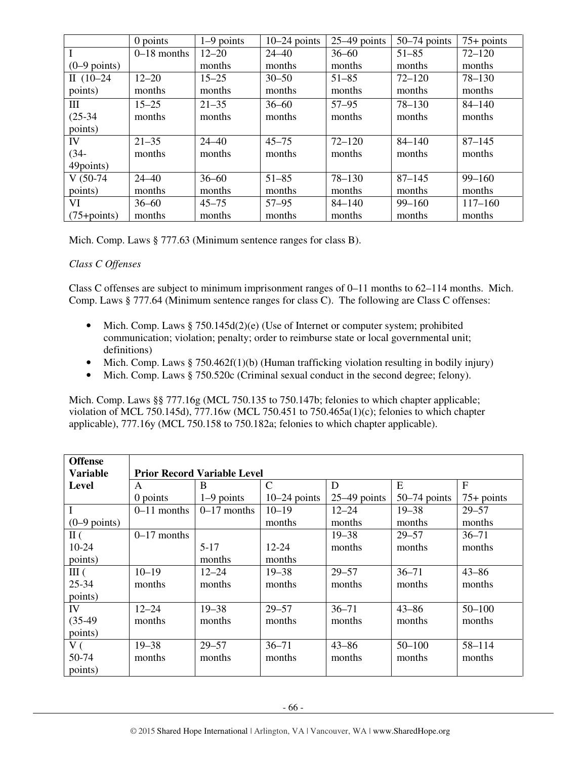| | 0 points | 1–9 points | 10–24 points | 25–49 points | 50–74 points | 75+ points |
|---|---|---|---|---|---|---|
| I (0–9 points) | 0–18 months | 12–20 months | 24–40 months | 36–60 months | 51–85 months | 72–120 months |
| II (10–24 points) | 12–20 months | 15–25 months | 30–50 months | 51–85 months | 72–120 months | 78–130 months |
| III (25-34 points) | 15–25 months | 21–35 months | 36–60 months | 57–95 months | 78–130 months | 84–140 months |
| IV (34-49points) | 21–35 months | 24–40 months | 45–75 months | 72–120 months | 84–140 months | 87–145 months |
| V (50-74 points) | 24–40 months | 36–60 months | 51–85 months | 78–130 months | 87–145 months | 99–160 months |
| VI (75+points) | 36–60 months | 45–75 months | 57–95 months | 84–140 months | 99–160 months | 117–160 months |

Mich. Comp. Laws § 777.63 (Minimum sentence ranges for class B).

*Class C Offenses*

Class C offenses are subject to minimum imprisonment ranges of 0–11 months to 62–114 months. Mich. Comp. Laws § 777.64 (Minimum sentence ranges for class C). The following are Class C offenses:

- Mich. Comp. Laws § 750.145d(2)(e) (Use of Internet or computer system; prohibited communication; violation; penalty; order to reimburse state or local governmental unit; definitions)
- Mich. Comp. Laws § 750.462f(1)(b) (Human trafficking violation resulting in bodily injury)
- Mich. Comp. Laws § 750.520c (Criminal sexual conduct in the second degree; felony).

Mich. Comp. Laws §§ 777.16g (MCL 750.135 to 750.147b; felonies to which chapter applicable; violation of MCL 750.145d), 777.16w (MCL 750.451 to 750.465a(1)(c); felonies to which chapter applicable), 777.16y (MCL 750.158 to 750.182a; felonies to which chapter applicable).

| **Offense Variable Level** | **Prior Record Variable Level** | | | | | |
|---|---|---|---|---|---|---|
| | A 0 points | B 1–9 points | C 10–24 points | D 25–49 points | E 50–74 points | F 75+ points |
| I (0–9 points) | 0–11 months | 0–17 months | 10–19 months | 12–24 months | 19–38 months | 29–57 months |
| II ( 10-24 points) | 0–17 months | 5-17 months | 12-24 months | 19–38 months | 29–57 months | 36–71 months |
| III ( 25-34 points) | 10–19 months | 12–24 months | 19–38 months | 29–57 months | 36–71 months | 43–86 months |
| IV (35-49 points) | 12–24 months | 19–38 months | 29–57 months | 36–71 months | 43–86 months | 50–100 months |
| V ( 50-74 points) | 19–38 months | 29–57 months | 36–71 months | 43–86 months | 50–100 months | 58–114 months |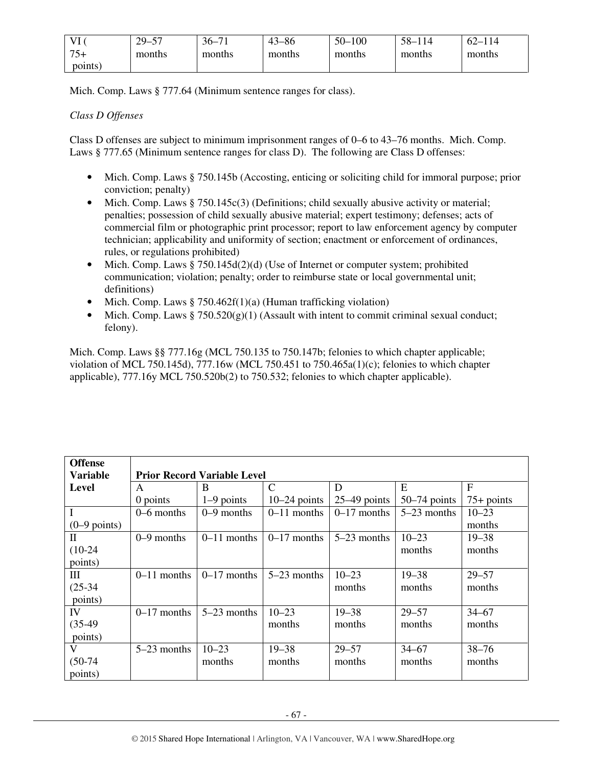| VI (75+ points) | 29–57 months | 36–71 months | 43–86 months | 50–100 months | 58–114 months | 62–114 months |
|---|---|---|---|---|---|---|

Mich. Comp. Laws § 777.64 (Minimum sentence ranges for class).

*Class D Offenses*

Class D offenses are subject to minimum imprisonment ranges of 0–6 to 43–76 months. Mich. Comp. Laws § 777.65 (Minimum sentence ranges for class D). The following are Class D offenses:

- Mich. Comp. Laws § 750.145b (Accosting, enticing or soliciting child for immoral purpose; prior conviction; penalty)
- Mich. Comp. Laws § 750.145c(3) (Definitions; child sexually abusive activity or material; penalties; possession of child sexually abusive material; expert testimony; defenses; acts of commercial film or photographic print processor; report to law enforcement agency by computer technician; applicability and uniformity of section; enactment or enforcement of ordinances, rules, or regulations prohibited)
- Mich. Comp. Laws § 750.145d(2)(d) (Use of Internet or computer system; prohibited communication; violation; penalty; order to reimburse state or local governmental unit; definitions)
- Mich. Comp. Laws § 750.462f(1)(a) (Human trafficking violation)
- Mich. Comp. Laws § 750.520(g)(1) (Assault with intent to commit criminal sexual conduct; felony).

Mich. Comp. Laws §§ 777.16g (MCL 750.135 to 750.147b; felonies to which chapter applicable; violation of MCL 750.145d), 777.16w (MCL 750.451 to 750.465a(1)(c); felonies to which chapter applicable), 777.16y MCL 750.520b(2) to 750.532; felonies to which chapter applicable).

| **Offense Variable Level** | **Prior Record Variable Level** | | | | | |
|---|---|---|---|---|---|---|
| | A 0 points | B 1–9 points | C 10–24 points | D 25–49 points | E 50–74 points | F 75+ points |
| I (0–9 points) | 0–6 months | 0–9 months | 0–11 months | 0–17 months | 5–23 months | 10–23 months |
| II (10-24 points) | 0–9 months | 0–11 months | 0–17 months | 5–23 months | 10–23 months | 19–38 months |
| III (25-34 points) | 0–11 months | 0–17 months | 5–23 months | 10–23 months | 19–38 months | 29–57 months |
| IV (35-49 points) | 0–17 months | 5–23 months | 10–23 months | 19–38 months | 29–57 months | 34–67 months |
| V (50-74 points) | 5–23 months | 10–23 months | 19–38 months | 29–57 months | 34–67 months | 38–76 months |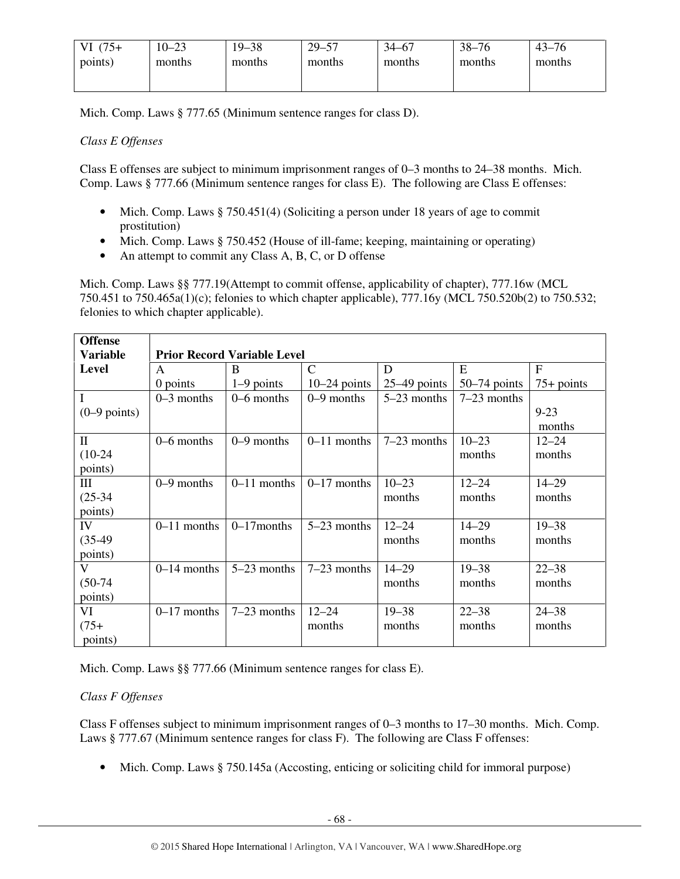| VI (75+ points) | 10–23 months | 19–38 months | 29–57 months | 34–67 months | 38–76 months | 43–76 months |
|---|---|---|---|---|---|---|

Mich. Comp. Laws § 777.65 (Minimum sentence ranges for class D).

*Class E Offenses*

Class E offenses are subject to minimum imprisonment ranges of 0–3 months to 24–38 months. Mich. Comp. Laws § 777.66 (Minimum sentence ranges for class E). The following are Class E offenses:

- Mich. Comp. Laws § 750.451(4) (Soliciting a person under 18 years of age to commit prostitution)
- Mich. Comp. Laws § 750.452 (House of ill-fame; keeping, maintaining or operating)
- An attempt to commit any Class A, B, C, or D offense

Mich. Comp. Laws §§ 777.19(Attempt to commit offense, applicability of chapter), 777.16w (MCL 750.451 to 750.465a(1)(c); felonies to which chapter applicable), 777.16y (MCL 750.520b(2) to 750.532; felonies to which chapter applicable).

| **Offense Variable Level** | **Prior Record Variable Level** | | | | | |
|---|---|---|---|---|---|---|
| | A 0 points | B 1–9 points | C 10–24 points | D 25–49 points | E 50–74 points | F 75+ points |
| I (0–9 points) | 0–3 months | 0–6 months | 0–9 months | 5–23 months | 7–23 months | 9-23 months |
| II (10-24 points) | 0–6 months | 0–9 months | 0–11 months | 7–23 months | 10–23 months | 12–24 months |
| III (25-34 points) | 0–9 months | 0–11 months | 0–17 months | 10–23 months | 12–24 months | 14–29 months |
| IV (35-49 points) | 0–11 months | 0–17months | 5–23 months | 12–24 months | 14–29 months | 19–38 months |
| V (50-74 points) | 0–14 months | 5–23 months | 7–23 months | 14–29 months | 19–38 months | 22–38 months |
| VI (75+ points) | 0–17 months | 7–23 months | 12–24 months | 19–38 months | 22–38 months | 24–38 months |

Mich. Comp. Laws §§ 777.66 (Minimum sentence ranges for class E).

*Class F Offenses*

Class F offenses subject to minimum imprisonment ranges of 0–3 months to 17–30 months. Mich. Comp. Laws § 777.67 (Minimum sentence ranges for class F). The following are Class F offenses:

- Mich. Comp. Laws § 750.145a (Accosting, enticing or soliciting child for immoral purpose)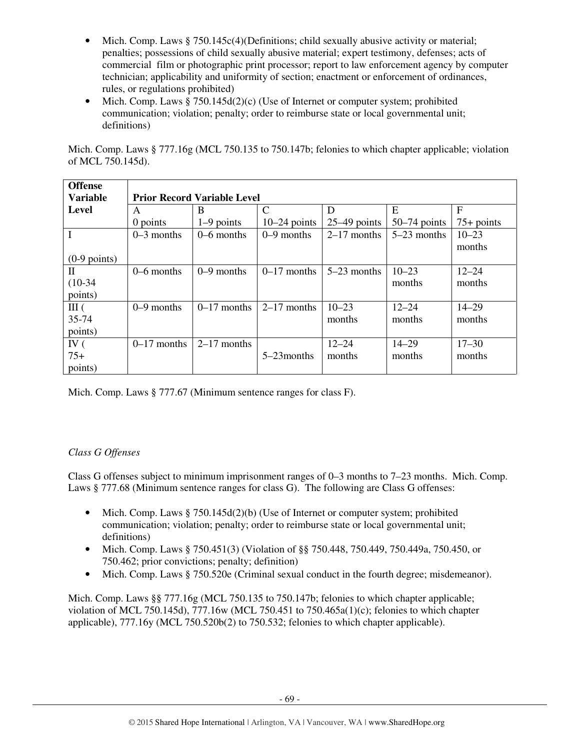- Mich. Comp. Laws § 750.145c(4)(Definitions; child sexually abusive activity or material; penalties; possessions of child sexually abusive material; expert testimony, defenses; acts of commercial film or photographic print processor; report to law enforcement agency by computer technician; applicability and uniformity of section; enactment or enforcement of ordinances, rules, or regulations prohibited)
- Mich. Comp. Laws § 750.145d(2)(c) (Use of Internet or computer system; prohibited communication; violation; penalty; order to reimburse state or local governmental unit; definitions)

Mich. Comp. Laws § 777.16g (MCL 750.135 to 750.147b; felonies to which chapter applicable; violation of MCL 750.145d).

| **Offense Variable Level** | **Prior Record Variable Level** | | | | | |
|---|---|---|---|---|---|---|
| | A<br>0 points | B<br>1–9 points | C<br>10–24 points | D<br>25–49 points | E<br>50–74 points | F<br>75+ points |
| I<br>(0-9 points) | 0–3 months | 0–6 months | 0–9 months | 2–17 months | 5–23 months | 10–23 months |
| II<br>(10-34 points) | 0–6 months | 0–9 months | 0–17 months | 5–23 months | 10–23 months | 12–24 months |
| III (35-74 points) | 0–9 months | 0–17 months | 2–17 months | 10–23 months | 12–24 months | 14–29 months |
| IV (75+ points) | 0–17 months | 2–17 months | 5–23months | 12–24 months | 14–29 months | 17–30 months |

Mich. Comp. Laws § 777.67 (Minimum sentence ranges for class F).

*Class G Offenses*

Class G offenses subject to minimum imprisonment ranges of 0–3 months to 7–23 months. Mich. Comp. Laws § 777.68 (Minimum sentence ranges for class G). The following are Class G offenses:

- Mich. Comp. Laws § 750.145d(2)(b) (Use of Internet or computer system; prohibited communication; violation; penalty; order to reimburse state or local governmental unit; definitions)
- Mich. Comp. Laws § 750.451(3) (Violation of §§ 750.448, 750.449, 750.449a, 750.450, or 750.462; prior convictions; penalty; definition)
- Mich. Comp. Laws § 750.520e (Criminal sexual conduct in the fourth degree; misdemeanor).

Mich. Comp. Laws §§ 777.16g (MCL 750.135 to 750.147b; felonies to which chapter applicable; violation of MCL 750.145d), 777.16w (MCL 750.451 to 750.465a(1)(c); felonies to which chapter applicable), 777.16y (MCL 750.520b(2) to 750.532; felonies to which chapter applicable).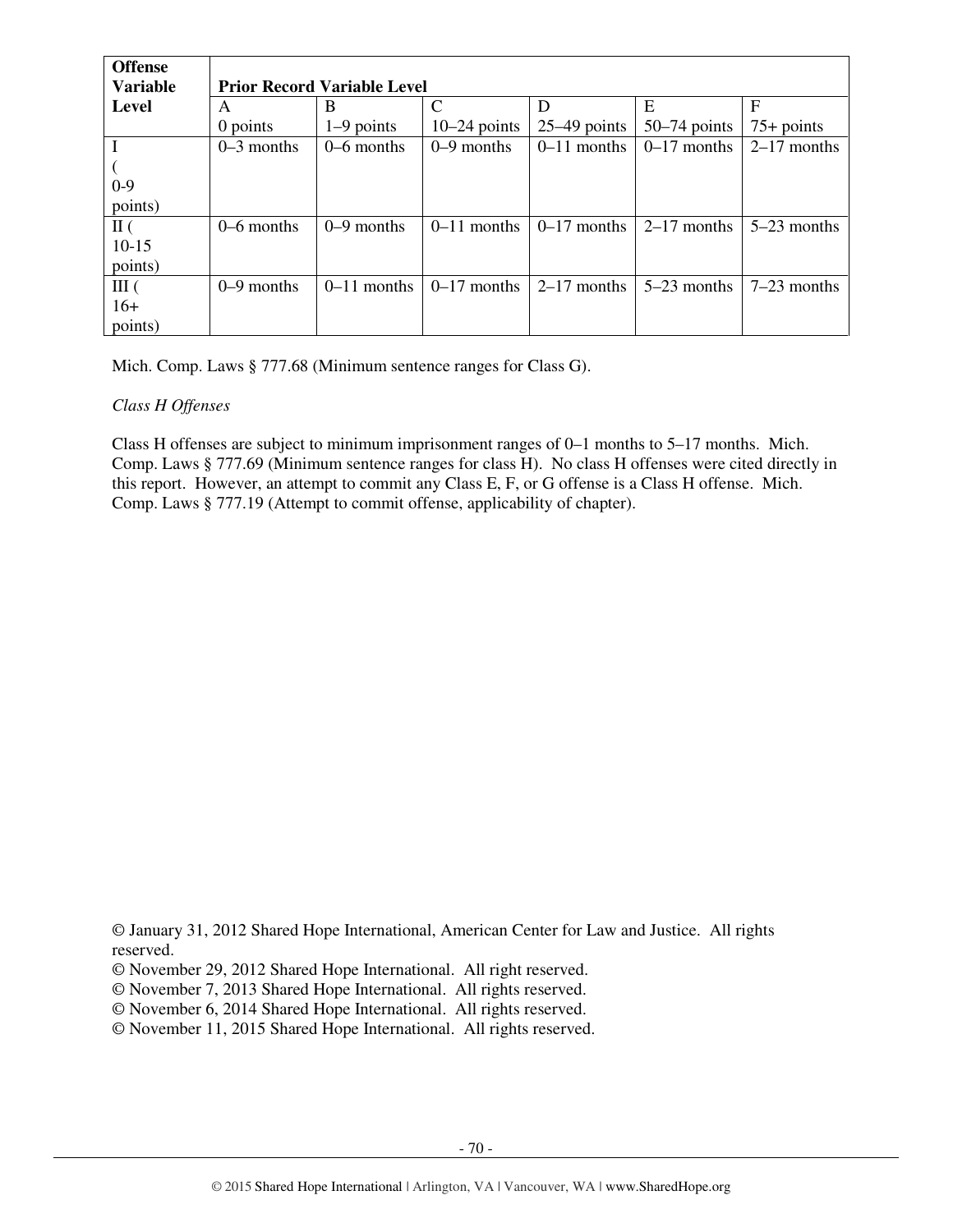| Offense Variable Level | Prior Record Variable Level | | | | | |
|---|---|---|---|---|---|---|
| | A<br>0 points | B<br>1–9 points | C<br>10–24 points | D<br>25–49 points | E<br>50–74 points | F<br>75+ points |
| I (0-9 points) | 0–3 months | 0–6 months | 0–9 months | 0–11 months | 0–17 months | 2–17 months |
| II (10-15 points) | 0–6 months | 0–9 months | 0–11 months | 0–17 months | 2–17 months | 5–23 months |
| III (16+ points) | 0–9 months | 0–11 months | 0–17 months | 2–17 months | 5–23 months | 7–23 months |

Mich. Comp. Laws § 777.68 (Minimum sentence ranges for Class G).

*Class H Offenses*

Class H offenses are subject to minimum imprisonment ranges of 0–1 months to 5–17 months. Mich. Comp. Laws § 777.69 (Minimum sentence ranges for class H). No class H offenses were cited directly in this report. However, an attempt to commit any Class E, F, or G offense is a Class H offense. Mich. Comp. Laws § 777.19 (Attempt to commit offense, applicability of chapter).

© January 31, 2012 Shared Hope International, American Center for Law and Justice. All rights reserved.
© November 29, 2012 Shared Hope International. All right reserved.
© November 7, 2013 Shared Hope International. All rights reserved.
© November 6, 2014 Shared Hope International. All rights reserved.
© November 11, 2015 Shared Hope International. All rights reserved.